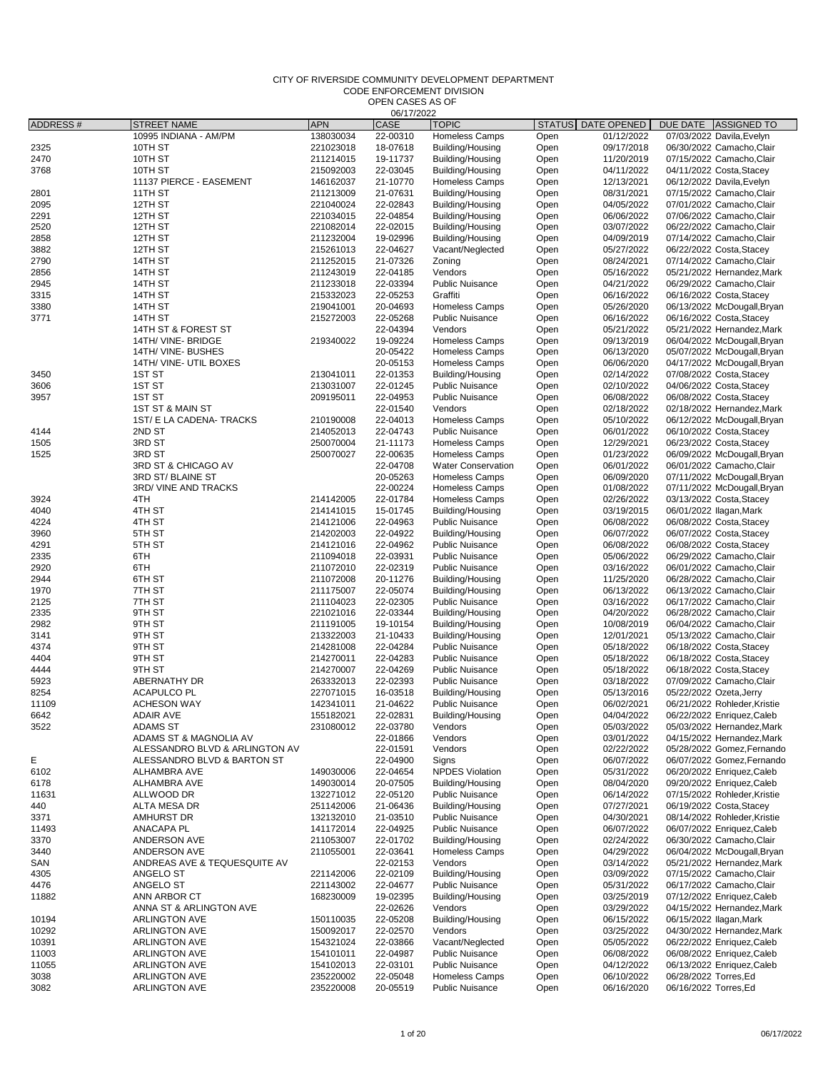CITY OF RIVERSIDE COMMUNITY DEVELOPMENT DEPARTMENT
CODE ENFORCEMENT DIVISION
OPEN CASES AS OF
06/17/2022

| ADDRESS # | STREET NAME | APN | CASE | TOPIC | STATUS | DATE OPENED | DUE DATE | ASSIGNED TO |
|---|---|---|---|---|---|---|---|---|
| | 10995 INDIANA - AM/PM | 138030034 | 22-00310 | Homeless Camps | Open | 01/12/2022 | 07/03/2022 | Davila,Evelyn |
| 2325 | 10TH ST | 221023018 | 18-07618 | Building/Housing | Open | 09/17/2018 | 06/30/2022 | Camacho,Clair |
| 2470 | 10TH ST | 211214015 | 19-11737 | Building/Housing | Open | 11/20/2019 | 07/15/2022 | Camacho,Clair |
| 3768 | 10TH ST | 215092003 | 22-03045 | Building/Housing | Open | 04/11/2022 | 04/11/2022 | Costa,Stacey |
| | 11137 PIERCE - EASEMENT | 146162037 | 21-10770 | Homeless Camps | Open | 12/13/2021 | 06/12/2022 | Davila,Evelyn |
| 2801 | 11TH ST | 211213009 | 21-07631 | Building/Housing | Open | 08/31/2021 | 07/15/2022 | Camacho,Clair |
| 2095 | 12TH ST | 221040024 | 22-02843 | Building/Housing | Open | 04/05/2022 | 07/01/2022 | Camacho,Clair |
| 2291 | 12TH ST | 221034015 | 22-04854 | Building/Housing | Open | 06/06/2022 | 07/06/2022 | Camacho,Clair |
| 2520 | 12TH ST | 221082014 | 22-02015 | Building/Housing | Open | 03/07/2022 | 06/22/2022 | Camacho,Clair |
| 2858 | 12TH ST | 211232004 | 19-02996 | Building/Housing | Open | 04/09/2019 | 07/14/2022 | Camacho,Clair |
| 3882 | 12TH ST | 215261013 | 22-04627 | Vacant/Neglected | Open | 05/27/2022 | 06/22/2022 | Costa,Stacey |
| 2790 | 14TH ST | 211252015 | 21-07326 | Zoning | Open | 08/24/2021 | 07/14/2022 | Camacho,Clair |
| 2856 | 14TH ST | 211243019 | 22-04185 | Vendors | Open | 05/16/2022 | 05/21/2022 | Hernandez,Mark |
| 2945 | 14TH ST | 211233018 | 22-03394 | Public Nuisance | Open | 04/21/2022 | 06/29/2022 | Camacho,Clair |
| 3315 | 14TH ST | 215332023 | 22-05253 | Graffiti | Open | 06/16/2022 | 06/16/2022 | Costa,Stacey |
| 3380 | 14TH ST | 219041001 | 20-04693 | Homeless Camps | Open | 05/26/2020 | 06/13/2022 | McDougall,Bryan |
| 3771 | 14TH ST | 215272003 | 22-05268 | Public Nuisance | Open | 06/16/2022 | 06/16/2022 | Costa,Stacey |
| | 14TH ST & FOREST ST | | 22-04394 | Vendors | Open | 05/21/2022 | 05/21/2022 | Hernandez,Mark |
| | 14TH/ VINE- BRIDGE | 219340022 | 19-09224 | Homeless Camps | Open | 09/13/2019 | 06/04/2022 | McDougall,Bryan |
| | 14TH/ VINE- BUSHES | | 20-05422 | Homeless Camps | Open | 06/13/2020 | 05/07/2022 | McDougall,Bryan |
| | 14TH/ VINE- UTIL BOXES | | 20-05153 | Homeless Camps | Open | 06/06/2020 | 04/17/2022 | McDougall,Bryan |
| 3450 | 1ST ST | 213041011 | 22-01353 | Building/Housing | Open | 02/14/2022 | 07/08/2022 | Costa,Stacey |
| 3606 | 1ST ST | 213031007 | 22-01245 | Public Nuisance | Open | 02/10/2022 | 04/06/2022 | Costa,Stacey |
| 3957 | 1ST ST | 209195011 | 22-04953 | Public Nuisance | Open | 06/08/2022 | 06/08/2022 | Costa,Stacey |
| | 1ST ST & MAIN ST | | 22-01540 | Vendors | Open | 02/18/2022 | 02/18/2022 | Hernandez,Mark |
| | 1ST/ E LA CADENA- TRACKS | 210190008 | 22-04013 | Homeless Camps | Open | 05/10/2022 | 06/12/2022 | McDougall,Bryan |
| 4144 | 2ND ST | 214052013 | 22-04743 | Public Nuisance | Open | 06/01/2022 | 06/10/2022 | Costa,Stacey |
| 1505 | 3RD ST | 250070004 | 21-11173 | Homeless Camps | Open | 12/29/2021 | 06/23/2022 | Costa,Stacey |
| 1525 | 3RD ST | 250070027 | 22-00635 | Homeless Camps | Open | 01/23/2022 | 06/09/2022 | McDougall,Bryan |
| | 3RD ST & CHICAGO AV | | 22-04708 | Water Conservation | Open | 06/01/2022 | 06/01/2022 | Camacho,Clair |
| | 3RD ST/ BLAINE ST | | 20-05263 | Homeless Camps | Open | 06/09/2020 | 07/11/2022 | McDougall,Bryan |
| | 3RD/ VINE AND TRACKS | | 22-00224 | Homeless Camps | Open | 01/08/2022 | 07/11/2022 | McDougall,Bryan |
| 3924 | 4TH | 214142005 | 22-01784 | Homeless Camps | Open | 02/26/2022 | 03/13/2022 | Costa,Stacey |
| 4040 | 4TH ST | 214141015 | 15-01745 | Building/Housing | Open | 03/19/2015 | 06/01/2022 | Ilagan,Mark |
| 4224 | 4TH ST | 214121006 | 22-04963 | Public Nuisance | Open | 06/08/2022 | 06/08/2022 | Costa,Stacey |
| 3960 | 5TH ST | 214202003 | 22-04922 | Building/Housing | Open | 06/07/2022 | 06/07/2022 | Costa,Stacey |
| 4291 | 5TH ST | 214121016 | 22-04962 | Public Nuisance | Open | 06/08/2022 | 06/08/2022 | Costa,Stacey |
| 2335 | 6TH | 211094018 | 22-03931 | Public Nuisance | Open | 05/06/2022 | 06/29/2022 | Camacho,Clair |
| 2920 | 6TH | 211072010 | 22-02319 | Public Nuisance | Open | 03/16/2022 | 06/01/2022 | Camacho,Clair |
| 2944 | 6TH ST | 211072008 | 20-11276 | Building/Housing | Open | 11/25/2020 | 06/28/2022 | Camacho,Clair |
| 1970 | 7TH ST | 211175007 | 22-05074 | Building/Housing | Open | 06/13/2022 | 06/13/2022 | Camacho,Clair |
| 2125 | 7TH ST | 211104023 | 22-02305 | Public Nuisance | Open | 03/16/2022 | 06/17/2022 | Camacho,Clair |
| 2335 | 9TH ST | 221021016 | 22-03344 | Building/Housing | Open | 04/20/2022 | 06/28/2022 | Camacho,Clair |
| 2982 | 9TH ST | 211191005 | 19-10154 | Building/Housing | Open | 10/08/2019 | 06/04/2022 | Camacho,Clair |
| 3141 | 9TH ST | 213322003 | 21-10433 | Building/Housing | Open | 12/01/2021 | 05/13/2022 | Camacho,Clair |
| 4374 | 9TH ST | 214281008 | 22-04284 | Public Nuisance | Open | 05/18/2022 | 06/18/2022 | Costa,Stacey |
| 4404 | 9TH ST | 214270011 | 22-04283 | Public Nuisance | Open | 05/18/2022 | 06/18/2022 | Costa,Stacey |
| 4444 | 9TH ST | 214270007 | 22-04269 | Public Nuisance | Open | 05/18/2022 | 06/18/2022 | Costa,Stacey |
| 5923 | ABERNATHY DR | 263332013 | 22-02393 | Public Nuisance | Open | 03/18/2022 | 07/09/2022 | Camacho,Clair |
| 8254 | ACAPULCO PL | 227071015 | 16-03518 | Building/Housing | Open | 05/13/2016 | 05/22/2022 | Ozeta,Jerry |
| 11109 | ACHESON WAY | 142341011 | 21-04622 | Public Nuisance | Open | 06/02/2021 | 06/21/2022 | Rohleder,Kristie |
| 6642 | ADAIR AVE | 155182021 | 22-02831 | Building/Housing | Open | 04/04/2022 | 06/22/2022 | Enriquez,Caleb |
| 3522 | ADAMS ST | 231080012 | 22-03780 | Vendors | Open | 05/03/2022 | 05/03/2022 | Hernandez,Mark |
| | ADAMS ST & MAGNOLIA AV | | 22-01866 | Vendors | Open | 03/01/2022 | 04/15/2022 | Hernandez,Mark |
| | ALESSANDRO BLVD & ARLINGTON AV | | 22-01591 | Vendors | Open | 02/22/2022 | 05/28/2022 | Gomez,Fernando |
| E | ALESSANDRO BLVD & BARTON ST | | 22-04900 | Signs | Open | 06/07/2022 | 06/07/2022 | Gomez,Fernando |
| 6102 | ALHAMBRA AVE | 149030006 | 22-04654 | NPDES Violation | Open | 05/31/2022 | 06/20/2022 | Enriquez,Caleb |
| 6178 | ALHAMBRA AVE | 149030014 | 20-07505 | Building/Housing | Open | 08/04/2020 | 09/20/2022 | Enriquez,Caleb |
| 11631 | ALLWOOD DR | 132271012 | 22-05120 | Public Nuisance | Open | 06/14/2022 | 07/15/2022 | Rohleder,Kristie |
| 440 | ALTA MESA DR | 251142006 | 21-06436 | Building/Housing | Open | 07/27/2021 | 06/19/2022 | Costa,Stacey |
| 3371 | AMHURST DR | 132132010 | 21-03510 | Public Nuisance | Open | 04/30/2021 | 08/14/2022 | Rohleder,Kristie |
| 11493 | ANACAPA PL | 141172014 | 22-04925 | Public Nuisance | Open | 06/07/2022 | 06/07/2022 | Enriquez,Caleb |
| 3370 | ANDERSON AVE | 211053007 | 22-01702 | Building/Housing | Open | 02/24/2022 | 06/30/2022 | Camacho,Clair |
| 3440 | ANDERSON AVE | 211055001 | 22-03641 | Homeless Camps | Open | 04/29/2022 | 06/04/2022 | McDougall,Bryan |
| SAN | ANDREAS AVE & TEQUESQUITE AV | | 22-02153 | Vendors | Open | 03/14/2022 | 05/21/2022 | Hernandez,Mark |
| 4305 | ANGELO ST | 221142006 | 22-02109 | Building/Housing | Open | 03/09/2022 | 07/15/2022 | Camacho,Clair |
| 4476 | ANGELO ST | 221143002 | 22-04677 | Public Nuisance | Open | 05/31/2022 | 06/17/2022 | Camacho,Clair |
| 11882 | ANN ARBOR CT | 168230009 | 19-02395 | Building/Housing | Open | 03/25/2019 | 07/12/2022 | Enriquez,Caleb |
| | ANNA ST & ARLINGTON AVE | | 22-02626 | Vendors | Open | 03/29/2022 | 04/15/2022 | Hernandez,Mark |
| 10194 | ARLINGTON AVE | 150110035 | 22-05208 | Building/Housing | Open | 06/15/2022 | 06/15/2022 | Ilagan,Mark |
| 10292 | ARLINGTON AVE | 150092017 | 22-02570 | Vendors | Open | 03/25/2022 | 04/30/2022 | Hernandez,Mark |
| 10391 | ARLINGTON AVE | 154321024 | 22-03866 | Vacant/Neglected | Open | 05/05/2022 | 06/22/2022 | Enriquez,Caleb |
| 11003 | ARLINGTON AVE | 154101011 | 22-04987 | Public Nuisance | Open | 06/08/2022 | 06/08/2022 | Enriquez,Caleb |
| 11055 | ARLINGTON AVE | 154102013 | 22-03101 | Public Nuisance | Open | 04/12/2022 | 06/13/2022 | Enriquez,Caleb |
| 3038 | ARLINGTON AVE | 235220002 | 22-05048 | Homeless Camps | Open | 06/10/2022 | 06/28/2022 | Torres,Ed |
| 3082 | ARLINGTON AVE | 235220008 | 20-05519 | Public Nuisance | Open | 06/16/2020 | 06/16/2022 | Torres,Ed |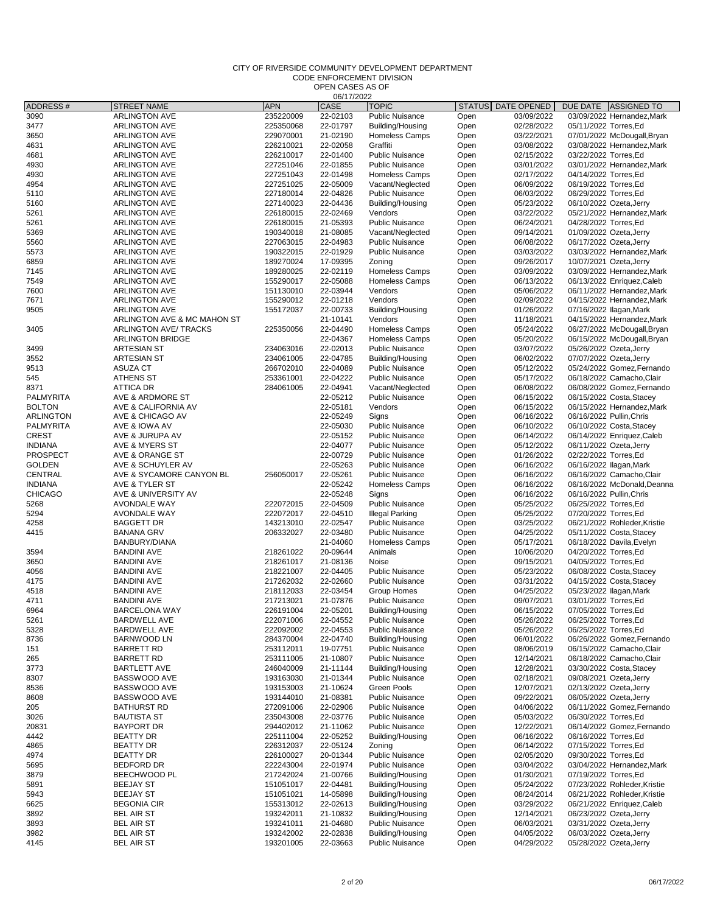CITY OF RIVERSIDE COMMUNITY DEVELOPMENT DEPARTMENT
CODE ENFORCEMENT DIVISION
OPEN CASES AS OF
06/17/2022

| ADDRESS # | STREET NAME | APN | CASE | TOPIC | STATUS | DATE OPENED | DUE DATE | ASSIGNED TO |
|---|---|---|---|---|---|---|---|---|
| 3090 | ARLINGTON AVE | 235220009 | 22-02103 | Public Nuisance | Open | 03/09/2022 | 03/09/2022 | Hernandez,Mark |
| 3477 | ARLINGTON AVE | 225350068 | 22-01797 | Building/Housing | Open | 02/28/2022 | 05/11/2022 | Torres,Ed |
| 3650 | ARLINGTON AVE | 229070001 | 21-02190 | Homeless Camps | Open | 03/22/2021 | 07/01/2022 | McDougall,Bryan |
| 4631 | ARLINGTON AVE | 226210021 | 22-02058 | Graffiti | Open | 03/08/2022 | 03/08/2022 | Hernandez,Mark |
| 4681 | ARLINGTON AVE | 226210017 | 22-01400 | Public Nuisance | Open | 02/15/2022 | 03/22/2022 | Torres,Ed |
| 4930 | ARLINGTON AVE | 227251046 | 22-01855 | Public Nuisance | Open | 03/01/2022 | 03/01/2022 | Hernandez,Mark |
| 4930 | ARLINGTON AVE | 227251043 | 22-01498 | Homeless Camps | Open | 02/17/2022 | 04/14/2022 | Torres,Ed |
| 4954 | ARLINGTON AVE | 227251025 | 22-05009 | Vacant/Neglected | Open | 06/09/2022 | 06/19/2022 | Torres,Ed |
| 5110 | ARLINGTON AVE | 227180014 | 22-04826 | Public Nuisance | Open | 06/03/2022 | 06/29/2022 | Torres,Ed |
| 5160 | ARLINGTON AVE | 227140023 | 22-04436 | Building/Housing | Open | 05/23/2022 | 06/10/2022 | Ozeta,Jerry |
| 5261 | ARLINGTON AVE | 226180015 | 22-02469 | Vendors | Open | 03/22/2022 | 05/21/2022 | Hernandez,Mark |
| 5261 | ARLINGTON AVE | 226180015 | 21-05393 | Public Nuisance | Open | 06/24/2021 | 04/28/2022 | Torres,Ed |
| 5369 | ARLINGTON AVE | 190340018 | 21-08085 | Vacant/Neglected | Open | 09/14/2021 | 01/09/2022 | Ozeta,Jerry |
| 5560 | ARLINGTON AVE | 227063015 | 22-04983 | Public Nuisance | Open | 06/08/2022 | 06/17/2022 | Ozeta,Jerry |
| 5573 | ARLINGTON AVE | 190322015 | 22-01929 | Public Nuisance | Open | 03/03/2022 | 03/03/2022 | Hernandez,Mark |
| 6859 | ARLINGTON AVE | 189270024 | 17-09395 | Zoning | Open | 09/26/2017 | 10/07/2021 | Ozeta,Jerry |
| 7145 | ARLINGTON AVE | 189280025 | 22-02119 | Homeless Camps | Open | 03/09/2022 | 03/09/2022 | Hernandez,Mark |
| 7549 | ARLINGTON AVE | 155290017 | 22-05088 | Homeless Camps | Open | 06/13/2022 | 06/13/2022 | Enriquez,Caleb |
| 7600 | ARLINGTON AVE | 151130010 | 22-03944 | Vendors | Open | 05/06/2022 | 06/11/2022 | Hernandez,Mark |
| 7671 | ARLINGTON AVE | 155290012 | 22-01218 | Vendors | Open | 02/09/2022 | 04/15/2022 | Hernandez,Mark |
| 9505 | ARLINGTON AVE | 155172037 | 22-00733 | Building/Housing | Open | 01/26/2022 | 07/16/2022 | Ilagan,Mark |
| | ARLINGTON AVE & MC MAHON ST | | 21-10141 | Vendors | Open | 11/18/2021 | 04/15/2022 | Hernandez,Mark |
| 3405 | ARLINGTON AVE/ TRACKS | 225350056 | 22-04490 | Homeless Camps | Open | 05/24/2022 | 06/27/2022 | McDougall,Bryan |
| | ARLINGTON BRIDGE | | 22-04367 | Homeless Camps | Open | 05/20/2022 | 06/15/2022 | McDougall,Bryan |
| 3499 | ARTESIAN ST | 234063016 | 22-02013 | Public Nuisance | Open | 03/07/2022 | 05/26/2022 | Ozeta,Jerry |
| 3552 | ARTESIAN ST | 234061005 | 22-04785 | Building/Housing | Open | 06/02/2022 | 07/07/2022 | Ozeta,Jerry |
| 9513 | ASUZA CT | 266702010 | 22-04089 | Public Nuisance | Open | 05/12/2022 | 05/24/2022 | Gomez,Fernando |
| 545 | ATHENS ST | 253361001 | 22-04222 | Public Nuisance | Open | 05/17/2022 | 06/18/2022 | Camacho,Clair |
| 8371 | ATTICA DR | 284061005 | 22-04941 | Vacant/Neglected | Open | 06/08/2022 | 06/08/2022 | Gomez,Fernando |
| PALMYRITA | AVE & ARDMORE ST | | 22-05212 | Public Nuisance | Open | 06/15/2022 | 06/15/2022 | Costa,Stacey |
| BOLTON | AVE & CALIFORNIA AV | | 22-05181 | Vendors | Open | 06/15/2022 | 06/15/2022 | Hernandez,Mark |
| ARLINGTON | AVE & CHICAGO AV | | 22-05249 | Signs | Open | 06/16/2022 | 06/16/2022 | Pullin,Chris |
| PALMYRITA | AVE & IOWA AV | | 22-05030 | Public Nuisance | Open | 06/10/2022 | 06/10/2022 | Costa,Stacey |
| CREST | AVE & JURUPA AV | | 22-05152 | Public Nuisance | Open | 06/14/2022 | 06/14/2022 | Enriquez,Caleb |
| INDIANA | AVE & MYERS ST | | 22-04077 | Public Nuisance | Open | 05/12/2022 | 06/11/2022 | Ozeta,Jerry |
| PROSPECT | AVE & ORANGE ST | | 22-00729 | Public Nuisance | Open | 01/26/2022 | 02/22/2022 | Torres,Ed |
| GOLDEN | AVE & SCHUYLER AV | | 22-05263 | Public Nuisance | Open | 06/16/2022 | 06/16/2022 | Ilagan,Mark |
| CENTRAL | AVE & SYCAMORE CANYON BL | 256050017 | 22-05261 | Public Nuisance | Open | 06/16/2022 | 06/16/2022 | Camacho,Clair |
| INDIANA | AVE & TYLER ST | | 22-05242 | Homeless Camps | Open | 06/16/2022 | 06/16/2022 | McDonald,Deanna |
| CHICAGO | AVE & UNIVERSITY AV | | 22-05248 | Signs | Open | 06/16/2022 | 06/16/2022 | Pullin,Chris |
| 5268 | AVONDALE WAY | 222072015 | 22-04509 | Public Nuisance | Open | 05/25/2022 | 06/25/2022 | Torres,Ed |
| 5294 | AVONDALE WAY | 222072017 | 22-04510 | Illegal Parking | Open | 05/25/2022 | 07/20/2022 | Torres,Ed |
| 4258 | BAGGETT DR | 143213010 | 22-02547 | Public Nuisance | Open | 03/25/2022 | 06/21/2022 | Rohleder,Kristie |
| 4415 | BANANA GRV | 206332027 | 22-03480 | Public Nuisance | Open | 04/25/2022 | 05/11/2022 | Costa,Stacey |
| | BANBURY/DIANA | | 21-04060 | Homeless Camps | Open | 05/17/2021 | 06/18/2022 | Davila,Evelyn |
| 3594 | BANDINI AVE | 218261022 | 20-09644 | Animals | Open | 10/06/2020 | 04/20/2022 | Torres,Ed |
| 3650 | BANDINI AVE | 218261017 | 21-08136 | Noise | Open | 09/15/2021 | 04/05/2022 | Torres,Ed |
| 4056 | BANDINI AVE | 218221007 | 22-04405 | Public Nuisance | Open | 05/23/2022 | 06/08/2022 | Costa,Stacey |
| 4175 | BANDINI AVE | 217262032 | 22-02660 | Public Nuisance | Open | 03/31/2022 | 04/15/2022 | Costa,Stacey |
| 4518 | BANDINI AVE | 218112033 | 22-03454 | Group Homes | Open | 04/25/2022 | 05/23/2022 | Ilagan,Mark |
| 4711 | BANDINI AVE | 217213021 | 21-07876 | Public Nuisance | Open | 09/07/2021 | 03/01/2022 | Torres,Ed |
| 6964 | BARCELONA WAY | 226191004 | 22-05201 | Building/Housing | Open | 06/15/2022 | 07/05/2022 | Torres,Ed |
| 5261 | BARDWELL AVE | 222071006 | 22-04552 | Public Nuisance | Open | 05/26/2022 | 06/25/2022 | Torres,Ed |
| 5328 | BARDWELL AVE | 222092002 | 22-04553 | Public Nuisance | Open | 05/26/2022 | 06/25/2022 | Torres,Ed |
| 8736 | BARNWOOD LN | 284370004 | 22-04740 | Building/Housing | Open | 06/01/2022 | 06/26/2022 | Gomez,Fernando |
| 151 | BARRETT RD | 253112011 | 19-07751 | Public Nuisance | Open | 08/06/2019 | 06/15/2022 | Camacho,Clair |
| 265 | BARRETT RD | 253111005 | 21-10807 | Public Nuisance | Open | 12/14/2021 | 06/18/2022 | Camacho,Clair |
| 3773 | BARTLETT AVE | 246040009 | 21-11144 | Building/Housing | Open | 12/28/2021 | 03/30/2022 | Costa,Stacey |
| 8307 | BASSWOOD AVE | 193163030 | 21-01344 | Public Nuisance | Open | 02/18/2021 | 09/08/2021 | Ozeta,Jerry |
| 8536 | BASSWOOD AVE | 193153003 | 21-10624 | Green Pools | Open | 12/07/2021 | 02/13/2022 | Ozeta,Jerry |
| 8608 | BASSWOOD AVE | 193144010 | 21-08381 | Public Nuisance | Open | 09/22/2021 | 06/05/2022 | Ozeta,Jerry |
| 205 | BATHURST RD | 272091006 | 22-02906 | Public Nuisance | Open | 04/06/2022 | 06/11/2022 | Gomez,Fernando |
| 3026 | BAUTISTA ST | 235043008 | 22-03776 | Public Nuisance | Open | 05/03/2022 | 06/30/2022 | Torres,Ed |
| 20831 | BAYPORT DR | 294402012 | 21-11062 | Public Nuisance | Open | 12/22/2021 | 06/14/2022 | Gomez,Fernando |
| 4442 | BEATTY DR | 225111004 | 22-05252 | Building/Housing | Open | 06/16/2022 | 06/16/2022 | Torres,Ed |
| 4865 | BEATTY DR | 226312037 | 22-05124 | Zoning | Open | 06/14/2022 | 07/15/2022 | Torres,Ed |
| 4974 | BEATTY DR | 226100027 | 20-01344 | Public Nuisance | Open | 02/05/2020 | 09/30/2022 | Torres,Ed |
| 5695 | BEDFORD DR | 222243004 | 22-01974 | Public Nuisance | Open | 03/04/2022 | 03/04/2022 | Hernandez,Mark |
| 3879 | BEECHWOOD PL | 217242024 | 21-00766 | Building/Housing | Open | 01/30/2021 | 07/19/2022 | Torres,Ed |
| 5891 | BEEJAY ST | 151051017 | 22-04481 | Building/Housing | Open | 05/24/2022 | 07/23/2022 | Rohleder,Kristie |
| 5943 | BEEJAY ST | 151051021 | 14-05898 | Building/Housing | Open | 08/24/2014 | 06/21/2022 | Rohleder,Kristie |
| 6625 | BEGONIA CIR | 155313012 | 22-02613 | Building/Housing | Open | 03/29/2022 | 06/21/2022 | Enriquez,Caleb |
| 3892 | BEL AIR ST | 193242011 | 21-10832 | Building/Housing | Open | 12/14/2021 | 06/23/2022 | Ozeta,Jerry |
| 3893 | BEL AIR ST | 193241011 | 21-04680 | Public Nuisance | Open | 06/03/2021 | 03/31/2022 | Ozeta,Jerry |
| 3982 | BEL AIR ST | 193242002 | 22-02838 | Building/Housing | Open | 04/05/2022 | 06/03/2022 | Ozeta,Jerry |
| 4145 | BEL AIR ST | 193201005 | 22-03663 | Public Nuisance | Open | 04/29/2022 | 05/28/2022 | Ozeta,Jerry |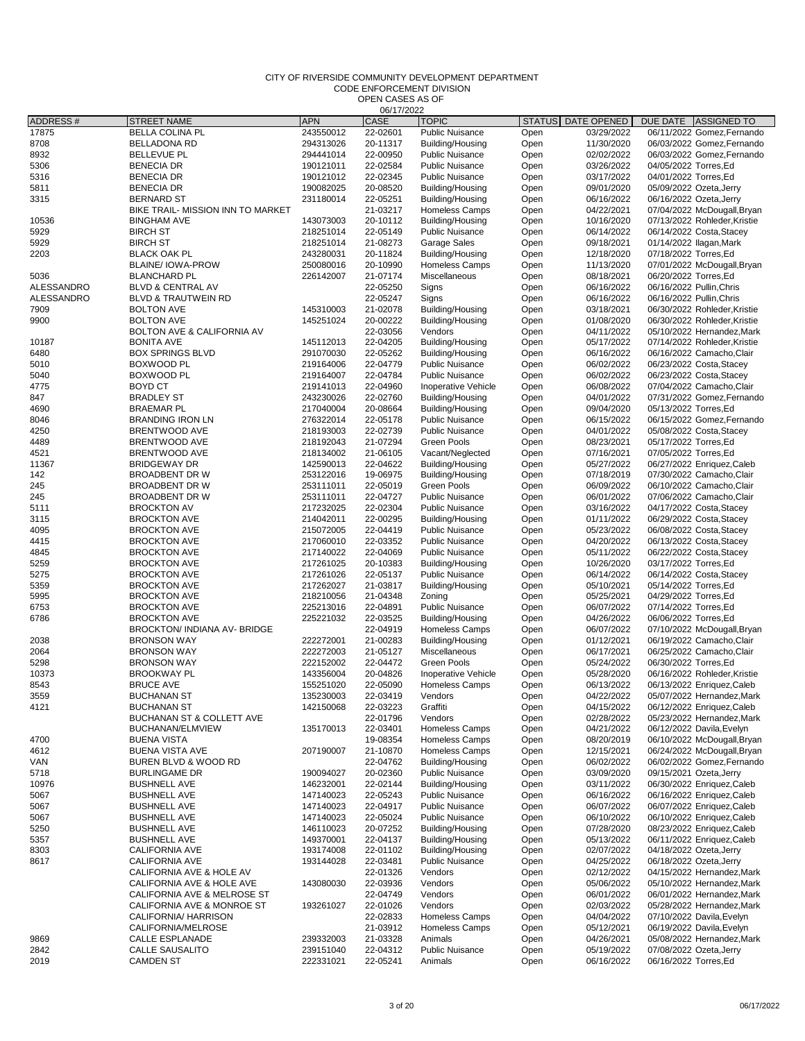CITY OF RIVERSIDE COMMUNITY DEVELOPMENT DEPARTMENT
CODE ENFORCEMENT DIVISION
OPEN CASES AS OF
06/17/2022

| ADDRESS # | STREET NAME | APN | CASE | TOPIC | STATUS | DATE OPENED | DUE DATE | ASSIGNED TO |
|---|---|---|---|---|---|---|---|---|
| 17875 | BELLA COLINA PL | 243550012 | 22-02601 | Public Nuisance | Open | 03/29/2022 | 06/11/2022 | Gomez,Fernando |
| 8708 | BELLADONA RD | 294313026 | 20-11317 | Building/Housing | Open | 11/30/2020 | 06/03/2022 | Gomez,Fernando |
| 8932 | BELLEVUE PL | 294441014 | 22-00950 | Public Nuisance | Open | 02/02/2022 | 06/03/2022 | Gomez,Fernando |
| 5306 | BENECIA DR | 190121011 | 22-02584 | Public Nuisance | Open | 03/26/2022 | 04/05/2022 | Torres,Ed |
| 5316 | BENECIA DR | 190121012 | 22-02345 | Public Nuisance | Open | 03/17/2022 | 04/01/2022 | Torres,Ed |
| 5811 | BENECIA DR | 190082025 | 20-08520 | Building/Housing | Open | 09/01/2020 | 05/09/2022 | Ozeta,Jerry |
| 3315 | BERNARD ST | 231180014 | 22-05251 | Building/Housing | Open | 06/16/2022 | 06/16/2022 | Ozeta,Jerry |
| | BIKE TRAIL- MISSION INN TO MARKET | | 21-03217 | Homeless Camps | Open | 04/22/2021 | 07/04/2022 | McDougall,Bryan |
| 10536 | BINGHAM AVE | 143073003 | 20-10112 | Building/Housing | Open | 10/16/2020 | 07/13/2022 | Rohleder,Kristie |
| 5929 | BIRCH ST | 218251014 | 22-05149 | Public Nuisance | Open | 06/14/2022 | 06/14/2022 | Costa,Stacey |
| 5929 | BIRCH ST | 218251014 | 21-08273 | Garage Sales | Open | 09/18/2021 | 01/14/2022 | Ilagan,Mark |
| 2203 | BLACK OAK PL | 243280031 | 20-11824 | Building/Housing | Open | 12/18/2020 | 07/18/2022 | Torres,Ed |
| | BLAINE/ IOWA-PROW | 250080016 | 20-10990 | Homeless Camps | Open | 11/13/2020 | 07/01/2022 | McDougall,Bryan |
| 5036 | BLANCHARD PL | 226142007 | 21-07174 | Miscellaneous | Open | 08/18/2021 | 06/20/2022 | Torres,Ed |
| ALESSANDRO | BLVD & CENTRAL AV | | 22-05250 | Signs | Open | 06/16/2022 | 06/16/2022 | Pullin,Chris |
| ALESSANDRO | BLVD & TRAUTWEIN RD | | 22-05247 | Signs | Open | 06/16/2022 | 06/16/2022 | Pullin,Chris |
| 7909 | BOLTON AVE | 145310003 | 21-02078 | Building/Housing | Open | 03/18/2021 | 06/30/2022 | Rohleder,Kristie |
| 9900 | BOLTON AVE | 145251024 | 20-00222 | Building/Housing | Open | 01/08/2020 | 06/30/2022 | Rohleder,Kristie |
| | BOLTON AVE & CALIFORNIA AV | | 22-03056 | Vendors | Open | 04/11/2022 | 05/10/2022 | Hernandez,Mark |
| 10187 | BONITA AVE | 145112013 | 22-04205 | Building/Housing | Open | 05/17/2022 | 07/14/2022 | Rohleder,Kristie |
| 6480 | BOX SPRINGS BLVD | 291070030 | 22-05262 | Building/Housing | Open | 06/16/2022 | 06/16/2022 | Camacho,Clair |
| 5010 | BOXWOOD PL | 219164006 | 22-04779 | Public Nuisance | Open | 06/02/2022 | 06/23/2022 | Costa,Stacey |
| 5040 | BOXWOOD PL | 219164007 | 22-04784 | Public Nuisance | Open | 06/02/2022 | 06/23/2022 | Costa,Stacey |
| 4775 | BOYD CT | 219141013 | 22-04960 | Inoperative Vehicle | Open | 06/08/2022 | 07/04/2022 | Camacho,Clair |
| 847 | BRADLEY ST | 243230026 | 22-02760 | Building/Housing | Open | 04/01/2022 | 07/31/2022 | Gomez,Fernando |
| 4690 | BRAEMAR PL | 217040004 | 20-08664 | Building/Housing | Open | 09/04/2020 | 05/13/2022 | Torres,Ed |
| 8046 | BRANDING IRON LN | 276322014 | 22-05178 | Public Nuisance | Open | 06/15/2022 | 06/15/2022 | Gomez,Fernando |
| 4250 | BRENTWOOD AVE | 218193003 | 22-02739 | Public Nuisance | Open | 04/01/2022 | 05/08/2022 | Costa,Stacey |
| 4489 | BRENTWOOD AVE | 218192043 | 21-07294 | Green Pools | Open | 08/23/2021 | 05/17/2022 | Torres,Ed |
| 4521 | BRENTWOOD AVE | 218134002 | 21-06105 | Vacant/Neglected | Open | 07/16/2021 | 07/05/2022 | Torres,Ed |
| 11367 | BRIDGEWAY DR | 142590013 | 22-04622 | Building/Housing | Open | 05/27/2022 | 06/27/2022 | Enriquez,Caleb |
| 142 | BROADBENT DR W | 253122016 | 19-06975 | Building/Housing | Open | 07/18/2019 | 07/30/2022 | Camacho,Clair |
| 245 | BROADBENT DR W | 253111011 | 22-05019 | Green Pools | Open | 06/09/2022 | 06/10/2022 | Camacho,Clair |
| 245 | BROADBENT DR W | 253111011 | 22-04727 | Public Nuisance | Open | 06/01/2022 | 07/06/2022 | Camacho,Clair |
| 5111 | BROCKTON AV | 217232025 | 22-02304 | Public Nuisance | Open | 03/16/2022 | 04/17/2022 | Costa,Stacey |
| 3115 | BROCKTON AVE | 214042011 | 22-00295 | Building/Housing | Open | 01/11/2022 | 06/29/2022 | Costa,Stacey |
| 4095 | BROCKTON AVE | 215072005 | 22-04419 | Public Nuisance | Open | 05/23/2022 | 06/08/2022 | Costa,Stacey |
| 4415 | BROCKTON AVE | 217060010 | 22-03352 | Public Nuisance | Open | 04/20/2022 | 06/13/2022 | Costa,Stacey |
| 4845 | BROCKTON AVE | 217140022 | 22-04069 | Public Nuisance | Open | 05/11/2022 | 06/22/2022 | Costa,Stacey |
| 5259 | BROCKTON AVE | 217261025 | 20-10383 | Building/Housing | Open | 10/26/2020 | 03/17/2022 | Torres,Ed |
| 5275 | BROCKTON AVE | 217261026 | 22-05137 | Public Nuisance | Open | 06/14/2022 | 06/14/2022 | Costa,Stacey |
| 5359 | BROCKTON AVE | 217262027 | 21-03817 | Building/Housing | Open | 05/10/2021 | 05/14/2022 | Torres,Ed |
| 5995 | BROCKTON AVE | 218210056 | 21-04348 | Zoning | Open | 05/25/2021 | 04/29/2022 | Torres,Ed |
| 6753 | BROCKTON AVE | 225213016 | 22-04891 | Public Nuisance | Open | 06/07/2022 | 07/14/2022 | Torres,Ed |
| 6786 | BROCKTON AVE | 225221032 | 22-03525 | Building/Housing | Open | 04/26/2022 | 06/06/2022 | Torres,Ed |
| | BROCKTON/ INDIANA AV- BRIDGE | | 22-04919 | Homeless Camps | Open | 06/07/2022 | 07/10/2022 | McDougall,Bryan |
| 2038 | BRONSON WAY | 222272001 | 21-00283 | Building/Housing | Open | 01/12/2021 | 06/19/2022 | Camacho,Clair |
| 2064 | BRONSON WAY | 222272003 | 21-05127 | Miscellaneous | Open | 06/17/2021 | 06/25/2022 | Camacho,Clair |
| 5298 | BRONSON WAY | 222152002 | 22-04472 | Green Pools | Open | 05/24/2022 | 06/30/2022 | Torres,Ed |
| 10373 | BROOKWAY PL | 143356004 | 20-04826 | Inoperative Vehicle | Open | 05/28/2020 | 06/16/2022 | Rohleder,Kristie |
| 8543 | BRUCE AVE | 155251020 | 22-05090 | Homeless Camps | Open | 06/13/2022 | 06/13/2022 | Enriquez,Caleb |
| 3559 | BUCHANAN ST | 135230003 | 22-03419 | Vendors | Open | 04/22/2022 | 05/07/2022 | Hernandez,Mark |
| 4121 | BUCHANAN ST | 142150068 | 22-03223 | Graffiti | Open | 04/15/2022 | 06/12/2022 | Enriquez,Caleb |
| | BUCHANAN ST & COLLETT AVE | | 22-01796 | Vendors | Open | 02/28/2022 | 05/23/2022 | Hernandez,Mark |
| | BUCHANAN/ELMVIEW | 135170013 | 22-03401 | Homeless Camps | Open | 04/21/2022 | 06/12/2022 | Davila,Evelyn |
| 4700 | BUENA VISTA | | 19-08354 | Homeless Camps | Open | 08/20/2019 | 06/10/2022 | McDougall,Bryan |
| 4612 | BUENA VISTA AVE | 207190007 | 21-10870 | Homeless Camps | Open | 12/15/2021 | 06/24/2022 | McDougall,Bryan |
| VAN | BUREN BLVD & WOOD RD | | 22-04762 | Building/Housing | Open | 06/02/2022 | 06/02/2022 | Gomez,Fernando |
| 5718 | BURLINGAME DR | 190094027 | 20-02360 | Public Nuisance | Open | 03/09/2020 | 09/15/2021 | Ozeta,Jerry |
| 10976 | BUSHNELL AVE | 146232001 | 22-02144 | Building/Housing | Open | 03/11/2022 | 06/30/2022 | Enriquez,Caleb |
| 5067 | BUSHNELL AVE | 147140023 | 22-05243 | Public Nuisance | Open | 06/16/2022 | 06/16/2022 | Enriquez,Caleb |
| 5067 | BUSHNELL AVE | 147140023 | 22-04917 | Public Nuisance | Open | 06/07/2022 | 06/07/2022 | Enriquez,Caleb |
| 5067 | BUSHNELL AVE | 147140023 | 22-05024 | Public Nuisance | Open | 06/10/2022 | 06/10/2022 | Enriquez,Caleb |
| 5250 | BUSHNELL AVE | 146110023 | 20-07252 | Building/Housing | Open | 07/28/2020 | 08/23/2022 | Enriquez,Caleb |
| 5357 | BUSHNELL AVE | 149370001 | 22-04137 | Building/Housing | Open | 05/13/2022 | 06/11/2022 | Enriquez,Caleb |
| 8303 | CALIFORNIA AVE | 193174008 | 22-01102 | Building/Housing | Open | 02/07/2022 | 04/18/2022 | Ozeta,Jerry |
| 8617 | CALIFORNIA AVE | 193144028 | 22-03481 | Public Nuisance | Open | 04/25/2022 | 06/18/2022 | Ozeta,Jerry |
| | CALIFORNIA AVE & HOLE AV | | 22-01326 | Vendors | Open | 02/12/2022 | 04/15/2022 | Hernandez,Mark |
| | CALIFORNIA AVE & HOLE AVE | 143080030 | 22-03936 | Vendors | Open | 05/06/2022 | 05/10/2022 | Hernandez,Mark |
| | CALIFORNIA AVE & MELROSE ST | | 22-04749 | Vendors | Open | 06/01/2022 | 06/01/2022 | Hernandez,Mark |
| | CALIFORNIA AVE & MONROE ST | 193261027 | 22-01026 | Vendors | Open | 02/03/2022 | 05/28/2022 | Hernandez,Mark |
| | CALIFORNIA/ HARRISON | | 22-02833 | Homeless Camps | Open | 04/04/2022 | 07/10/2022 | Davila,Evelyn |
| | CALIFORNIA/MELROSE | | 21-03912 | Homeless Camps | Open | 05/12/2021 | 06/19/2022 | Davila,Evelyn |
| 9869 | CALLE ESPLANADE | 239332003 | 21-03328 | Animals | Open | 04/26/2021 | 05/08/2022 | Hernandez,Mark |
| 2842 | CALLE SAUSALITO | 239151040 | 22-04312 | Public Nuisance | Open | 05/19/2022 | 07/08/2022 | Ozeta,Jerry |
| 2019 | CAMDEN ST | 222331021 | 22-05241 | Animals | Open | 06/16/2022 | 06/16/2022 | Torres,Ed |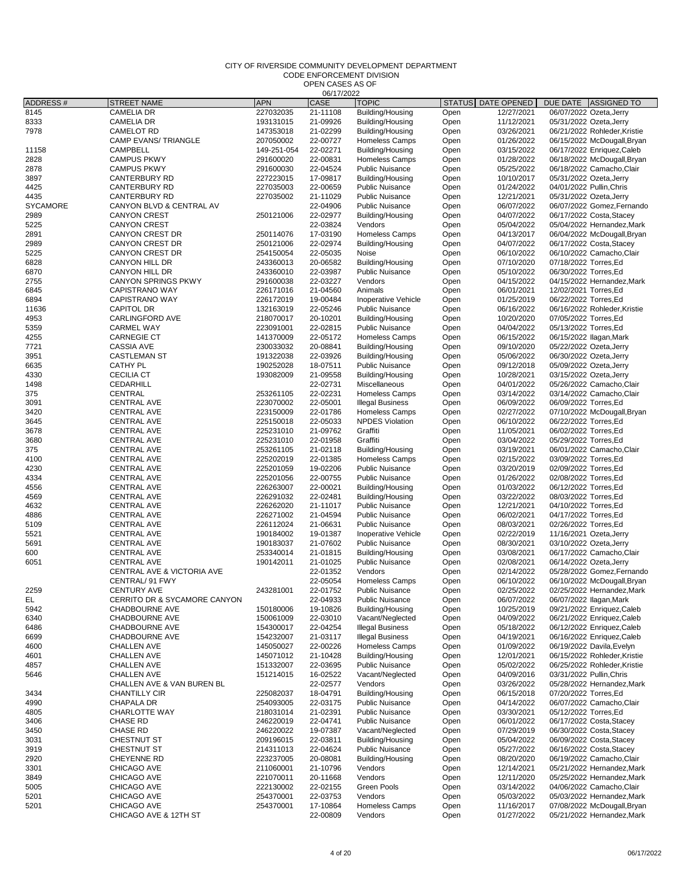CITY OF RIVERSIDE COMMUNITY DEVELOPMENT DEPARTMENT
CODE ENFORCEMENT DIVISION
OPEN CASES AS OF
06/17/2022

| ADDRESS # | STREET NAME | APN | CASE | TOPIC | STATUS | DATE OPENED | DUE DATE | ASSIGNED TO |
|---|---|---|---|---|---|---|---|---|
| 8145 | CAMELIA DR | 227032035 | 21-11108 | Building/Housing | Open | 12/27/2021 | 06/07/2022 | Ozeta,Jerry |
| 8333 | CAMELIA DR | 193131015 | 21-09926 | Building/Housing | Open | 11/12/2021 | 05/31/2022 | Ozeta,Jerry |
| 7978 | CAMELOT RD | 147353018 | 21-02299 | Building/Housing | Open | 03/26/2021 | 06/21/2022 | Rohleder,Kristie |
| | CAMP EVANS/ TRIANGLE | 207050002 | 22-00727 | Homeless Camps | Open | 01/26/2022 | 06/15/2022 | McDougall,Bryan |
| 11158 | CAMPBELL | 149-251-054 | 22-02271 | Building/Housing | Open | 03/15/2022 | 06/17/2022 | Enriquez,Caleb |
| 2828 | CAMPUS PKWY | 291600020 | 22-00831 | Homeless Camps | Open | 01/28/2022 | 06/18/2022 | McDougall,Bryan |
| 2878 | CAMPUS PKWY | 291600030 | 22-04524 | Public Nuisance | Open | 05/25/2022 | 06/18/2022 | Camacho,Clair |
| 3897 | CANTERBURY RD | 227223015 | 17-09817 | Building/Housing | Open | 10/10/2017 | 05/31/2022 | Ozeta,Jerry |
| 4425 | CANTERBURY RD | 227035003 | 22-00659 | Public Nuisance | Open | 01/24/2022 | 04/01/2022 | Pullin,Chris |
| 4435 | CANTERBURY RD | 227035002 | 21-11029 | Public Nuisance | Open | 12/21/2021 | 05/31/2022 | Ozeta,Jerry |
| SYCAMORE | CANYON BLVD & CENTRAL AV | | 22-04906 | Public Nuisance | Open | 06/07/2022 | 06/07/2022 | Gomez,Fernando |
| 2989 | CANYON CREST | 250121006 | 22-02977 | Building/Housing | Open | 04/07/2022 | 06/17/2022 | Costa,Stacey |
| 5225 | CANYON CREST | | 22-03824 | Vendors | Open | 05/04/2022 | 05/04/2022 | Hernandez,Mark |
| 2891 | CANYON CREST DR | 250114076 | 17-03190 | Homeless Camps | Open | 04/13/2017 | 06/04/2022 | McDougall,Bryan |
| 2989 | CANYON CREST DR | 250121006 | 22-02974 | Building/Housing | Open | 04/07/2022 | 06/17/2022 | Costa,Stacey |
| 5225 | CANYON CREST DR | 254150054 | 22-05035 | Noise | Open | 06/10/2022 | 06/10/2022 | Camacho,Clair |
| 6828 | CANYON HILL DR | 243360013 | 20-06582 | Building/Housing | Open | 07/10/2020 | 07/18/2022 | Torres,Ed |
| 6870 | CANYON HILL DR | 243360010 | 22-03987 | Public Nuisance | Open | 05/10/2022 | 06/30/2022 | Torres,Ed |
| 2755 | CANYON SPRINGS PKWY | 291600038 | 22-03227 | Vendors | Open | 04/15/2022 | 04/15/2022 | Hernandez,Mark |
| 6845 | CAPISTRANO WAY | 226171016 | 21-04560 | Animals | Open | 06/01/2021 | 12/02/2021 | Torres,Ed |
| 6894 | CAPISTRANO WAY | 226172019 | 19-00484 | Inoperative Vehicle | Open | 01/25/2019 | 06/22/2022 | Torres,Ed |
| 11636 | CAPITOL DR | 132163019 | 22-05246 | Public Nuisance | Open | 06/16/2022 | 06/16/2022 | Rohleder,Kristie |
| 4953 | CARLINGFORD AVE | 218070017 | 20-10201 | Building/Housing | Open | 10/20/2020 | 07/05/2022 | Torres,Ed |
| 5359 | CARMEL WAY | 223091001 | 22-02815 | Public Nuisance | Open | 04/04/2022 | 05/13/2022 | Torres,Ed |
| 4255 | CARNEGIE CT | 141370009 | 22-05172 | Homeless Camps | Open | 06/15/2022 | 06/15/2022 | Ilagan,Mark |
| 7721 | CASSIA AVE | 230033032 | 20-08841 | Building/Housing | Open | 09/10/2020 | 05/22/2022 | Ozeta,Jerry |
| 3951 | CASTLEMAN ST | 191322038 | 22-03926 | Building/Housing | Open | 05/06/2022 | 06/30/2022 | Ozeta,Jerry |
| 6635 | CATHY PL | 190252028 | 18-07511 | Public Nuisance | Open | 09/12/2018 | 05/09/2022 | Ozeta,Jerry |
| 4330 | CECILIA CT | 193082009 | 21-09558 | Building/Housing | Open | 10/28/2021 | 03/15/2022 | Ozeta,Jerry |
| 1498 | CEDARHILL | | 22-02731 | Miscellaneous | Open | 04/01/2022 | 05/26/2022 | Camacho,Clair |
| 375 | CENTRAL | 253261105 | 22-02231 | Homeless Camps | Open | 03/14/2022 | 03/14/2022 | Camacho,Clair |
| 3091 | CENTRAL AVE | 223070002 | 22-05001 | Illegal Business | Open | 06/09/2022 | 06/09/2022 | Torres,Ed |
| 3420 | CENTRAL AVE | 223150009 | 22-01786 | Homeless Camps | Open | 02/27/2022 | 07/10/2022 | McDougall,Bryan |
| 3645 | CENTRAL AVE | 225150018 | 22-05033 | NPDES Violation | Open | 06/10/2022 | 06/22/2022 | Torres,Ed |
| 3678 | CENTRAL AVE | 225231010 | 21-09762 | Graffiti | Open | 11/05/2021 | 06/02/2022 | Torres,Ed |
| 3680 | CENTRAL AVE | 225231010 | 22-01958 | Graffiti | Open | 03/04/2022 | 05/29/2022 | Torres,Ed |
| 375 | CENTRAL AVE | 253261105 | 21-02118 | Building/Housing | Open | 03/19/2021 | 06/01/2022 | Camacho,Clair |
| 4100 | CENTRAL AVE | 225202019 | 22-01385 | Homeless Camps | Open | 02/15/2022 | 03/09/2022 | Torres,Ed |
| 4230 | CENTRAL AVE | 225201059 | 19-02206 | Public Nuisance | Open | 03/20/2019 | 02/09/2022 | Torres,Ed |
| 4334 | CENTRAL AVE | 225201056 | 22-00755 | Public Nuisance | Open | 01/26/2022 | 02/08/2022 | Torres,Ed |
| 4556 | CENTRAL AVE | 226263007 | 22-00021 | Building/Housing | Open | 01/03/2022 | 06/12/2022 | Torres,Ed |
| 4569 | CENTRAL AVE | 226291032 | 22-02481 | Building/Housing | Open | 03/22/2022 | 08/03/2022 | Torres,Ed |
| 4632 | CENTRAL AVE | 226262020 | 21-11017 | Public Nuisance | Open | 12/21/2021 | 04/10/2022 | Torres,Ed |
| 4886 | CENTRAL AVE | 226271002 | 21-04594 | Public Nuisance | Open | 06/02/2021 | 04/17/2022 | Torres,Ed |
| 5109 | CENTRAL AVE | 226112024 | 21-06631 | Public Nuisance | Open | 08/03/2021 | 02/26/2022 | Torres,Ed |
| 5521 | CENTRAL AVE | 190184002 | 19-01387 | Inoperative Vehicle | Open | 02/22/2019 | 11/16/2021 | Ozeta,Jerry |
| 5691 | CENTRAL AVE | 190183037 | 21-07602 | Public Nuisance | Open | 08/30/2021 | 03/10/2022 | Ozeta,Jerry |
| 600 | CENTRAL AVE | 253340014 | 21-01815 | Building/Housing | Open | 03/08/2021 | 06/17/2022 | Camacho,Clair |
| 6051 | CENTRAL AVE | 190142011 | 21-01025 | Public Nuisance | Open | 02/08/2021 | 06/14/2022 | Ozeta,Jerry |
| | CENTRAL AVE & VICTORIA AVE | | 22-01352 | Vendors | Open | 02/14/2022 | 05/28/2022 | Gomez,Fernando |
| | CENTRAL/ 91 FWY | | 22-05054 | Homeless Camps | Open | 06/10/2022 | 06/10/2022 | McDougall,Bryan |
| 2259 | CENTURY AVE | 243281001 | 22-01752 | Public Nuisance | Open | 02/25/2022 | 02/25/2022 | Hernandez,Mark |
| EL | CERRITO DR & SYCAMORE CANYON | | 22-04933 | Public Nuisance | Open | 06/07/2022 | 06/07/2022 | Ilagan,Mark |
| 5942 | CHADBOURNE AVE | 150180006 | 19-10826 | Building/Housing | Open | 10/25/2019 | 09/21/2022 | Enriquez,Caleb |
| 6340 | CHADBOURNE AVE | 150061009 | 22-03010 | Vacant/Neglected | Open | 04/09/2022 | 06/21/2022 | Enriquez,Caleb |
| 6486 | CHADBOURNE AVE | 154300017 | 22-04254 | Illegal Business | Open | 05/18/2022 | 06/12/2022 | Enriquez,Caleb |
| 6699 | CHADBOURNE AVE | 154232007 | 21-03117 | Illegal Business | Open | 04/19/2021 | 06/16/2022 | Enriquez,Caleb |
| 4600 | CHALLEN AVE | 145050027 | 22-00226 | Homeless Camps | Open | 01/09/2022 | 06/19/2022 | Davila,Evelyn |
| 4601 | CHALLEN AVE | 145071012 | 21-10428 | Building/Housing | Open | 12/01/2021 | 06/15/2022 | Rohleder,Kristie |
| 4857 | CHALLEN AVE | 151332007 | 22-03695 | Public Nuisance | Open | 05/02/2022 | 06/25/2022 | Rohleder,Kristie |
| 5646 | CHALLEN AVE | 151214015 | 16-02522 | Vacant/Neglected | Open | 04/09/2016 | 03/31/2022 | Pullin,Chris |
| | CHALLEN AVE & VAN BUREN BL | | 22-02577 | Vendors | Open | 03/26/2022 | 05/28/2022 | Hernandez,Mark |
| 3434 | CHANTILLY CIR | 225082037 | 18-04791 | Building/Housing | Open | 06/15/2018 | 07/20/2022 | Torres,Ed |
| 4990 | CHAPALA DR | 254093005 | 22-03175 | Public Nuisance | Open | 04/14/2022 | 06/07/2022 | Camacho,Clair |
| 4805 | CHARLOTTE WAY | 218031014 | 21-02391 | Public Nuisance | Open | 03/30/2021 | 05/12/2022 | Torres,Ed |
| 3406 | CHASE RD | 246220019 | 22-04741 | Public Nuisance | Open | 06/01/2022 | 06/17/2022 | Costa,Stacey |
| 3450 | CHASE RD | 246220022 | 19-07387 | Vacant/Neglected | Open | 07/29/2019 | 06/30/2022 | Costa,Stacey |
| 3031 | CHESTNUT ST | 209196015 | 22-03811 | Building/Housing | Open | 05/04/2022 | 06/09/2022 | Costa,Stacey |
| 3919 | CHESTNUT ST | 214311013 | 22-04624 | Public Nuisance | Open | 05/27/2022 | 06/16/2022 | Costa,Stacey |
| 2920 | CHEYENNE RD | 223237005 | 20-08081 | Building/Housing | Open | 08/20/2020 | 06/19/2022 | Camacho,Clair |
| 3301 | CHICAGO AVE | 211060001 | 21-10796 | Vendors | Open | 12/14/2021 | 05/21/2022 | Hernandez,Mark |
| 3849 | CHICAGO AVE | 221070011 | 20-11668 | Vendors | Open | 12/11/2020 | 05/25/2022 | Hernandez,Mark |
| 5005 | CHICAGO AVE | 222130002 | 22-02155 | Green Pools | Open | 03/14/2022 | 04/06/2022 | Camacho,Clair |
| 5201 | CHICAGO AVE | 254370001 | 22-03753 | Vendors | Open | 05/03/2022 | 05/03/2022 | Hernandez,Mark |
| 5201 | CHICAGO AVE | 254370001 | 17-10864 | Homeless Camps | Open | 11/16/2017 | 07/08/2022 | McDougall,Bryan |
| | CHICAGO AVE & 12TH ST | | 22-00809 | Vendors | Open | 01/27/2022 | 05/21/2022 | Hernandez,Mark |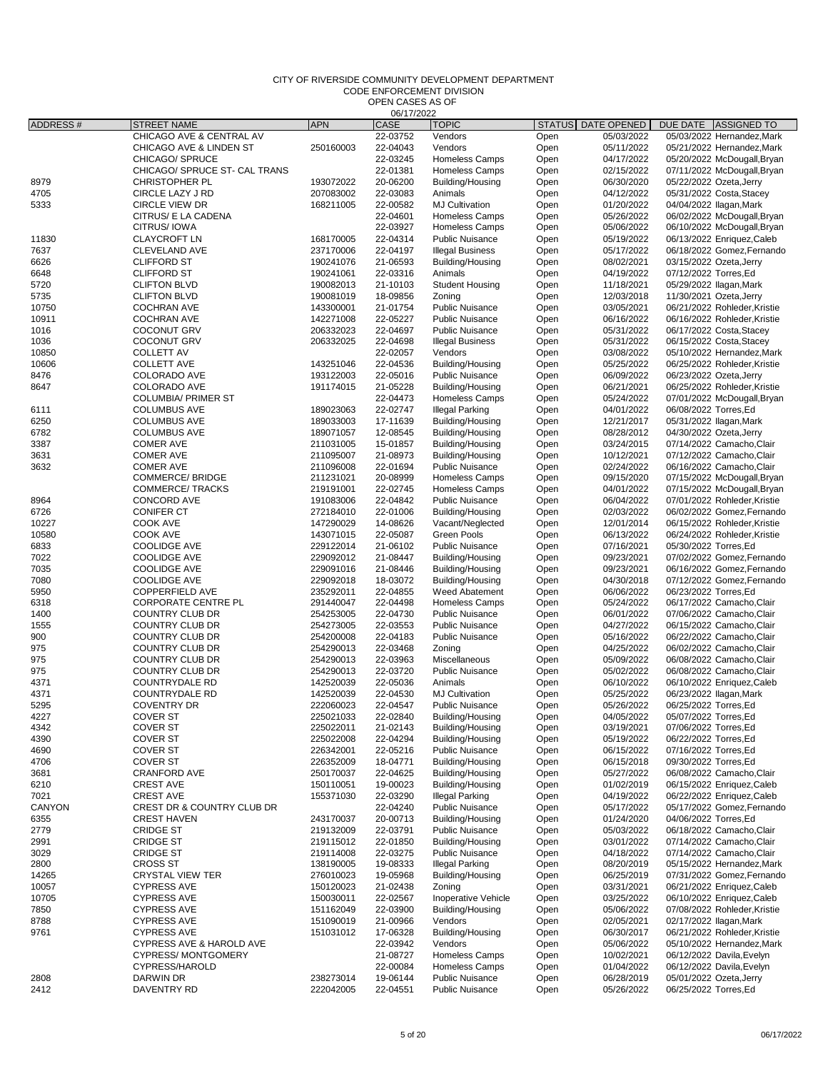CITY OF RIVERSIDE COMMUNITY DEVELOPMENT DEPARTMENT
CODE ENFORCEMENT DIVISION
OPEN CASES AS OF
06/17/2022

| ADDRESS # | STREET NAME | APN | CASE | TOPIC | STATUS | DATE OPENED | DUE DATE | ASSIGNED TO |
|---|---|---|---|---|---|---|---|---|
| | CHICAGO AVE & CENTRAL AV | | 22-03752 | Vendors | Open | 05/03/2022 | 05/03/2022 | Hernandez,Mark |
| | CHICAGO AVE & LINDEN ST | 250160003 | 22-04043 | Vendors | Open | 05/11/2022 | 05/21/2022 | Hernandez,Mark |
| | CHICAGO/ SPRUCE | | 22-03245 | Homeless Camps | Open | 04/17/2022 | 05/20/2022 | McDougall,Bryan |
| | CHICAGO/ SPRUCE ST- CAL TRANS | | 22-01381 | Homeless Camps | Open | 02/15/2022 | 07/11/2022 | McDougall,Bryan |
| 8979 | CHRISTOPHER PL | 193072022 | 20-06200 | Building/Housing | Open | 06/30/2020 | 05/22/2022 | Ozeta,Jerry |
| 4705 | CIRCLE LAZY J RD | 207083002 | 22-03083 | Animals | Open | 04/12/2022 | 05/31/2022 | Costa,Stacey |
| 5333 | CIRCLE VIEW DR | 168211005 | 22-00582 | MJ Cultivation | Open | 01/20/2022 | 04/04/2022 | Ilagan,Mark |
| | CITRUS/ E LA CADENA | | 22-04601 | Homeless Camps | Open | 05/26/2022 | 06/02/2022 | McDougall,Bryan |
| | CITRUS/ IOWA | | 22-03927 | Homeless Camps | Open | 05/06/2022 | 06/10/2022 | McDougall,Bryan |
| 11830 | CLAYCROFT LN | 168170005 | 22-04314 | Public Nuisance | Open | 05/19/2022 | 06/13/2022 | Enriquez,Caleb |
| 7637 | CLEVELAND AVE | 237170006 | 22-04197 | Illegal Business | Open | 05/17/2022 | 06/18/2022 | Gomez,Fernando |
| 6626 | CLIFFORD ST | 190241076 | 21-06593 | Building/Housing | Open | 08/02/2021 | 03/15/2022 | Ozeta,Jerry |
| 6648 | CLIFFORD ST | 190241061 | 22-03316 | Animals | Open | 04/19/2022 | 07/12/2022 | Torres,Ed |
| 5720 | CLIFTON BLVD | 190082013 | 21-10103 | Student Housing | Open | 11/18/2021 | 05/29/2022 | Ilagan,Mark |
| 5735 | CLIFTON BLVD | 190081019 | 18-09856 | Zoning | Open | 12/03/2018 | 11/30/2021 | Ozeta,Jerry |
| 10750 | COCHRAN AVE | 143300001 | 21-01754 | Public Nuisance | Open | 03/05/2021 | 06/21/2022 | Rohleder,Kristie |
| 10911 | COCHRAN AVE | 142271008 | 22-05227 | Public Nuisance | Open | 06/16/2022 | 06/16/2022 | Rohleder,Kristie |
| 1016 | COCONUT GRV | 206332023 | 22-04697 | Public Nuisance | Open | 05/31/2022 | 06/17/2022 | Costa,Stacey |
| 1036 | COCONUT GRV | 206332025 | 22-04698 | Illegal Business | Open | 05/31/2022 | 06/15/2022 | Costa,Stacey |
| 10850 | COLLETT AV | | 22-02057 | Vendors | Open | 03/08/2022 | 05/10/2022 | Hernandez,Mark |
| 10606 | COLLETT AVE | 143251046 | 22-04536 | Building/Housing | Open | 05/25/2022 | 06/25/2022 | Rohleder,Kristie |
| 8476 | COLORADO AVE | 193122003 | 22-05016 | Public Nuisance | Open | 06/09/2022 | 06/23/2022 | Ozeta,Jerry |
| 8647 | COLORADO AVE | 191174015 | 21-05228 | Building/Housing | Open | 06/21/2021 | 06/25/2022 | Rohleder,Kristie |
| | COLUMBIA/ PRIMER ST | | 22-04473 | Homeless Camps | Open | 05/24/2022 | 07/01/2022 | McDougall,Bryan |
| 6111 | COLUMBUS AVE | 189023063 | 22-02747 | Illegal Parking | Open | 04/01/2022 | 06/08/2022 | Torres,Ed |
| 6250 | COLUMBUS AVE | 189033003 | 17-11639 | Building/Housing | Open | 12/21/2017 | 05/31/2022 | Ilagan,Mark |
| 6782 | COLUMBUS AVE | 189071057 | 12-08545 | Building/Housing | Open | 08/28/2012 | 04/30/2022 | Ozeta,Jerry |
| 3387 | COMER AVE | 211031005 | 15-01857 | Building/Housing | Open | 03/24/2015 | 07/14/2022 | Camacho,Clair |
| 3631 | COMER AVE | 211095007 | 21-08973 | Building/Housing | Open | 10/12/2021 | 07/12/2022 | Camacho,Clair |
| 3632 | COMER AVE | 211096008 | 22-01694 | Public Nuisance | Open | 02/24/2022 | 06/16/2022 | Camacho,Clair |
| | COMMERCE/ BRIDGE | 211231021 | 20-08999 | Homeless Camps | Open | 09/15/2020 | 07/15/2022 | McDougall,Bryan |
| | COMMERCE/ TRACKS | 219191001 | 22-02745 | Homeless Camps | Open | 04/01/2022 | 07/15/2022 | McDougall,Bryan |
| 8964 | CONCORD AVE | 191083006 | 22-04842 | Public Nuisance | Open | 06/04/2022 | 07/01/2022 | Rohleder,Kristie |
| 6726 | CONIFER CT | 272184010 | 22-01006 | Building/Housing | Open | 02/03/2022 | 06/02/2022 | Gomez,Fernando |
| 10227 | COOK AVE | 147290029 | 14-08626 | Vacant/Neglected | Open | 12/01/2014 | 06/15/2022 | Rohleder,Kristie |
| 10580 | COOK AVE | 143071015 | 22-05087 | Green Pools | Open | 06/13/2022 | 06/24/2022 | Rohleder,Kristie |
| 6833 | COOLIDGE AVE | 229122014 | 21-06102 | Public Nuisance | Open | 07/16/2021 | 05/30/2022 | Torres,Ed |
| 7022 | COOLIDGE AVE | 229092012 | 21-08447 | Building/Housing | Open | 09/23/2021 | 07/02/2022 | Gomez,Fernando |
| 7035 | COOLIDGE AVE | 229091016 | 21-08446 | Building/Housing | Open | 09/23/2021 | 06/16/2022 | Gomez,Fernando |
| 7080 | COOLIDGE AVE | 229092018 | 18-03072 | Building/Housing | Open | 04/30/2018 | 07/12/2022 | Gomez,Fernando |
| 5950 | COPPERFIELD AVE | 235292011 | 22-04855 | Weed Abatement | Open | 06/06/2022 | 06/23/2022 | Torres,Ed |
| 6318 | CORPORATE CENTRE PL | 291440047 | 22-04498 | Homeless Camps | Open | 05/24/2022 | 06/17/2022 | Camacho,Clair |
| 1400 | COUNTRY CLUB DR | 254253005 | 22-04730 | Public Nuisance | Open | 06/01/2022 | 07/06/2022 | Camacho,Clair |
| 1555 | COUNTRY CLUB DR | 254273005 | 22-03553 | Public Nuisance | Open | 04/27/2022 | 06/15/2022 | Camacho,Clair |
| 900 | COUNTRY CLUB DR | 254200008 | 22-04183 | Public Nuisance | Open | 05/16/2022 | 06/22/2022 | Camacho,Clair |
| 975 | COUNTRY CLUB DR | 254290013 | 22-03468 | Zoning | Open | 04/25/2022 | 06/02/2022 | Camacho,Clair |
| 975 | COUNTRY CLUB DR | 254290013 | 22-03963 | Miscellaneous | Open | 05/09/2022 | 06/08/2022 | Camacho,Clair |
| 975 | COUNTRY CLUB DR | 254290013 | 22-03720 | Public Nuisance | Open | 05/02/2022 | 06/08/2022 | Camacho,Clair |
| 4371 | COUNTRYDALE RD | 142520039 | 22-05036 | Animals | Open | 06/10/2022 | 06/10/2022 | Enriquez,Caleb |
| 4371 | COUNTRYDALE RD | 142520039 | 22-04530 | MJ Cultivation | Open | 05/25/2022 | 06/23/2022 | Ilagan,Mark |
| 5295 | COVENTRY DR | 222060023 | 22-04547 | Public Nuisance | Open | 05/26/2022 | 06/25/2022 | Torres,Ed |
| 4227 | COVER ST | 225021033 | 22-02840 | Building/Housing | Open | 04/05/2022 | 05/07/2022 | Torres,Ed |
| 4342 | COVER ST | 225022011 | 21-02143 | Building/Housing | Open | 03/19/2021 | 07/06/2022 | Torres,Ed |
| 4390 | COVER ST | 225022008 | 22-04294 | Building/Housing | Open | 05/19/2022 | 06/22/2022 | Torres,Ed |
| 4690 | COVER ST | 226342001 | 22-05216 | Public Nuisance | Open | 06/15/2022 | 07/16/2022 | Torres,Ed |
| 4706 | COVER ST | 226352009 | 18-04771 | Building/Housing | Open | 06/15/2018 | 09/30/2022 | Torres,Ed |
| 3681 | CRANFORD AVE | 250170037 | 22-04625 | Building/Housing | Open | 05/27/2022 | 06/08/2022 | Camacho,Clair |
| 6210 | CREST AVE | 150110051 | 19-00023 | Building/Housing | Open | 01/02/2019 | 06/15/2022 | Enriquez,Caleb |
| 7021 | CREST AVE | 155371030 | 22-03290 | Illegal Parking | Open | 04/19/2022 | 06/22/2022 | Enriquez,Caleb |
| CANYON | CREST DR & COUNTRY CLUB DR | | 22-04240 | Public Nuisance | Open | 05/17/2022 | 05/17/2022 | Gomez,Fernando |
| 6355 | CREST HAVEN | 243170037 | 20-00713 | Building/Housing | Open | 01/24/2020 | 04/06/2022 | Torres,Ed |
| 2779 | CRIDGE ST | 219132009 | 22-03791 | Public Nuisance | Open | 05/03/2022 | 06/18/2022 | Camacho,Clair |
| 2991 | CRIDGE ST | 219115012 | 22-01850 | Building/Housing | Open | 03/01/2022 | 07/14/2022 | Camacho,Clair |
| 3029 | CRIDGE ST | 219114008 | 22-03275 | Public Nuisance | Open | 04/18/2022 | 07/14/2022 | Camacho,Clair |
| 2800 | CROSS ST | 138190005 | 19-08333 | Illegal Parking | Open | 08/20/2019 | 05/15/2022 | Hernandez,Mark |
| 14265 | CRYSTAL VIEW TER | 276010023 | 19-05968 | Building/Housing | Open | 06/25/2019 | 07/31/2022 | Gomez,Fernando |
| 10057 | CYPRESS AVE | 150120023 | 21-02438 | Zoning | Open | 03/31/2021 | 06/21/2022 | Enriquez,Caleb |
| 10705 | CYPRESS AVE | 150030011 | 22-02567 | Inoperative Vehicle | Open | 03/25/2022 | 06/10/2022 | Enriquez,Caleb |
| 7850 | CYPRESS AVE | 151162049 | 22-03900 | Building/Housing | Open | 05/06/2022 | 07/08/2022 | Rohleder,Kristie |
| 8788 | CYPRESS AVE | 151090019 | 21-00966 | Vendors | Open | 02/05/2021 | 02/17/2022 | Ilagan,Mark |
| 9761 | CYPRESS AVE | 151031012 | 17-06328 | Building/Housing | Open | 06/30/2017 | 06/21/2022 | Rohleder,Kristie |
| | CYPRESS AVE & HAROLD AVE | | 22-03942 | Vendors | Open | 05/06/2022 | 05/10/2022 | Hernandez,Mark |
| | CYPRESS/ MONTGOMERY | | 21-08727 | Homeless Camps | Open | 10/02/2021 | 06/12/2022 | Davila,Evelyn |
| | CYPRESS/HAROLD | | 22-00084 | Homeless Camps | Open | 01/04/2022 | 06/12/2022 | Davila,Evelyn |
| 2808 | DARWIN DR | 238273014 | 19-06144 | Public Nuisance | Open | 06/28/2019 | 05/01/2022 | Ozeta,Jerry |
| 2412 | DAVENTRY RD | 222042005 | 22-04551 | Public Nuisance | Open | 05/26/2022 | 06/25/2022 | Torres,Ed |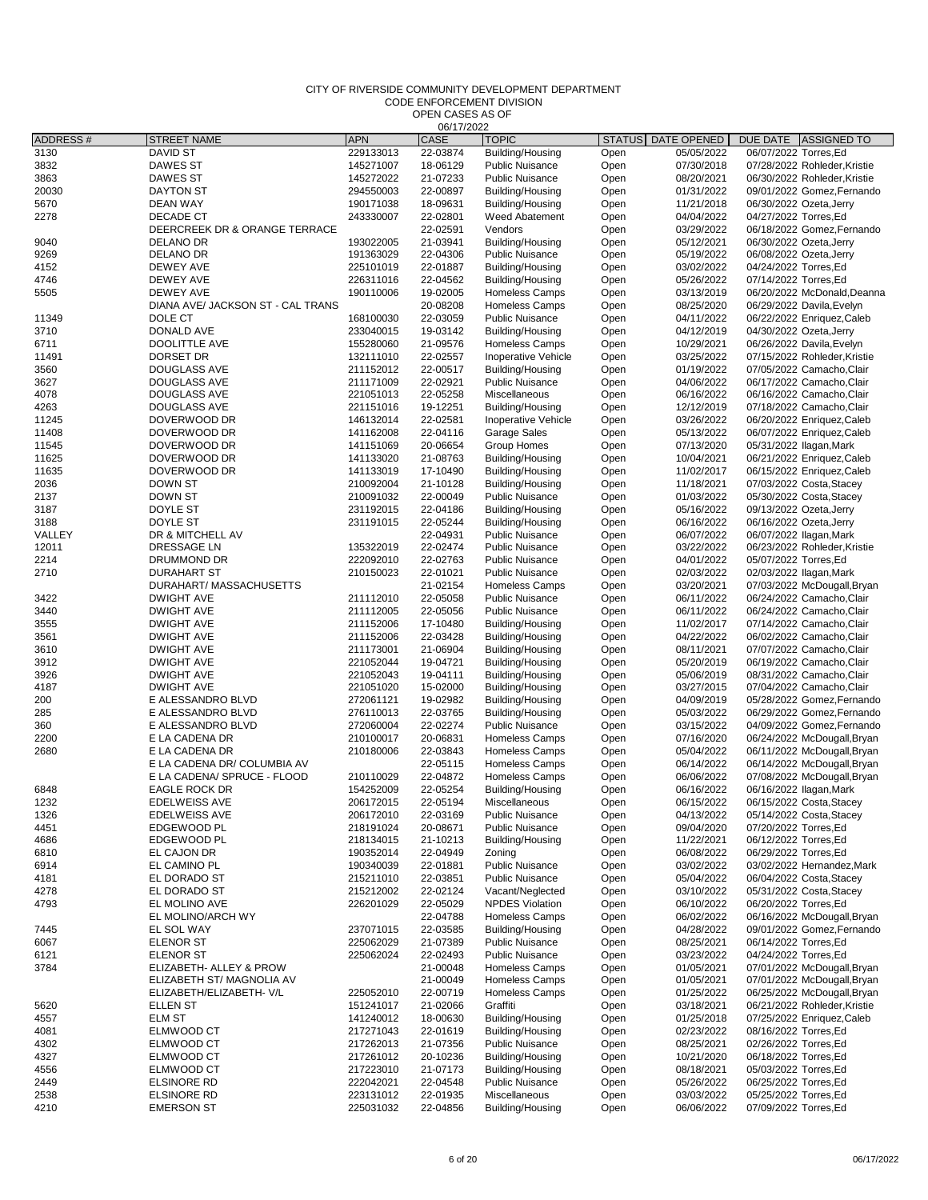CITY OF RIVERSIDE COMMUNITY DEVELOPMENT DEPARTMENT
CODE ENFORCEMENT DIVISION
OPEN CASES AS OF
06/17/2022

| ADDRESS # | STREET NAME | APN | CASE | TOPIC | STATUS | DATE OPENED | DUE DATE | ASSIGNED TO |
|---|---|---|---|---|---|---|---|---|
| 3130 | DAVID ST | 229133013 | 22-03874 | Building/Housing | Open | 05/05/2022 | 06/07/2022 | Torres,Ed |
| 3832 | DAWES ST | 145271007 | 18-06129 | Public Nuisance | Open | 07/30/2018 | 07/28/2022 | Rohleder,Kristie |
| 3863 | DAWES ST | 145272022 | 21-07233 | Public Nuisance | Open | 08/20/2021 | 06/30/2022 | Rohleder,Kristie |
| 20030 | DAYTON ST | 294550003 | 22-00897 | Building/Housing | Open | 01/31/2022 | 09/01/2022 | Gomez,Fernando |
| 5670 | DEAN WAY | 190171038 | 18-09631 | Building/Housing | Open | 11/21/2018 | 06/30/2022 | Ozeta,Jerry |
| 2278 | DECADE CT | 243330007 | 22-02801 | Weed Abatement | Open | 04/04/2022 | 04/27/2022 | Torres,Ed |
| | DEERCREEK DR & ORANGE TERRACE | | 22-02591 | Vendors | Open | 03/29/2022 | 06/18/2022 | Gomez,Fernando |
| 9040 | DELANO DR | 193022005 | 21-03941 | Building/Housing | Open | 05/12/2021 | 06/30/2022 | Ozeta,Jerry |
| 9269 | DELANO DR | 191363029 | 22-04306 | Public Nuisance | Open | 05/19/2022 | 06/08/2022 | Ozeta,Jerry |
| 4152 | DEWEY AVE | 225101019 | 22-01887 | Building/Housing | Open | 03/02/2022 | 04/24/2022 | Torres,Ed |
| 4746 | DEWEY AVE | 226311016 | 22-04562 | Building/Housing | Open | 05/26/2022 | 07/14/2022 | Torres,Ed |
| 5505 | DEWEY AVE | 190110006 | 19-02005 | Homeless Camps | Open | 03/13/2019 | 06/20/2022 | McDonald,Deanna |
| | DIANA AVE/ JACKSON ST - CAL TRANS | | 20-08208 | Homeless Camps | Open | 08/25/2020 | 06/29/2022 | Davila,Evelyn |
| 11349 | DOLE CT | 168100030 | 22-03059 | Public Nuisance | Open | 04/11/2022 | 06/22/2022 | Enriquez,Caleb |
| 3710 | DONALD AVE | 233040015 | 19-03142 | Building/Housing | Open | 04/12/2019 | 04/30/2022 | Ozeta,Jerry |
| 6711 | DOOLITTLE AVE | 155280060 | 21-09576 | Homeless Camps | Open | 10/29/2021 | 06/26/2022 | Davila,Evelyn |
| 11491 | DORSET DR | 132111010 | 22-02557 | Inoperative Vehicle | Open | 03/25/2022 | 07/15/2022 | Rohleder,Kristie |
| 3560 | DOUGLASS AVE | 211152012 | 22-00517 | Building/Housing | Open | 01/19/2022 | 07/05/2022 | Camacho,Clair |
| 3627 | DOUGLASS AVE | 211171009 | 22-02921 | Public Nuisance | Open | 04/06/2022 | 06/17/2022 | Camacho,Clair |
| 4078 | DOUGLASS AVE | 221051013 | 22-05258 | Miscellaneous | Open | 06/16/2022 | 06/16/2022 | Camacho,Clair |
| 4263 | DOUGLASS AVE | 221151016 | 19-12251 | Building/Housing | Open | 12/12/2019 | 07/18/2022 | Camacho,Clair |
| 11245 | DOVERWOOD DR | 146132014 | 22-02581 | Inoperative Vehicle | Open | 03/26/2022 | 06/20/2022 | Enriquez,Caleb |
| 11408 | DOVERWOOD DR | 141162008 | 22-04116 | Garage Sales | Open | 05/13/2022 | 06/07/2022 | Enriquez,Caleb |
| 11545 | DOVERWOOD DR | 141151069 | 20-06654 | Group Homes | Open | 07/13/2020 | 05/31/2022 | Ilagan,Mark |
| 11625 | DOVERWOOD DR | 141133020 | 21-08763 | Building/Housing | Open | 10/04/2021 | 06/21/2022 | Enriquez,Caleb |
| 11635 | DOVERWOOD DR | 141133019 | 17-10490 | Building/Housing | Open | 11/02/2017 | 06/15/2022 | Enriquez,Caleb |
| 2036 | DOWN ST | 210092004 | 21-10128 | Building/Housing | Open | 11/18/2021 | 07/03/2022 | Costa,Stacey |
| 2137 | DOWN ST | 210091032 | 22-00049 | Public Nuisance | Open | 01/03/2022 | 05/30/2022 | Costa,Stacey |
| 3187 | DOYLE ST | 231192015 | 22-04186 | Building/Housing | Open | 05/16/2022 | 09/13/2022 | Ozeta,Jerry |
| 3188 | DOYLE ST | 231191015 | 22-05244 | Building/Housing | Open | 06/16/2022 | 06/16/2022 | Ozeta,Jerry |
| VALLEY | DR & MITCHELL AV | | 22-04931 | Public Nuisance | Open | 06/07/2022 | 06/07/2022 | Ilagan,Mark |
| 12011 | DRESSAGE LN | 135322019 | 22-02474 | Public Nuisance | Open | 03/22/2022 | 06/23/2022 | Rohleder,Kristie |
| 2214 | DRUMMOND DR | 222092010 | 22-02763 | Public Nuisance | Open | 04/01/2022 | 05/07/2022 | Torres,Ed |
| 2710 | DURAHART ST | 210150023 | 22-01021 | Public Nuisance | Open | 02/03/2022 | 02/03/2022 | Ilagan,Mark |
| | DURAHART/ MASSACHUSETTS | | 21-02154 | Homeless Camps | Open | 03/20/2021 | 07/03/2022 | McDougall,Bryan |
| 3422 | DWIGHT AVE | 211112010 | 22-05058 | Public Nuisance | Open | 06/11/2022 | 06/24/2022 | Camacho,Clair |
| 3440 | DWIGHT AVE | 211112005 | 22-05056 | Public Nuisance | Open | 06/11/2022 | 06/24/2022 | Camacho,Clair |
| 3555 | DWIGHT AVE | 211152006 | 17-10480 | Building/Housing | Open | 11/02/2017 | 07/14/2022 | Camacho,Clair |
| 3561 | DWIGHT AVE | 211152006 | 22-03428 | Building/Housing | Open | 04/22/2022 | 06/02/2022 | Camacho,Clair |
| 3610 | DWIGHT AVE | 211173001 | 21-06904 | Building/Housing | Open | 08/11/2021 | 07/07/2022 | Camacho,Clair |
| 3912 | DWIGHT AVE | 221052044 | 19-04721 | Building/Housing | Open | 05/20/2019 | 06/19/2022 | Camacho,Clair |
| 3926 | DWIGHT AVE | 221052043 | 19-04111 | Building/Housing | Open | 05/06/2019 | 08/31/2022 | Camacho,Clair |
| 4187 | DWIGHT AVE | 221051020 | 15-02000 | Building/Housing | Open | 03/27/2015 | 07/04/2022 | Camacho,Clair |
| 200 | E ALESSANDRO BLVD | 272061121 | 19-02982 | Building/Housing | Open | 04/09/2019 | 05/28/2022 | Gomez,Fernando |
| 285 | E ALESSANDRO BLVD | 276110013 | 22-03765 | Building/Housing | Open | 05/03/2022 | 06/29/2022 | Gomez,Fernando |
| 360 | E ALESSANDRO BLVD | 272060004 | 22-02274 | Public Nuisance | Open | 03/15/2022 | 04/09/2022 | Gomez,Fernando |
| 2200 | E LA CADENA DR | 210100017 | 20-06831 | Homeless Camps | Open | 07/16/2020 | 06/24/2022 | McDougall,Bryan |
| 2680 | E LA CADENA DR | 210180006 | 22-03843 | Homeless Camps | Open | 05/04/2022 | 06/11/2022 | McDougall,Bryan |
| | E LA CADENA DR/ COLUMBIA AV | | 22-05115 | Homeless Camps | Open | 06/14/2022 | 06/14/2022 | McDougall,Bryan |
| | E LA CADENA/ SPRUCE - FLOOD | 210110029 | 22-04872 | Homeless Camps | Open | 06/06/2022 | 07/08/2022 | McDougall,Bryan |
| 6848 | EAGLE ROCK DR | 154252009 | 22-05254 | Building/Housing | Open | 06/16/2022 | 06/16/2022 | Ilagan,Mark |
| 1232 | EDELWEISS AVE | 206172015 | 22-05194 | Miscellaneous | Open | 06/15/2022 | 06/15/2022 | Costa,Stacey |
| 1326 | EDELWEISS AVE | 206172010 | 22-03169 | Public Nuisance | Open | 04/13/2022 | 05/14/2022 | Costa,Stacey |
| 4451 | EDGEWOOD PL | 218191024 | 20-08671 | Public Nuisance | Open | 09/04/2020 | 07/20/2022 | Torres,Ed |
| 4686 | EDGEWOOD PL | 218134015 | 21-10213 | Building/Housing | Open | 11/22/2021 | 06/12/2022 | Torres,Ed |
| 6810 | EL CAJON DR | 190352014 | 22-04949 | Zoning | Open | 06/08/2022 | 06/29/2022 | Torres,Ed |
| 6914 | EL CAMINO PL | 190340039 | 22-01881 | Public Nuisance | Open | 03/02/2022 | 03/02/2022 | Hernandez,Mark |
| 4181 | EL DORADO ST | 215211010 | 22-03851 | Public Nuisance | Open | 05/04/2022 | 06/04/2022 | Costa,Stacey |
| 4278 | EL DORADO ST | 215212002 | 22-02124 | Vacant/Neglected | Open | 03/10/2022 | 05/31/2022 | Costa,Stacey |
| 4793 | EL MOLINO AVE | 226201029 | 22-05029 | NPDES Violation | Open | 06/10/2022 | 06/20/2022 | Torres,Ed |
| | EL MOLINO/ARCH WY | | 22-04788 | Homeless Camps | Open | 06/02/2022 | 06/16/2022 | McDougall,Bryan |
| 7445 | EL SOL WAY | 237071015 | 22-03585 | Building/Housing | Open | 04/28/2022 | 09/01/2022 | Gomez,Fernando |
| 6067 | ELENOR ST | 225062029 | 21-07389 | Public Nuisance | Open | 08/25/2021 | 06/14/2022 | Torres,Ed |
| 6121 | ELENOR ST | 225062024 | 22-02493 | Public Nuisance | Open | 03/23/2022 | 04/24/2022 | Torres,Ed |
| 3784 | ELIZABETH- ALLEY & PROW | | 21-00048 | Homeless Camps | Open | 01/05/2021 | 07/01/2022 | McDougall,Bryan |
| | ELIZABETH ST/ MAGNOLIA AV | | 21-00049 | Homeless Camps | Open | 01/05/2021 | 07/01/2022 | McDougall,Bryan |
| | ELIZABETH/ELIZABETH- V/L | 225052010 | 22-00719 | Homeless Camps | Open | 01/25/2022 | 06/25/2022 | McDougall,Bryan |
| 5620 | ELLEN ST | 151241017 | 21-02066 | Graffiti | Open | 03/18/2021 | 06/21/2022 | Rohleder,Kristie |
| 4557 | ELM ST | 141240012 | 18-00630 | Building/Housing | Open | 01/25/2018 | 07/25/2022 | Enriquez,Caleb |
| 4081 | ELMWOOD CT | 217271043 | 22-01619 | Building/Housing | Open | 02/23/2022 | 08/16/2022 | Torres,Ed |
| 4302 | ELMWOOD CT | 217262013 | 21-07356 | Public Nuisance | Open | 08/25/2021 | 02/26/2022 | Torres,Ed |
| 4327 | ELMWOOD CT | 217261012 | 20-10236 | Building/Housing | Open | 10/21/2020 | 06/18/2022 | Torres,Ed |
| 4556 | ELMWOOD CT | 217223010 | 21-07173 | Building/Housing | Open | 08/18/2021 | 05/03/2022 | Torres,Ed |
| 2449 | ELSINORE RD | 222042021 | 22-04548 | Public Nuisance | Open | 05/26/2022 | 06/25/2022 | Torres,Ed |
| 2538 | ELSINORE RD | 223131012 | 22-01935 | Miscellaneous | Open | 03/03/2022 | 05/25/2022 | Torres,Ed |
| 4210 | EMERSON ST | 225031032 | 22-04856 | Building/Housing | Open | 06/06/2022 | 07/09/2022 | Torres,Ed |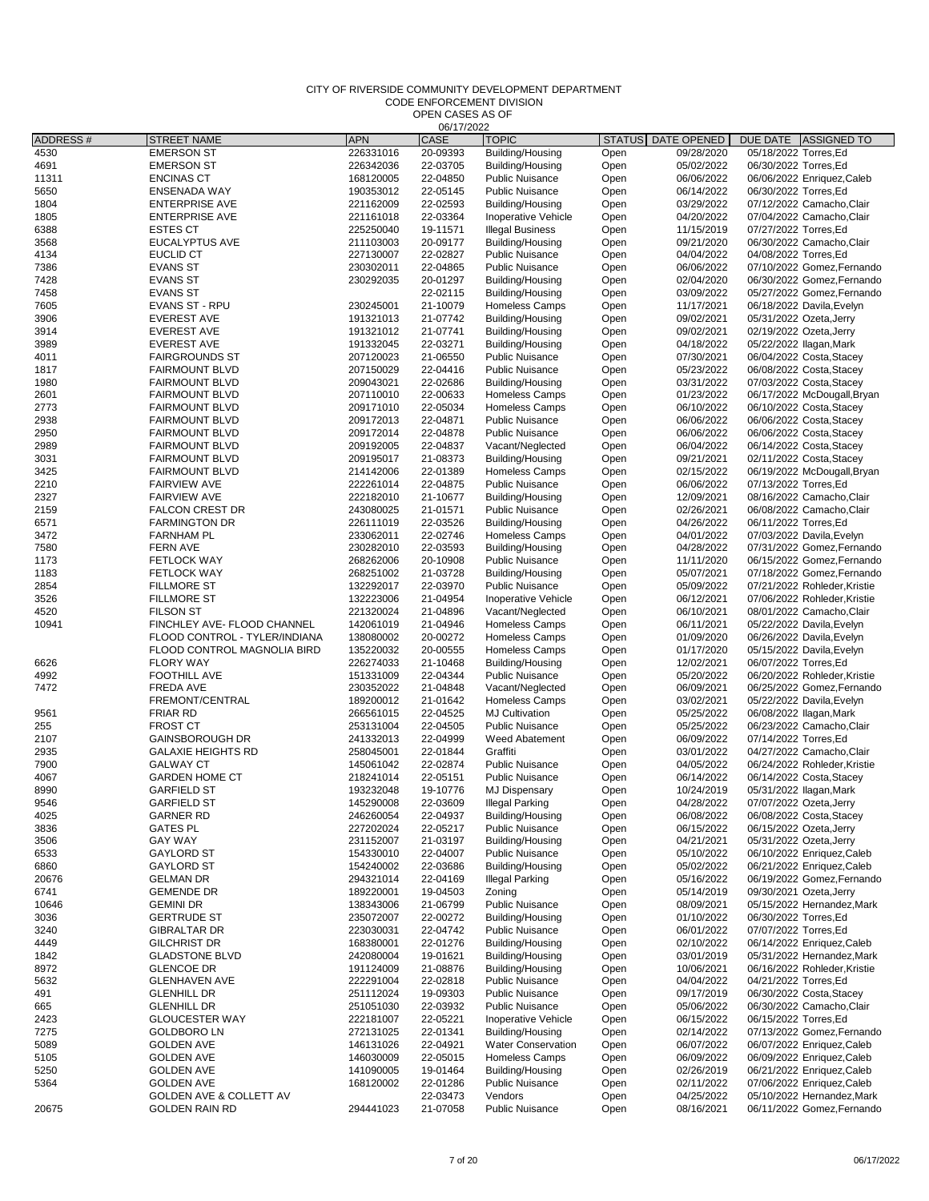CITY OF RIVERSIDE COMMUNITY DEVELOPMENT DEPARTMENT
CODE ENFORCEMENT DIVISION
OPEN CASES AS OF
06/17/2022

| ADDRESS # | STREET NAME | APN | CASE | TOPIC | STATUS | DATE OPENED | DUE DATE | ASSIGNED TO |
|---|---|---|---|---|---|---|---|---|
| 4530 | EMERSON ST | 226331016 | 20-09393 | Building/Housing | Open | 09/28/2020 | 05/18/2022 | Torres,Ed |
| 4691 | EMERSON ST | 226342036 | 22-03705 | Building/Housing | Open | 05/02/2022 | 06/30/2022 | Torres,Ed |
| 11311 | ENCINAS CT | 168120005 | 22-04850 | Public Nuisance | Open | 06/06/2022 | 06/06/2022 | Enriquez,Caleb |
| 5650 | ENSENADA WAY | 190353012 | 22-05145 | Public Nuisance | Open | 06/14/2022 | 06/30/2022 | Torres,Ed |
| 1804 | ENTERPRISE AVE | 221162009 | 22-02593 | Building/Housing | Open | 03/29/2022 | 07/12/2022 | Camacho,Clair |
| 1805 | ENTERPRISE AVE | 221161018 | 22-03364 | Inoperative Vehicle | Open | 04/20/2022 | 07/04/2022 | Camacho,Clair |
| 6388 | ESTES CT | 225250040 | 19-11571 | Illegal Business | Open | 11/15/2019 | 07/27/2022 | Torres,Ed |
| 3568 | EUCALYPTUS AVE | 211103003 | 20-09177 | Building/Housing | Open | 09/21/2020 | 06/30/2022 | Camacho,Clair |
| 4134 | EUCLID CT | 227130007 | 22-02827 | Public Nuisance | Open | 04/04/2022 | 04/08/2022 | Torres,Ed |
| 7386 | EVANS ST | 230302011 | 22-04865 | Public Nuisance | Open | 06/06/2022 | 07/10/2022 | Gomez,Fernando |
| 7428 | EVANS ST | 230292035 | 20-01297 | Building/Housing | Open | 02/04/2020 | 06/30/2022 | Gomez,Fernando |
| 7458 | EVANS ST | | 22-02115 | Building/Housing | Open | 03/09/2022 | 05/27/2022 | Gomez,Fernando |
| 7605 | EVANS ST - RPU | 230245001 | 21-10079 | Homeless Camps | Open | 11/17/2021 | 06/18/2022 | Davila,Evelyn |
| 3906 | EVEREST AVE | 191321013 | 21-07742 | Building/Housing | Open | 09/02/2021 | 05/31/2022 | Ozeta,Jerry |
| 3914 | EVEREST AVE | 191321012 | 21-07741 | Building/Housing | Open | 09/02/2021 | 02/19/2022 | Ozeta,Jerry |
| 3989 | EVEREST AVE | 191332045 | 22-03271 | Building/Housing | Open | 04/18/2022 | 05/22/2022 | Ilagan,Mark |
| 4011 | FAIRGROUNDS ST | 207120023 | 21-06550 | Public Nuisance | Open | 07/30/2021 | 06/04/2022 | Costa,Stacey |
| 1817 | FAIRMOUNT BLVD | 207150029 | 22-04416 | Public Nuisance | Open | 05/23/2022 | 06/08/2022 | Costa,Stacey |
| 1980 | FAIRMOUNT BLVD | 209043021 | 22-02686 | Building/Housing | Open | 03/31/2022 | 07/03/2022 | Costa,Stacey |
| 2601 | FAIRMOUNT BLVD | 207110010 | 22-00633 | Homeless Camps | Open | 01/23/2022 | 06/17/2022 | McDougall,Bryan |
| 2773 | FAIRMOUNT BLVD | 209171010 | 22-05034 | Homeless Camps | Open | 06/10/2022 | 06/10/2022 | Costa,Stacey |
| 2938 | FAIRMOUNT BLVD | 209172013 | 22-04871 | Public Nuisance | Open | 06/06/2022 | 06/06/2022 | Costa,Stacey |
| 2950 | FAIRMOUNT BLVD | 209172014 | 22-04878 | Public Nuisance | Open | 06/06/2022 | 06/06/2022 | Costa,Stacey |
| 2989 | FAIRMOUNT BLVD | 209192005 | 22-04837 | Vacant/Neglected | Open | 06/04/2022 | 06/14/2022 | Costa,Stacey |
| 3031 | FAIRMOUNT BLVD | 209195017 | 21-08373 | Building/Housing | Open | 09/21/2021 | 02/11/2022 | Costa,Stacey |
| 3425 | FAIRMOUNT BLVD | 214142006 | 22-01389 | Homeless Camps | Open | 02/15/2022 | 06/19/2022 | McDougall,Bryan |
| 2210 | FAIRVIEW AVE | 222261014 | 22-04875 | Public Nuisance | Open | 06/06/2022 | 07/13/2022 | Torres,Ed |
| 2327 | FAIRVIEW AVE | 222182010 | 21-10677 | Building/Housing | Open | 12/09/2021 | 08/16/2022 | Camacho,Clair |
| 2159 | FALCON CREST DR | 243080025 | 21-01571 | Public Nuisance | Open | 02/26/2021 | 06/08/2022 | Camacho,Clair |
| 6571 | FARMINGTON DR | 226111019 | 22-03526 | Building/Housing | Open | 04/26/2022 | 06/11/2022 | Torres,Ed |
| 3472 | FARNHAM PL | 233062011 | 22-02746 | Homeless Camps | Open | 04/01/2022 | 07/03/2022 | Davila,Evelyn |
| 7580 | FERN AVE | 230282010 | 22-03593 | Building/Housing | Open | 04/28/2022 | 07/31/2022 | Gomez,Fernando |
| 1173 | FETLOCK WAY | 268262006 | 20-10908 | Public Nuisance | Open | 11/11/2020 | 06/15/2022 | Gomez,Fernando |
| 1183 | FETLOCK WAY | 268251002 | 21-03728 | Building/Housing | Open | 05/07/2021 | 07/18/2022 | Gomez,Fernando |
| 2854 | FILLMORE ST | 132292017 | 22-03970 | Public Nuisance | Open | 05/09/2022 | 07/21/2022 | Rohleder,Kristie |
| 3526 | FILLMORE ST | 132223006 | 21-04954 | Inoperative Vehicle | Open | 06/12/2021 | 07/06/2022 | Rohleder,Kristie |
| 4520 | FILSON ST | 221320024 | 21-04896 | Vacant/Neglected | Open | 06/10/2021 | 08/01/2022 | Camacho,Clair |
| 10941 | FINCHLEY AVE- FLOOD CHANNEL | 142061019 | 21-04946 | Homeless Camps | Open | 06/11/2021 | 05/22/2022 | Davila,Evelyn |
| | FLOOD CONTROL - TYLER/INDIANA | 138080002 | 20-00272 | Homeless Camps | Open | 01/09/2020 | 06/26/2022 | Davila,Evelyn |
| | FLOOD CONTROL MAGNOLIA BIRD | 135220032 | 20-00555 | Homeless Camps | Open | 01/17/2020 | 05/15/2022 | Davila,Evelyn |
| 6626 | FLORY WAY | 226274033 | 21-10468 | Building/Housing | Open | 12/02/2021 | 06/07/2022 | Torres,Ed |
| 4992 | FOOTHILL AVE | 151331009 | 22-04344 | Public Nuisance | Open | 05/20/2022 | 06/20/2022 | Rohleder,Kristie |
| 7472 | FREDA AVE | 230352022 | 21-04848 | Vacant/Neglected | Open | 06/09/2021 | 06/25/2022 | Gomez,Fernando |
| | FREMONT/CENTRAL | 189200012 | 21-01642 | Homeless Camps | Open | 03/02/2021 | 05/22/2022 | Davila,Evelyn |
| 9561 | FRIAR RD | 266561015 | 22-04525 | MJ Cultivation | Open | 05/25/2022 | 06/08/2022 | Ilagan,Mark |
| 255 | FROST CT | 253131004 | 22-04505 | Public Nuisance | Open | 05/25/2022 | 06/23/2022 | Camacho,Clair |
| 2107 | GAINSBOROUGH DR | 241332013 | 22-04999 | Weed Abatement | Open | 06/09/2022 | 07/14/2022 | Torres,Ed |
| 2935 | GALAXIE HEIGHTS RD | 258045001 | 22-01844 | Graffiti | Open | 03/01/2022 | 04/27/2022 | Camacho,Clair |
| 7900 | GALWAY CT | 145061042 | 22-02874 | Public Nuisance | Open | 04/05/2022 | 06/24/2022 | Rohleder,Kristie |
| 4067 | GARDEN HOME CT | 218241014 | 22-05151 | Public Nuisance | Open | 06/14/2022 | 06/14/2022 | Costa,Stacey |
| 8990 | GARFIELD ST | 193232048 | 19-10776 | MJ Dispensary | Open | 10/24/2019 | 05/31/2022 | Ilagan,Mark |
| 9546 | GARFIELD ST | 145290008 | 22-03609 | Illegal Parking | Open | 04/28/2022 | 07/07/2022 | Ozeta,Jerry |
| 4025 | GARNER RD | 246260054 | 22-04937 | Building/Housing | Open | 06/08/2022 | 06/08/2022 | Costa,Stacey |
| 3836 | GATES PL | 227202024 | 22-05217 | Public Nuisance | Open | 06/15/2022 | 06/15/2022 | Ozeta,Jerry |
| 3506 | GAY WAY | 231152007 | 21-03197 | Building/Housing | Open | 04/21/2021 | 05/31/2022 | Ozeta,Jerry |
| 6533 | GAYLORD ST | 154330010 | 22-04007 | Public Nuisance | Open | 05/10/2022 | 06/10/2022 | Enriquez,Caleb |
| 6860 | GAYLORD ST | 154240002 | 22-03686 | Building/Housing | Open | 05/02/2022 | 06/21/2022 | Enriquez,Caleb |
| 20676 | GELMAN DR | 294321014 | 22-04169 | Illegal Parking | Open | 05/16/2022 | 06/19/2022 | Gomez,Fernando |
| 6741 | GEMENDE DR | 189220001 | 19-04503 | Zoning | Open | 05/14/2019 | 09/30/2021 | Ozeta,Jerry |
| 10646 | GEMINI DR | 138343006 | 21-06799 | Public Nuisance | Open | 08/09/2021 | 05/15/2022 | Hernandez,Mark |
| 3036 | GERTRUDE ST | 235072007 | 22-00272 | Building/Housing | Open | 01/10/2022 | 06/30/2022 | Torres,Ed |
| 3240 | GIBRALTAR DR | 223030031 | 22-04742 | Public Nuisance | Open | 06/01/2022 | 07/07/2022 | Torres,Ed |
| 4449 | GILCHRIST DR | 168380001 | 22-01276 | Building/Housing | Open | 02/10/2022 | 06/14/2022 | Enriquez,Caleb |
| 1842 | GLADSTONE BLVD | 242080004 | 19-01621 | Building/Housing | Open | 03/01/2019 | 05/31/2022 | Hernandez,Mark |
| 8972 | GLENCOE DR | 191124009 | 21-08876 | Building/Housing | Open | 10/06/2021 | 06/16/2022 | Rohleder,Kristie |
| 5632 | GLENHAVEN AVE | 222291004 | 22-02818 | Public Nuisance | Open | 04/04/2022 | 04/21/2022 | Torres,Ed |
| 491 | GLENHILL DR | 251112024 | 19-09303 | Public Nuisance | Open | 09/17/2019 | 06/30/2022 | Costa,Stacey |
| 665 | GLENHILL DR | 251051030 | 22-03932 | Public Nuisance | Open | 05/06/2022 | 06/30/2022 | Camacho,Clair |
| 2423 | GLOUCESTER WAY | 222181007 | 22-05221 | Inoperative Vehicle | Open | 06/15/2022 | 06/15/2022 | Torres,Ed |
| 7275 | GOLDBORO LN | 272131025 | 22-01341 | Building/Housing | Open | 02/14/2022 | 07/13/2022 | Gomez,Fernando |
| 5089 | GOLDEN AVE | 146131026 | 22-04921 | Water Conservation | Open | 06/07/2022 | 06/07/2022 | Enriquez,Caleb |
| 5105 | GOLDEN AVE | 146030009 | 22-05015 | Homeless Camps | Open | 06/09/2022 | 06/09/2022 | Enriquez,Caleb |
| 5250 | GOLDEN AVE | 141090005 | 19-01464 | Building/Housing | Open | 02/26/2019 | 06/21/2022 | Enriquez,Caleb |
| 5364 | GOLDEN AVE | 168120002 | 22-01286 | Public Nuisance | Open | 02/11/2022 | 07/06/2022 | Enriquez,Caleb |
| | GOLDEN AVE & COLLETT AV | | 22-03473 | Vendors | Open | 04/25/2022 | 05/10/2022 | Hernandez,Mark |
| 20675 | GOLDEN RAIN RD | 294441023 | 21-07058 | Public Nuisance | Open | 08/16/2021 | 06/11/2022 | Gomez,Fernando |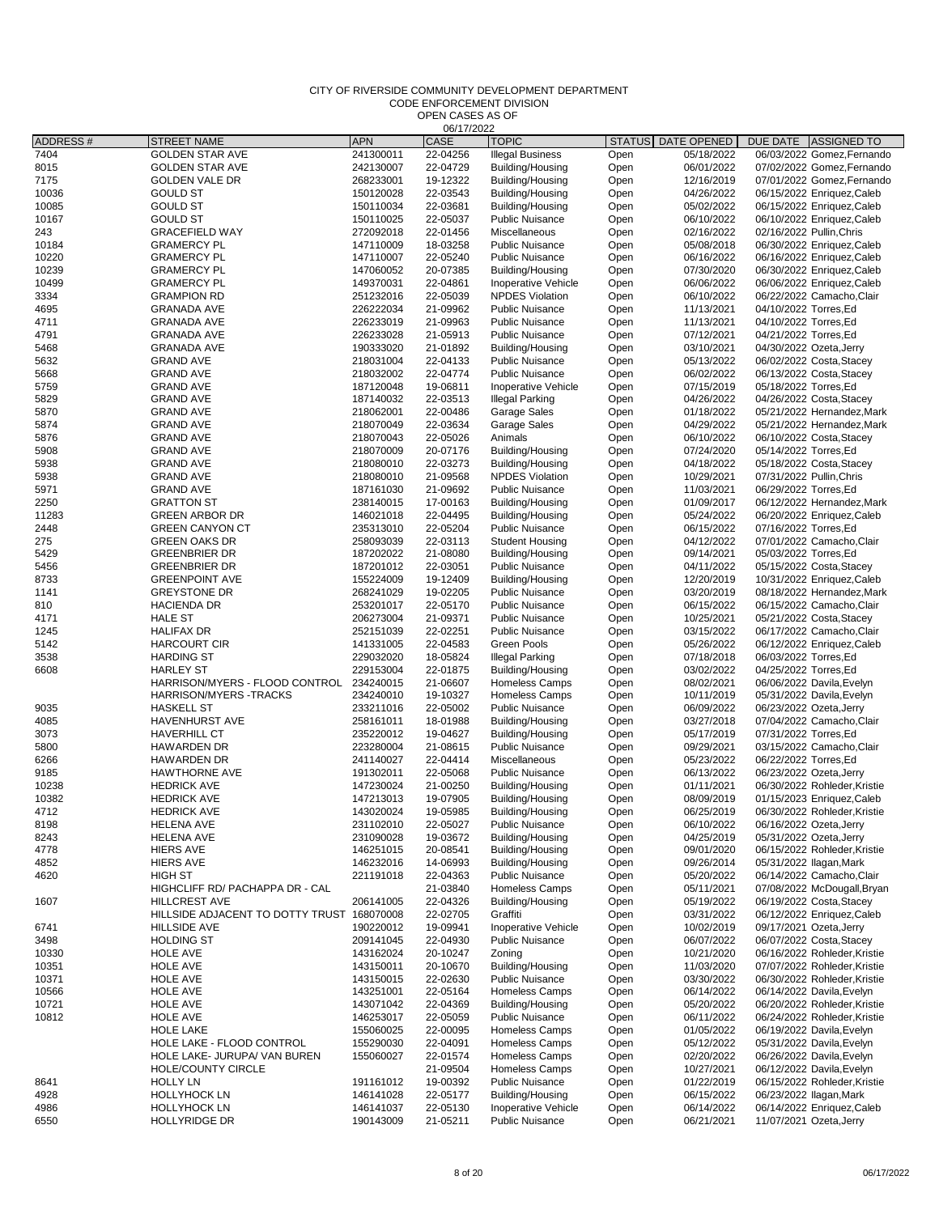CITY OF RIVERSIDE COMMUNITY DEVELOPMENT DEPARTMENT
CODE ENFORCEMENT DIVISION
OPEN CASES AS OF
06/17/2022

| ADDRESS # | STREET NAME | APN | CASE | TOPIC | STATUS | DATE OPENED | DUE DATE | ASSIGNED TO |
|---|---|---|---|---|---|---|---|---|
| 7404 | GOLDEN STAR AVE | 241300011 | 22-04256 | Illegal Business | Open | 05/18/2022 | 06/03/2022 | Gomez,Fernando |
| 8015 | GOLDEN STAR AVE | 242130007 | 22-04729 | Building/Housing | Open | 06/01/2022 | 07/02/2022 | Gomez,Fernando |
| 7175 | GOLDEN VALE DR | 268233001 | 19-12322 | Building/Housing | Open | 12/16/2019 | 07/01/2022 | Gomez,Fernando |
| 10036 | GOULD ST | 150120028 | 22-03543 | Building/Housing | Open | 04/26/2022 | 06/15/2022 | Enriquez,Caleb |
| 10085 | GOULD ST | 150110034 | 22-03681 | Building/Housing | Open | 05/02/2022 | 06/15/2022 | Enriquez,Caleb |
| 10167 | GOULD ST | 150110025 | 22-05037 | Public Nuisance | Open | 06/10/2022 | 06/10/2022 | Enriquez,Caleb |
| 243 | GRACEFIELD WAY | 272092018 | 22-01456 | Miscellaneous | Open | 02/16/2022 | 02/16/2022 | Pullin,Chris |
| 10184 | GRAMERCY PL | 147110009 | 18-03258 | Public Nuisance | Open | 05/08/2018 | 06/30/2022 | Enriquez,Caleb |
| 10220 | GRAMERCY PL | 147110007 | 22-05240 | Public Nuisance | Open | 06/16/2022 | 06/16/2022 | Enriquez,Caleb |
| 10239 | GRAMERCY PL | 147060052 | 20-07385 | Building/Housing | Open | 07/30/2020 | 06/30/2022 | Enriquez,Caleb |
| 10499 | GRAMERCY PL | 149370031 | 22-04861 | Inoperative Vehicle | Open | 06/06/2022 | 06/06/2022 | Enriquez,Caleb |
| 3334 | GRAMPION RD | 251232016 | 22-05039 | NPDES Violation | Open | 06/10/2022 | 06/22/2022 | Camacho,Clair |
| 4695 | GRANADA AVE | 226222034 | 21-09962 | Public Nuisance | Open | 11/13/2021 | 04/10/2022 | Torres,Ed |
| 4711 | GRANADA AVE | 226233019 | 21-09963 | Public Nuisance | Open | 11/13/2021 | 04/10/2022 | Torres,Ed |
| 4791 | GRANADA AVE | 226233028 | 21-05913 | Public Nuisance | Open | 07/12/2021 | 04/21/2022 | Torres,Ed |
| 5468 | GRANADA AVE | 190333020 | 21-01892 | Building/Housing | Open | 03/10/2021 | 04/30/2022 | Ozeta,Jerry |
| 5632 | GRAND AVE | 218031004 | 22-04133 | Public Nuisance | Open | 05/13/2022 | 06/02/2022 | Costa,Stacey |
| 5668 | GRAND AVE | 218032002 | 22-04774 | Public Nuisance | Open | 06/02/2022 | 06/13/2022 | Costa,Stacey |
| 5759 | GRAND AVE | 187120048 | 19-06811 | Inoperative Vehicle | Open | 07/15/2019 | 05/18/2022 | Torres,Ed |
| 5829 | GRAND AVE | 187140032 | 22-03513 | Illegal Parking | Open | 04/26/2022 | 04/26/2022 | Costa,Stacey |
| 5870 | GRAND AVE | 218062001 | 22-00486 | Garage Sales | Open | 01/18/2022 | 05/21/2022 | Hernandez,Mark |
| 5874 | GRAND AVE | 218070049 | 22-03634 | Garage Sales | Open | 04/29/2022 | 05/21/2022 | Hernandez,Mark |
| 5876 | GRAND AVE | 218070043 | 22-05026 | Animals | Open | 06/10/2022 | 06/10/2022 | Costa,Stacey |
| 5908 | GRAND AVE | 218070009 | 20-07176 | Building/Housing | Open | 07/24/2020 | 05/14/2022 | Torres,Ed |
| 5938 | GRAND AVE | 218080010 | 22-03273 | Building/Housing | Open | 04/18/2022 | 05/18/2022 | Costa,Stacey |
| 5938 | GRAND AVE | 218080010 | 21-09568 | NPDES Violation | Open | 10/29/2021 | 07/31/2022 | Pullin,Chris |
| 5971 | GRAND AVE | 187161030 | 21-09692 | Public Nuisance | Open | 11/03/2021 | 06/29/2022 | Torres,Ed |
| 2250 | GRATTON ST | 238140015 | 17-00163 | Building/Housing | Open | 01/09/2017 | 06/12/2022 | Hernandez,Mark |
| 11283 | GREEN ARBOR DR | 146021018 | 22-04495 | Building/Housing | Open | 05/24/2022 | 06/20/2022 | Enriquez,Caleb |
| 2448 | GREEN CANYON CT | 235313010 | 22-05204 | Public Nuisance | Open | 06/15/2022 | 07/16/2022 | Torres,Ed |
| 275 | GREEN OAKS DR | 258093039 | 22-03113 | Student Housing | Open | 04/12/2022 | 07/01/2022 | Camacho,Clair |
| 5429 | GREENBRIER DR | 187202022 | 21-08080 | Building/Housing | Open | 09/14/2021 | 05/03/2022 | Torres,Ed |
| 5456 | GREENBRIER DR | 187201012 | 22-03051 | Public Nuisance | Open | 04/11/2022 | 05/15/2022 | Costa,Stacey |
| 8733 | GREENPOINT AVE | 155224009 | 19-12409 | Building/Housing | Open | 12/20/2019 | 10/31/2022 | Enriquez,Caleb |
| 1141 | GREYSTONE DR | 268241029 | 19-02205 | Public Nuisance | Open | 03/20/2019 | 08/18/2022 | Hernandez,Mark |
| 810 | HACIENDA DR | 253201017 | 22-05170 | Public Nuisance | Open | 06/15/2022 | 06/15/2022 | Camacho,Clair |
| 4171 | HALE ST | 206273004 | 21-09371 | Public Nuisance | Open | 10/25/2021 | 05/21/2022 | Costa,Stacey |
| 1245 | HALIFAX DR | 252151039 | 22-02251 | Public Nuisance | Open | 03/15/2022 | 06/17/2022 | Camacho,Clair |
| 5142 | HARCOURT CIR | 141331005 | 22-04583 | Green Pools | Open | 05/26/2022 | 06/12/2022 | Enriquez,Caleb |
| 3538 | HARDING ST | 229032020 | 18-05824 | Illegal Parking | Open | 07/18/2018 | 06/03/2022 | Torres,Ed |
| 6608 | HARLEY ST | 229153004 | 22-01875 | Building/Housing | Open | 03/02/2022 | 04/25/2022 | Torres,Ed |
| | HARRISON/MYERS - FLOOD CONTROL | 234240015 | 21-06607 | Homeless Camps | Open | 08/02/2021 | 06/06/2022 | Davila,Evelyn |
| | HARRISON/MYERS -TRACKS | 234240010 | 19-10327 | Homeless Camps | Open | 10/11/2019 | 05/31/2022 | Davila,Evelyn |
| 9035 | HASKELL ST | 233211016 | 22-05002 | Public Nuisance | Open | 06/09/2022 | 06/23/2022 | Ozeta,Jerry |
| 4085 | HAVENHURST AVE | 258161011 | 18-01988 | Building/Housing | Open | 03/27/2018 | 07/04/2022 | Camacho,Clair |
| 3073 | HAVERHILL CT | 235220012 | 19-04627 | Building/Housing | Open | 05/17/2019 | 07/31/2022 | Torres,Ed |
| 5800 | HAWARDEN DR | 223280004 | 21-08615 | Public Nuisance | Open | 09/29/2021 | 03/15/2022 | Camacho,Clair |
| 6266 | HAWARDEN DR | 241140027 | 22-04414 | Miscellaneous | Open | 05/23/2022 | 06/22/2022 | Torres,Ed |
| 9185 | HAWTHORNE AVE | 191302011 | 22-05068 | Public Nuisance | Open | 06/13/2022 | 06/23/2022 | Ozeta,Jerry |
| 10238 | HEDRICK AVE | 147230024 | 21-00250 | Building/Housing | Open | 01/11/2021 | 06/30/2022 | Rohleder,Kristie |
| 10382 | HEDRICK AVE | 147213013 | 19-07905 | Building/Housing | Open | 08/09/2019 | 01/15/2023 | Enriquez,Caleb |
| 4712 | HEDRICK AVE | 143020024 | 19-05985 | Building/Housing | Open | 06/25/2019 | 06/30/2022 | Rohleder,Kristie |
| 8198 | HELENA AVE | 231102010 | 22-05027 | Public Nuisance | Open | 06/10/2022 | 06/16/2022 | Ozeta,Jerry |
| 8243 | HELENA AVE | 231090028 | 19-03672 | Building/Housing | Open | 04/25/2019 | 05/31/2022 | Ozeta,Jerry |
| 4778 | HIERS AVE | 146251015 | 20-08541 | Building/Housing | Open | 09/01/2020 | 06/15/2022 | Rohleder,Kristie |
| 4852 | HIERS AVE | 146232016 | 14-06993 | Building/Housing | Open | 09/26/2014 | 05/31/2022 | Ilagan,Mark |
| 4620 | HIGH ST | 221191018 | 22-04363 | Public Nuisance | Open | 05/20/2022 | 06/14/2022 | Camacho,Clair |
| | HIGHCLIFF RD/ PACHAPPA DR - CAL | | 21-03840 | Homeless Camps | Open | 05/11/2021 | 07/08/2022 | McDougall,Bryan |
| 1607 | HILLCREST AVE | 206141005 | 22-04326 | Building/Housing | Open | 05/19/2022 | 06/19/2022 | Costa,Stacey |
| | HILLSIDE ADJACENT TO DOTTY TRUST | 168070008 | 22-02705 | Graffiti | Open | 03/31/2022 | 06/12/2022 | Enriquez,Caleb |
| 6741 | HILLSIDE AVE | 190220012 | 19-09941 | Inoperative Vehicle | Open | 10/02/2019 | 09/17/2021 | Ozeta,Jerry |
| 3498 | HOLDING ST | 209141045 | 22-04930 | Public Nuisance | Open | 06/07/2022 | 06/07/2022 | Costa,Stacey |
| 10330 | HOLE AVE | 143162024 | 20-10247 | Zoning | Open | 10/21/2020 | 06/16/2022 | Rohleder,Kristie |
| 10351 | HOLE AVE | 143150011 | 20-10670 | Building/Housing | Open | 11/03/2020 | 07/07/2022 | Rohleder,Kristie |
| 10371 | HOLE AVE | 143150015 | 22-02630 | Public Nuisance | Open | 03/30/2022 | 06/30/2022 | Rohleder,Kristie |
| 10566 | HOLE AVE | 143251001 | 22-05164 | Homeless Camps | Open | 06/14/2022 | 06/14/2022 | Davila,Evelyn |
| 10721 | HOLE AVE | 143071042 | 22-04369 | Building/Housing | Open | 05/20/2022 | 06/20/2022 | Rohleder,Kristie |
| 10812 | HOLE AVE | 146253017 | 22-05059 | Public Nuisance | Open | 06/11/2022 | 06/24/2022 | Rohleder,Kristie |
| | HOLE LAKE | 155060025 | 22-00095 | Homeless Camps | Open | 01/05/2022 | 06/19/2022 | Davila,Evelyn |
| | HOLE LAKE - FLOOD CONTROL | 155290030 | 22-04091 | Homeless Camps | Open | 05/12/2022 | 05/31/2022 | Davila,Evelyn |
| | HOLE LAKE- JURUPA/ VAN BUREN | 155060027 | 22-01574 | Homeless Camps | Open | 02/20/2022 | 06/26/2022 | Davila,Evelyn |
| | HOLE/COUNTY CIRCLE | | 21-09504 | Homeless Camps | Open | 10/27/2021 | 06/12/2022 | Davila,Evelyn |
| 8641 | HOLLY LN | 191161012 | 19-00392 | Public Nuisance | Open | 01/22/2019 | 06/15/2022 | Rohleder,Kristie |
| 4928 | HOLLYHOCK LN | 146141028 | 22-05177 | Building/Housing | Open | 06/15/2022 | 06/23/2022 | Ilagan,Mark |
| 4986 | HOLLYHOCK LN | 146141037 | 22-05130 | Inoperative Vehicle | Open | 06/14/2022 | 06/14/2022 | Enriquez,Caleb |
| 6550 | HOLLYRIDGE DR | 190143009 | 21-05211 | Public Nuisance | Open | 06/21/2021 | 11/07/2021 | Ozeta,Jerry |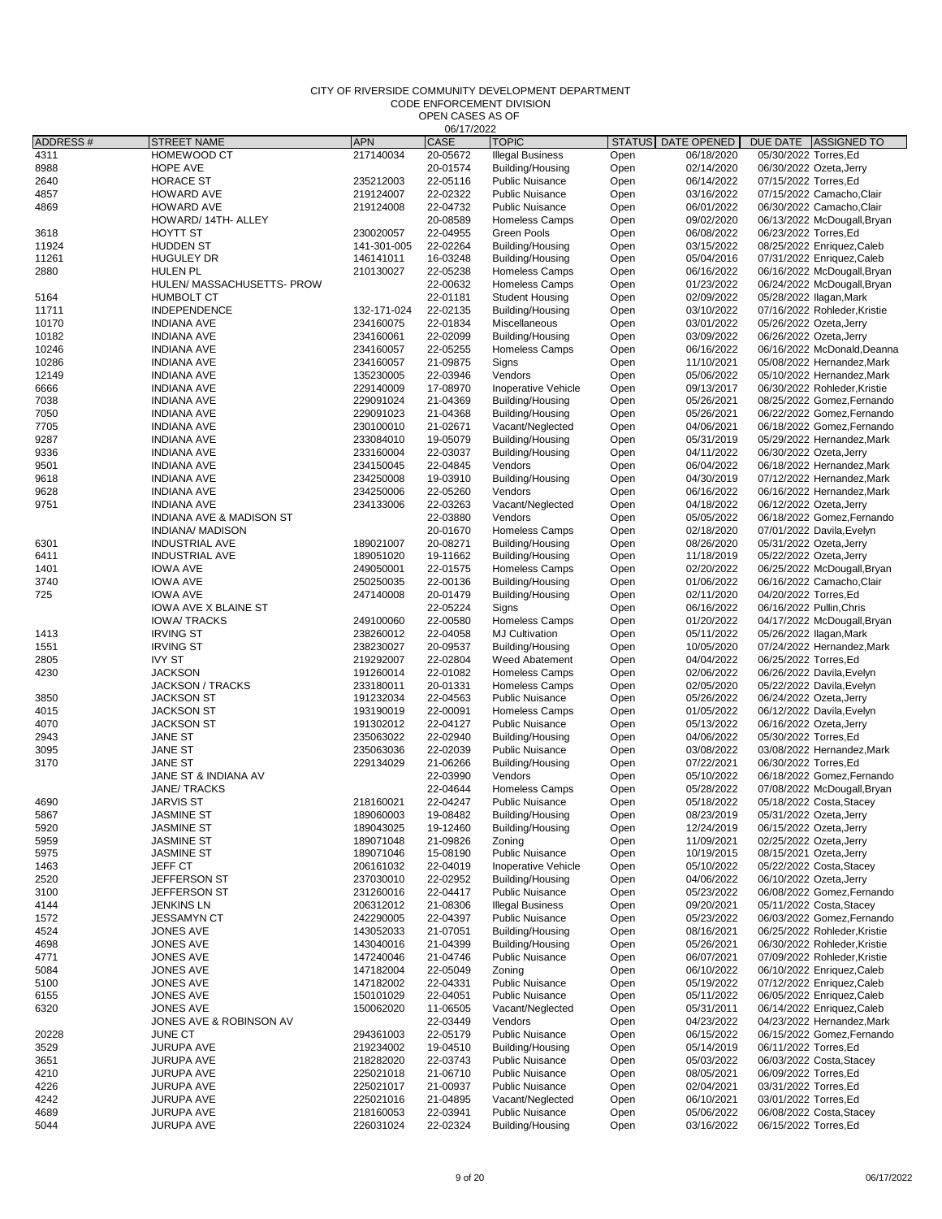CITY OF RIVERSIDE COMMUNITY DEVELOPMENT DEPARTMENT
CODE ENFORCEMENT DIVISION
OPEN CASES AS OF
06/17/2022

| ADDRESS # | STREET NAME | APN | CASE | TOPIC | STATUS | DATE OPENED | DUE DATE | ASSIGNED TO |
|---|---|---|---|---|---|---|---|---|
| 4311 | HOMEWOOD CT | 217140034 | 20-05672 | Illegal Business | Open | 06/18/2020 | 05/30/2022 | Torres,Ed |
| 8988 | HOPE AVE | | 20-01574 | Building/Housing | Open | 02/14/2020 | 06/30/2022 | Ozeta,Jerry |
| 2640 | HORACE ST | 235212003 | 22-05116 | Public Nuisance | Open | 06/14/2022 | 07/15/2022 | Torres,Ed |
| 4857 | HOWARD AVE | 219124007 | 22-02322 | Public Nuisance | Open | 03/16/2022 | 07/15/2022 | Camacho,Clair |
| 4869 | HOWARD AVE | 219124008 | 22-04732 | Public Nuisance | Open | 06/01/2022 | 06/30/2022 | Camacho,Clair |
| | HOWARD/ 14TH- ALLEY | | 20-08589 | Homeless Camps | Open | 09/02/2020 | 06/13/2022 | McDougall,Bryan |
| 3618 | HOYTT ST | 230020057 | 22-04955 | Green Pools | Open | 06/08/2022 | 06/23/2022 | Torres,Ed |
| 11924 | HUDDEN ST | 141-301-005 | 22-02264 | Building/Housing | Open | 03/15/2022 | 08/25/2022 | Enriquez,Caleb |
| 11261 | HUGULEY DR | 146141011 | 16-03248 | Building/Housing | Open | 05/04/2016 | 07/31/2022 | Enriquez,Caleb |
| 2880 | HULEN PL | 210130027 | 22-05238 | Homeless Camps | Open | 06/16/2022 | 06/16/2022 | McDougall,Bryan |
| | HULEN/ MASSACHUSETTS- PROW | | 22-00632 | Homeless Camps | Open | 01/23/2022 | 06/24/2022 | McDougall,Bryan |
| 5164 | HUMBOLT CT | | 22-01181 | Student Housing | Open | 02/09/2022 | 05/28/2022 | Ilagan,Mark |
| 11711 | INDEPENDENCE | 132-171-024 | 22-02135 | Building/Housing | Open | 03/10/2022 | 07/16/2022 | Rohleder,Kristie |
| 10170 | INDIANA AVE | 234160075 | 22-01834 | Miscellaneous | Open | 03/01/2022 | 05/26/2022 | Ozeta,Jerry |
| 10182 | INDIANA AVE | 234160061 | 22-02099 | Building/Housing | Open | 03/09/2022 | 06/26/2022 | Ozeta,Jerry |
| 10246 | INDIANA AVE | 234160057 | 22-05255 | Homeless Camps | Open | 06/16/2022 | 06/16/2022 | McDonald,Deanna |
| 10286 | INDIANA AVE | 234160057 | 21-09875 | Signs | Open | 11/10/2021 | 05/08/2022 | Hernandez,Mark |
| 12149 | INDIANA AVE | 135230005 | 22-03946 | Vendors | Open | 05/06/2022 | 05/10/2022 | Hernandez,Mark |
| 6666 | INDIANA AVE | 229140009 | 17-08970 | Inoperative Vehicle | Open | 09/13/2017 | 06/30/2022 | Rohleder,Kristie |
| 7038 | INDIANA AVE | 229091024 | 21-04369 | Building/Housing | Open | 05/26/2021 | 08/25/2022 | Gomez,Fernando |
| 7050 | INDIANA AVE | 229091023 | 21-04368 | Building/Housing | Open | 05/26/2021 | 06/22/2022 | Gomez,Fernando |
| 7705 | INDIANA AVE | 230100010 | 21-02671 | Vacant/Neglected | Open | 04/06/2021 | 06/18/2022 | Gomez,Fernando |
| 9287 | INDIANA AVE | 233084010 | 19-05079 | Building/Housing | Open | 05/31/2019 | 05/29/2022 | Hernandez,Mark |
| 9336 | INDIANA AVE | 233160004 | 22-03037 | Building/Housing | Open | 04/11/2022 | 06/30/2022 | Ozeta,Jerry |
| 9501 | INDIANA AVE | 234150045 | 22-04845 | Vendors | Open | 06/04/2022 | 06/18/2022 | Hernandez,Mark |
| 9618 | INDIANA AVE | 234250008 | 19-03910 | Building/Housing | Open | 04/30/2019 | 07/12/2022 | Hernandez,Mark |
| 9628 | INDIANA AVE | 234250006 | 22-05260 | Vendors | Open | 06/16/2022 | 06/16/2022 | Hernandez,Mark |
| 9751 | INDIANA AVE | 234133006 | 22-03263 | Vacant/Neglected | Open | 04/18/2022 | 06/12/2022 | Ozeta,Jerry |
| | INDIANA AVE & MADISON ST | | 22-03880 | Vendors | Open | 05/05/2022 | 06/18/2022 | Gomez,Fernando |
| | INDIANA/ MADISON | | 20-01670 | Homeless Camps | Open | 02/18/2020 | 07/01/2022 | Davila,Evelyn |
| 6301 | INDUSTRIAL AVE | 189021007 | 20-08271 | Building/Housing | Open | 08/26/2020 | 05/31/2022 | Ozeta,Jerry |
| 6411 | INDUSTRIAL AVE | 189051020 | 19-11662 | Building/Housing | Open | 11/18/2019 | 05/22/2022 | Ozeta,Jerry |
| 1401 | IOWA AVE | 249050001 | 22-01575 | Homeless Camps | Open | 02/20/2022 | 06/25/2022 | McDougall,Bryan |
| 3740 | IOWA AVE | 250250035 | 22-00136 | Building/Housing | Open | 01/06/2022 | 06/16/2022 | Camacho,Clair |
| 725 | IOWA AVE | 247140008 | 20-01479 | Building/Housing | Open | 02/11/2020 | 04/20/2022 | Torres,Ed |
| | IOWA AVE X BLAINE ST | | 22-05224 | Signs | Open | 06/16/2022 | 06/16/2022 | Pullin,Chris |
| | IOWA/ TRACKS | 249100060 | 22-00580 | Homeless Camps | Open | 01/20/2022 | 04/17/2022 | McDougall,Bryan |
| 1413 | IRVING ST | 238260012 | 22-04058 | MJ Cultivation | Open | 05/11/2022 | 05/26/2022 | Ilagan,Mark |
| 1551 | IRVING ST | 238230027 | 20-09537 | Building/Housing | Open | 10/05/2020 | 07/24/2022 | Hernandez,Mark |
| 2805 | IVY ST | 219292007 | 22-02804 | Weed Abatement | Open | 04/04/2022 | 06/25/2022 | Torres,Ed |
| 4230 | JACKSON | 191260014 | 22-01082 | Homeless Camps | Open | 02/06/2022 | 06/26/2022 | Davila,Evelyn |
| | JACKSON / TRACKS | 233180011 | 20-01331 | Homeless Camps | Open | 02/05/2020 | 05/22/2022 | Davila,Evelyn |
| 3850 | JACKSON ST | 191232034 | 22-04563 | Public Nuisance | Open | 05/26/2022 | 06/24/2022 | Ozeta,Jerry |
| 4015 | JACKSON ST | 193190019 | 22-00091 | Homeless Camps | Open | 01/05/2022 | 06/12/2022 | Davila,Evelyn |
| 4070 | JACKSON ST | 191302012 | 22-04127 | Public Nuisance | Open | 05/13/2022 | 06/16/2022 | Ozeta,Jerry |
| 2943 | JANE ST | 235063022 | 22-02940 | Building/Housing | Open | 04/06/2022 | 05/30/2022 | Torres,Ed |
| 3095 | JANE ST | 235063036 | 22-02039 | Public Nuisance | Open | 03/08/2022 | 03/08/2022 | Hernandez,Mark |
| 3170 | JANE ST | 229134029 | 21-06266 | Building/Housing | Open | 07/22/2021 | 06/30/2022 | Torres,Ed |
| | JANE ST & INDIANA AV | | 22-03990 | Vendors | Open | 05/10/2022 | 06/18/2022 | Gomez,Fernando |
| | JANE/ TRACKS | | 22-04644 | Homeless Camps | Open | 05/28/2022 | 07/08/2022 | McDougall,Bryan |
| 4690 | JARVIS ST | 218160021 | 22-04247 | Public Nuisance | Open | 05/18/2022 | 05/18/2022 | Costa,Stacey |
| 5867 | JASMINE ST | 189060003 | 19-08482 | Building/Housing | Open | 08/23/2019 | 05/31/2022 | Ozeta,Jerry |
| 5920 | JASMINE ST | 189043025 | 19-12460 | Building/Housing | Open | 12/24/2019 | 06/15/2022 | Ozeta,Jerry |
| 5959 | JASMINE ST | 189071048 | 21-09826 | Zoning | Open | 11/09/2021 | 02/25/2022 | Ozeta,Jerry |
| 5975 | JASMINE ST | 189071046 | 15-08190 | Public Nuisance | Open | 10/19/2015 | 08/15/2021 | Ozeta,Jerry |
| 1463 | JEFF CT | 206161032 | 22-04019 | Inoperative Vehicle | Open | 05/10/2022 | 05/22/2022 | Costa,Stacey |
| 2520 | JEFFERSON ST | 237030010 | 22-02952 | Building/Housing | Open | 04/06/2022 | 06/10/2022 | Ozeta,Jerry |
| 3100 | JEFFERSON ST | 231260016 | 22-04417 | Public Nuisance | Open | 05/23/2022 | 06/08/2022 | Gomez,Fernando |
| 4144 | JENKINS LN | 206312012 | 21-08306 | Illegal Business | Open | 09/20/2021 | 05/11/2022 | Costa,Stacey |
| 1572 | JESSAMYN CT | 242290005 | 22-04397 | Public Nuisance | Open | 05/23/2022 | 06/03/2022 | Gomez,Fernando |
| 4524 | JONES AVE | 143052033 | 21-07051 | Building/Housing | Open | 08/16/2021 | 06/25/2022 | Rohleder,Kristie |
| 4698 | JONES AVE | 143040016 | 21-04399 | Building/Housing | Open | 05/26/2021 | 06/30/2022 | Rohleder,Kristie |
| 4771 | JONES AVE | 147240046 | 21-04746 | Public Nuisance | Open | 06/07/2021 | 07/09/2022 | Rohleder,Kristie |
| 5084 | JONES AVE | 147182004 | 22-05049 | Zoning | Open | 06/10/2022 | 06/10/2022 | Enriquez,Caleb |
| 5100 | JONES AVE | 147182002 | 22-04331 | Public Nuisance | Open | 05/19/2022 | 07/12/2022 | Enriquez,Caleb |
| 6155 | JONES AVE | 150101029 | 22-04051 | Public Nuisance | Open | 05/11/2022 | 06/05/2022 | Enriquez,Caleb |
| 6320 | JONES AVE | 150062020 | 11-06505 | Vacant/Neglected | Open | 05/31/2011 | 06/14/2022 | Enriquez,Caleb |
| | JONES AVE & ROBINSON AV | | 22-03449 | Vendors | Open | 04/23/2022 | 04/23/2022 | Hernandez,Mark |
| 20228 | JUNE CT | 294361003 | 22-05179 | Public Nuisance | Open | 06/15/2022 | 06/15/2022 | Gomez,Fernando |
| 3529 | JURUPA AVE | 219234002 | 19-04510 | Building/Housing | Open | 05/14/2019 | 06/11/2022 | Torres,Ed |
| 3651 | JURUPA AVE | 218282020 | 22-03743 | Public Nuisance | Open | 05/03/2022 | 06/03/2022 | Costa,Stacey |
| 4210 | JURUPA AVE | 225021018 | 21-06710 | Public Nuisance | Open | 08/05/2021 | 06/09/2022 | Torres,Ed |
| 4226 | JURUPA AVE | 225021017 | 21-00937 | Public Nuisance | Open | 02/04/2021 | 03/31/2022 | Torres,Ed |
| 4242 | JURUPA AVE | 225021016 | 21-04895 | Vacant/Neglected | Open | 06/10/2021 | 03/01/2022 | Torres,Ed |
| 4689 | JURUPA AVE | 218160053 | 22-03941 | Public Nuisance | Open | 05/06/2022 | 06/08/2022 | Costa,Stacey |
| 5044 | JURUPA AVE | 226031024 | 22-02324 | Building/Housing | Open | 03/16/2022 | 06/15/2022 | Torres,Ed |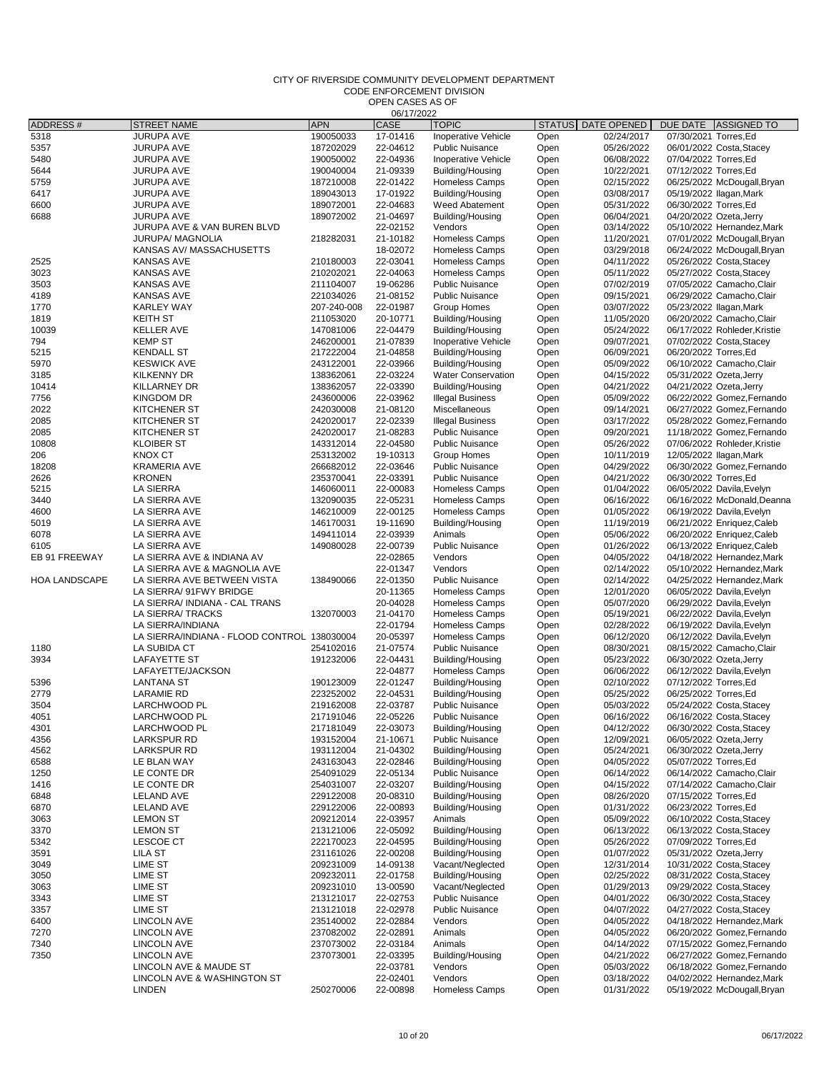CITY OF RIVERSIDE COMMUNITY DEVELOPMENT DEPARTMENT
CODE ENFORCEMENT DIVISION
OPEN CASES AS OF
06/17/2022

| ADDRESS # | STREET NAME | APN | CASE | TOPIC | STATUS | DATE OPENED | DUE DATE | ASSIGNED TO |
|---|---|---|---|---|---|---|---|---|
| 5318 | JURUPA AVE | 190050033 | 17-01416 | Inoperative Vehicle | Open | 02/24/2017 | 07/30/2021 | Torres,Ed |
| 5357 | JURUPA AVE | 187202029 | 22-04612 | Public Nuisance | Open | 05/26/2022 | 06/01/2022 | Costa,Stacey |
| 5480 | JURUPA AVE | 190050002 | 22-04936 | Inoperative Vehicle | Open | 06/08/2022 | 07/04/2022 | Torres,Ed |
| 5644 | JURUPA AVE | 190040004 | 21-09339 | Building/Housing | Open | 10/22/2021 | 07/12/2022 | Torres,Ed |
| 5759 | JURUPA AVE | 187210008 | 22-01422 | Homeless Camps | Open | 02/15/2022 | 06/25/2022 | McDougall,Bryan |
| 6417 | JURUPA AVE | 189043013 | 17-01922 | Building/Housing | Open | 03/08/2017 | 05/19/2022 | Ilagan,Mark |
| 6600 | JURUPA AVE | 189072001 | 22-04683 | Weed Abatement | Open | 05/31/2022 | 06/30/2022 | Torres,Ed |
| 6688 | JURUPA AVE | 189072002 | 21-04697 | Building/Housing | Open | 06/04/2021 | 04/20/2022 | Ozeta,Jerry |
| | JURUPA AVE & VAN BUREN BLVD | | 22-02152 | Vendors | Open | 03/14/2022 | 05/10/2022 | Hernandez,Mark |
| | JURUPA/ MAGNOLIA | 218282031 | 21-10182 | Homeless Camps | Open | 11/20/2021 | 07/01/2022 | McDougall,Bryan |
| | KANSAS AV/ MASSACHUSETTS | | 18-02072 | Homeless Camps | Open | 03/29/2018 | 06/24/2022 | McDougall,Bryan |
| 2525 | KANSAS AVE | 210180003 | 22-03041 | Homeless Camps | Open | 04/11/2022 | 05/26/2022 | Costa,Stacey |
| 3023 | KANSAS AVE | 210202021 | 22-04063 | Homeless Camps | Open | 05/11/2022 | 05/27/2022 | Costa,Stacey |
| 3503 | KANSAS AVE | 211104007 | 19-06286 | Public Nuisance | Open | 07/02/2019 | 07/05/2022 | Camacho,Clair |
| 4189 | KANSAS AVE | 221034026 | 21-08152 | Public Nuisance | Open | 09/15/2021 | 06/29/2022 | Camacho,Clair |
| 1770 | KARLEY WAY | 207-240-008 | 22-01987 | Group Homes | Open | 03/07/2022 | 05/23/2022 | Ilagan,Mark |
| 1819 | KEITH ST | 211053020 | 20-10771 | Building/Housing | Open | 11/05/2020 | 06/20/2022 | Camacho,Clair |
| 10039 | KELLER AVE | 147081006 | 22-04479 | Building/Housing | Open | 05/24/2022 | 06/17/2022 | Rohleder,Kristie |
| 794 | KEMP ST | 246200001 | 21-07839 | Inoperative Vehicle | Open | 09/07/2021 | 07/02/2022 | Costa,Stacey |
| 5215 | KENDALL ST | 217222004 | 21-04858 | Building/Housing | Open | 06/09/2021 | 06/20/2022 | Torres,Ed |
| 5970 | KESWICK AVE | 243122001 | 22-03966 | Building/Housing | Open | 05/09/2022 | 06/10/2022 | Camacho,Clair |
| 3185 | KILKENNY DR | 138362061 | 22-03224 | Water Conservation | Open | 04/15/2022 | 05/31/2022 | Ozeta,Jerry |
| 10414 | KILLARNEY DR | 138362057 | 22-03390 | Building/Housing | Open | 04/21/2022 | 04/21/2022 | Ozeta,Jerry |
| 7756 | KINGDOM DR | 243600006 | 22-03962 | Illegal Business | Open | 05/09/2022 | 06/22/2022 | Gomez,Fernando |
| 2022 | KITCHENER ST | 242030008 | 21-08120 | Miscellaneous | Open | 09/14/2021 | 06/27/2022 | Gomez,Fernando |
| 2085 | KITCHENER ST | 242020017 | 22-02339 | Illegal Business | Open | 03/17/2022 | 05/28/2022 | Gomez,Fernando |
| 2085 | KITCHENER ST | 242020017 | 21-08283 | Public Nuisance | Open | 09/20/2021 | 11/18/2022 | Gomez,Fernando |
| 10808 | KLOIBER ST | 143312014 | 22-04580 | Public Nuisance | Open | 05/26/2022 | 07/06/2022 | Rohleder,Kristie |
| 206 | KNOX CT | 253132002 | 19-10313 | Group Homes | Open | 10/11/2019 | 12/05/2022 | Ilagan,Mark |
| 18208 | KRAMERIA AVE | 266682012 | 22-03646 | Public Nuisance | Open | 04/29/2022 | 06/30/2022 | Gomez,Fernando |
| 2626 | KRONEN | 235370041 | 22-03391 | Public Nuisance | Open | 04/21/2022 | 06/30/2022 | Torres,Ed |
| 5215 | LA SIERRA | 146060011 | 22-00083 | Homeless Camps | Open | 01/04/2022 | 06/05/2022 | Davila,Evelyn |
| 3440 | LA SIERRA AVE | 132090035 | 22-05231 | Homeless Camps | Open | 06/16/2022 | 06/16/2022 | McDonald,Deanna |
| 4600 | LA SIERRA AVE | 146210009 | 22-00125 | Homeless Camps | Open | 01/05/2022 | 06/19/2022 | Davila,Evelyn |
| 5019 | LA SIERRA AVE | 146170031 | 19-11690 | Building/Housing | Open | 11/19/2019 | 06/21/2022 | Enriquez,Caleb |
| 6078 | LA SIERRA AVE | 149411014 | 22-03939 | Animals | Open | 05/06/2022 | 06/20/2022 | Enriquez,Caleb |
| 6105 | LA SIERRA AVE | 149080028 | 22-00739 | Public Nuisance | Open | 01/26/2022 | 06/13/2022 | Enriquez,Caleb |
| EB 91 FREEWAY | LA SIERRA AVE & INDIANA AV | | 22-02865 | Vendors | Open | 04/05/2022 | 04/18/2022 | Hernandez,Mark |
| | LA SIERRA AVE & MAGNOLIA AVE | | 22-01347 | Vendors | Open | 02/14/2022 | 05/10/2022 | Hernandez,Mark |
| HOA LANDSCAPE | LA SIERRA AVE BETWEEN VISTA | 138490066 | 22-01350 | Public Nuisance | Open | 02/14/2022 | 04/25/2022 | Hernandez,Mark |
| | LA SIERRA/ 91FWY BRIDGE | | 20-11365 | Homeless Camps | Open | 12/01/2020 | 06/05/2022 | Davila,Evelyn |
| | LA SIERRA/ INDIANA - CAL TRANS | | 20-04028 | Homeless Camps | Open | 05/07/2020 | 06/29/2022 | Davila,Evelyn |
| | LA SIERRA/ TRACKS | 132070003 | 21-04170 | Homeless Camps | Open | 05/19/2021 | 06/22/2022 | Davila,Evelyn |
| | LA SIERRA/INDIANA | | 22-01794 | Homeless Camps | Open | 02/28/2022 | 06/19/2022 | Davila,Evelyn |
| | LA SIERRA/INDIANA - FLOOD CONTROL | 138030004 | 20-05397 | Homeless Camps | Open | 06/12/2020 | 06/12/2022 | Davila,Evelyn |
| 1180 | LA SUBIDA CT | 254102016 | 21-07574 | Public Nuisance | Open | 08/30/2021 | 08/15/2022 | Camacho,Clair |
| 3934 | LAFAYETTE ST | 191232006 | 22-04431 | Building/Housing | Open | 05/23/2022 | 06/30/2022 | Ozeta,Jerry |
| | LAFAYETTE/JACKSON | | 22-04877 | Homeless Camps | Open | 06/06/2022 | 06/12/2022 | Davila,Evelyn |
| 5396 | LANTANA ST | 190123009 | 22-01247 | Building/Housing | Open | 02/10/2022 | 07/12/2022 | Torres,Ed |
| 2779 | LARAMIE RD | 223252002 | 22-04531 | Building/Housing | Open | 05/25/2022 | 06/25/2022 | Torres,Ed |
| 3504 | LARCHWOOD PL | 219162008 | 22-03787 | Public Nuisance | Open | 05/03/2022 | 05/24/2022 | Costa,Stacey |
| 4051 | LARCHWOOD PL | 217191046 | 22-05226 | Public Nuisance | Open | 06/16/2022 | 06/16/2022 | Costa,Stacey |
| 4301 | LARCHWOOD PL | 217181049 | 22-03073 | Building/Housing | Open | 04/12/2022 | 06/30/2022 | Costa,Stacey |
| 4356 | LARKSPUR RD | 193152004 | 21-10671 | Public Nuisance | Open | 12/09/2021 | 06/05/2022 | Ozeta,Jerry |
| 4562 | LARKSPUR RD | 193112004 | 21-04302 | Building/Housing | Open | 05/24/2021 | 06/30/2022 | Ozeta,Jerry |
| 6588 | LE BLAN WAY | 243163043 | 22-02846 | Building/Housing | Open | 04/05/2022 | 05/07/2022 | Torres,Ed |
| 1250 | LE CONTE DR | 254091029 | 22-05134 | Public Nuisance | Open | 06/14/2022 | 06/14/2022 | Camacho,Clair |
| 1416 | LE CONTE DR | 254031007 | 22-03207 | Building/Housing | Open | 04/15/2022 | 07/14/2022 | Camacho,Clair |
| 6848 | LELAND AVE | 229122008 | 20-08310 | Building/Housing | Open | 08/26/2020 | 07/15/2022 | Torres,Ed |
| 6870 | LELAND AVE | 229122006 | 22-00893 | Building/Housing | Open | 01/31/2022 | 06/23/2022 | Torres,Ed |
| 3063 | LEMON ST | 209212014 | 22-03957 | Animals | Open | 05/09/2022 | 06/10/2022 | Costa,Stacey |
| 3370 | LEMON ST | 213121006 | 22-05092 | Building/Housing | Open | 06/13/2022 | 06/13/2022 | Costa,Stacey |
| 5342 | LESCOE CT | 222170023 | 22-04595 | Building/Housing | Open | 05/26/2022 | 07/09/2022 | Torres,Ed |
| 3591 | LILA ST | 231161026 | 22-00208 | Building/Housing | Open | 01/07/2022 | 05/31/2022 | Ozeta,Jerry |
| 3049 | LIME ST | 209231009 | 14-09138 | Vacant/Neglected | Open | 12/31/2014 | 10/31/2022 | Costa,Stacey |
| 3050 | LIME ST | 209232011 | 22-01758 | Building/Housing | Open | 02/25/2022 | 08/31/2022 | Costa,Stacey |
| 3063 | LIME ST | 209231010 | 13-00590 | Vacant/Neglected | Open | 01/29/2013 | 09/29/2022 | Costa,Stacey |
| 3343 | LIME ST | 213121017 | 22-02753 | Public Nuisance | Open | 04/01/2022 | 06/30/2022 | Costa,Stacey |
| 3357 | LIME ST | 213121018 | 22-02978 | Public Nuisance | Open | 04/07/2022 | 04/27/2022 | Costa,Stacey |
| 6400 | LINCOLN AVE | 235140002 | 22-02884 | Vendors | Open | 04/05/2022 | 04/18/2022 | Hernandez,Mark |
| 7270 | LINCOLN AVE | 237082002 | 22-02891 | Animals | Open | 04/05/2022 | 06/20/2022 | Gomez,Fernando |
| 7340 | LINCOLN AVE | 237073002 | 22-03184 | Animals | Open | 04/14/2022 | 07/15/2022 | Gomez,Fernando |
| 7350 | LINCOLN AVE | 237073001 | 22-03395 | Building/Housing | Open | 04/21/2022 | 06/27/2022 | Gomez,Fernando |
| | LINCOLN AVE & MAUDE ST | | 22-03781 | Vendors | Open | 05/03/2022 | 06/18/2022 | Gomez,Fernando |
| | LINCOLN AVE & WASHINGTON ST | | 22-02401 | Vendors | Open | 03/18/2022 | 04/02/2022 | Hernandez,Mark |
| | LINDEN | 250270006 | 22-00898 | Homeless Camps | Open | 01/31/2022 | 05/19/2022 | McDougall,Bryan |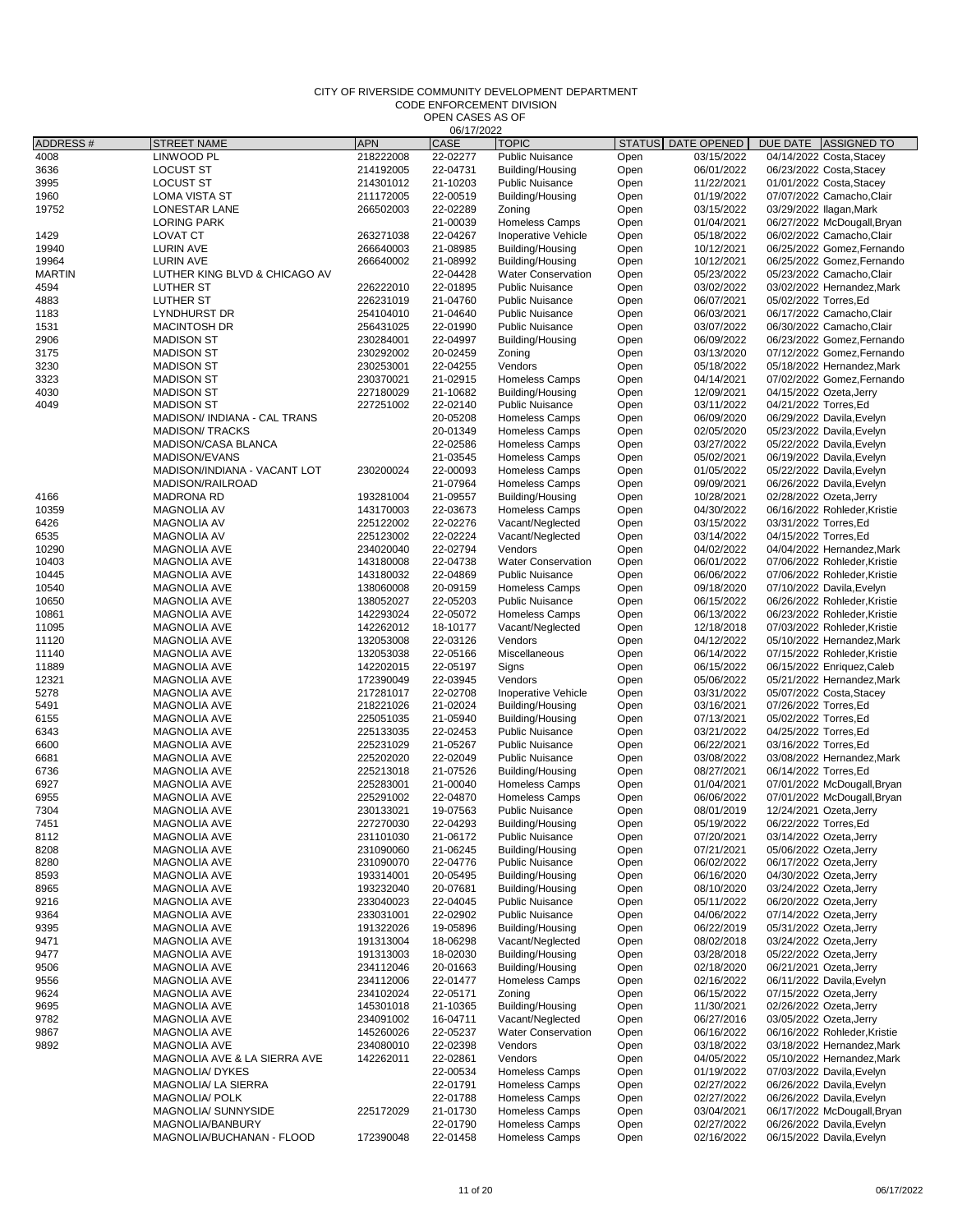CITY OF RIVERSIDE COMMUNITY DEVELOPMENT DEPARTMENT
CODE ENFORCEMENT DIVISION
OPEN CASES AS OF
06/17/2022

| ADDRESS # | STREET NAME | APN | CASE | TOPIC | STATUS | DATE OPENED | DUE DATE | ASSIGNED TO |
|---|---|---|---|---|---|---|---|---|
| 4008 | LINWOOD PL | 218222008 | 22-02277 | Public Nuisance | Open | 03/15/2022 | 04/14/2022 | Costa,Stacey |
| 3636 | LOCUST ST | 214192005 | 22-04731 | Building/Housing | Open | 06/01/2022 | 06/23/2022 | Costa,Stacey |
| 3995 | LOCUST ST | 214301012 | 21-10203 | Public Nuisance | Open | 11/22/2021 | 01/01/2022 | Costa,Stacey |
| 1960 | LOMA VISTA ST | 211172005 | 22-00519 | Building/Housing | Open | 01/19/2022 | 07/07/2022 | Camacho,Clair |
| 19752 | LONESTAR LANE | 266502003 | 22-02289 | Zoning | Open | 03/15/2022 | 03/29/2022 | Ilagan,Mark |
| | LORING PARK | | 21-00039 | Homeless Camps | Open | 01/04/2021 | 06/27/2022 | McDougall,Bryan |
| 1429 | LOVAT CT | 263271038 | 22-04267 | Inoperative Vehicle | Open | 05/18/2022 | 06/02/2022 | Camacho,Clair |
| 19940 | LURIN AVE | 266640003 | 21-08985 | Building/Housing | Open | 10/12/2021 | 06/25/2022 | Gomez,Fernando |
| 19964 | LURIN AVE | 266640002 | 21-08992 | Building/Housing | Open | 10/12/2021 | 06/25/2022 | Gomez,Fernando |
| MARTIN | LUTHER KING BLVD & CHICAGO AV | | 22-04428 | Water Conservation | Open | 05/23/2022 | 05/23/2022 | Camacho,Clair |
| 4594 | LUTHER ST | 226222010 | 22-01895 | Public Nuisance | Open | 03/02/2022 | 03/02/2022 | Hernandez,Mark |
| 4883 | LUTHER ST | 226231019 | 21-04760 | Public Nuisance | Open | 06/07/2021 | 05/02/2022 | Torres,Ed |
| 1183 | LYNDHURST DR | 254104010 | 21-04640 | Public Nuisance | Open | 06/03/2021 | 06/17/2022 | Camacho,Clair |
| 1531 | MACINTOSH DR | 256431025 | 22-01990 | Public Nuisance | Open | 03/07/2022 | 06/30/2022 | Camacho,Clair |
| 2906 | MADISON ST | 230284001 | 22-04997 | Building/Housing | Open | 06/09/2022 | 06/23/2022 | Gomez,Fernando |
| 3175 | MADISON ST | 230292002 | 20-02459 | Zoning | Open | 03/13/2020 | 07/12/2022 | Gomez,Fernando |
| 3230 | MADISON ST | 230253001 | 22-04255 | Vendors | Open | 05/18/2022 | 05/18/2022 | Hernandez,Mark |
| 3323 | MADISON ST | 230370021 | 21-02915 | Homeless Camps | Open | 04/14/2021 | 07/02/2022 | Gomez,Fernando |
| 4030 | MADISON ST | 227180029 | 21-10682 | Building/Housing | Open | 12/09/2021 | 04/15/2022 | Ozeta,Jerry |
| 4049 | MADISON ST | 227251002 | 22-02140 | Public Nuisance | Open | 03/11/2022 | 04/21/2022 | Torres,Ed |
| | MADISON/ INDIANA - CAL TRANS | | 20-05208 | Homeless Camps | Open | 06/09/2020 | 06/29/2022 | Davila,Evelyn |
| | MADISON/ TRACKS | | 20-01349 | Homeless Camps | Open | 02/05/2020 | 05/23/2022 | Davila,Evelyn |
| | MADISON/CASA BLANCA | | 22-02586 | Homeless Camps | Open | 03/27/2022 | 05/22/2022 | Davila,Evelyn |
| | MADISON/EVANS | | 21-03545 | Homeless Camps | Open | 05/02/2021 | 06/19/2022 | Davila,Evelyn |
| | MADISON/INDIANA - VACANT LOT | 230200024 | 22-00093 | Homeless Camps | Open | 01/05/2022 | 05/22/2022 | Davila,Evelyn |
| | MADISON/RAILROAD | | 21-07964 | Homeless Camps | Open | 09/09/2021 | 06/26/2022 | Davila,Evelyn |
| 4166 | MADRONA RD | 193281004 | 21-09557 | Building/Housing | Open | 10/28/2021 | 02/28/2022 | Ozeta,Jerry |
| 10359 | MAGNOLIA AV | 143170003 | 22-03673 | Homeless Camps | Open | 04/30/2022 | 06/16/2022 | Rohleder,Kristie |
| 6426 | MAGNOLIA AV | 225122002 | 22-02276 | Vacant/Neglected | Open | 03/15/2022 | 03/31/2022 | Torres,Ed |
| 6535 | MAGNOLIA AV | 225123002 | 22-02224 | Vacant/Neglected | Open | 03/14/2022 | 04/15/2022 | Torres,Ed |
| 10290 | MAGNOLIA AVE | 234020040 | 22-02794 | Vendors | Open | 04/02/2022 | 04/04/2022 | Hernandez,Mark |
| 10403 | MAGNOLIA AVE | 143180008 | 22-04738 | Water Conservation | Open | 06/01/2022 | 07/06/2022 | Rohleder,Kristie |
| 10445 | MAGNOLIA AVE | 143180032 | 22-04869 | Public Nuisance | Open | 06/06/2022 | 07/06/2022 | Rohleder,Kristie |
| 10540 | MAGNOLIA AVE | 138060008 | 20-09159 | Homeless Camps | Open | 09/18/2020 | 07/10/2022 | Davila,Evelyn |
| 10650 | MAGNOLIA AVE | 138052027 | 22-05203 | Public Nuisance | Open | 06/15/2022 | 06/26/2022 | Rohleder,Kristie |
| 10861 | MAGNOLIA AVE | 142293024 | 22-05072 | Homeless Camps | Open | 06/13/2022 | 06/23/2022 | Rohleder,Kristie |
| 11095 | MAGNOLIA AVE | 142262012 | 18-10177 | Vacant/Neglected | Open | 12/18/2018 | 07/03/2022 | Rohleder,Kristie |
| 11120 | MAGNOLIA AVE | 132053008 | 22-03126 | Vendors | Open | 04/12/2022 | 05/10/2022 | Hernandez,Mark |
| 11140 | MAGNOLIA AVE | 132053038 | 22-05166 | Miscellaneous | Open | 06/14/2022 | 07/15/2022 | Rohleder,Kristie |
| 11889 | MAGNOLIA AVE | 142202015 | 22-05197 | Signs | Open | 06/15/2022 | 06/15/2022 | Enriquez,Caleb |
| 12321 | MAGNOLIA AVE | 172390049 | 22-03945 | Vendors | Open | 05/06/2022 | 05/21/2022 | Hernandez,Mark |
| 5278 | MAGNOLIA AVE | 217281017 | 22-02708 | Inoperative Vehicle | Open | 03/31/2022 | 05/07/2022 | Costa,Stacey |
| 5491 | MAGNOLIA AVE | 218221026 | 21-02024 | Building/Housing | Open | 03/16/2021 | 07/26/2022 | Torres,Ed |
| 6155 | MAGNOLIA AVE | 225051035 | 21-05940 | Building/Housing | Open | 07/13/2021 | 05/02/2022 | Torres,Ed |
| 6343 | MAGNOLIA AVE | 225133035 | 22-02453 | Public Nuisance | Open | 03/21/2022 | 04/25/2022 | Torres,Ed |
| 6600 | MAGNOLIA AVE | 225231029 | 21-05267 | Public Nuisance | Open | 06/22/2021 | 03/16/2022 | Torres,Ed |
| 6681 | MAGNOLIA AVE | 225202020 | 22-02049 | Public Nuisance | Open | 03/08/2022 | 03/08/2022 | Hernandez,Mark |
| 6736 | MAGNOLIA AVE | 225213018 | 21-07526 | Building/Housing | Open | 08/27/2021 | 06/14/2022 | Torres,Ed |
| 6927 | MAGNOLIA AVE | 225283001 | 21-00040 | Homeless Camps | Open | 01/04/2021 | 07/01/2022 | McDougall,Bryan |
| 6955 | MAGNOLIA AVE | 225291002 | 22-04870 | Homeless Camps | Open | 06/06/2022 | 07/01/2022 | McDougall,Bryan |
| 7304 | MAGNOLIA AVE | 230133021 | 19-07563 | Public Nuisance | Open | 08/01/2019 | 12/24/2021 | Ozeta,Jerry |
| 7451 | MAGNOLIA AVE | 227270030 | 22-04293 | Building/Housing | Open | 05/19/2022 | 06/22/2022 | Torres,Ed |
| 8112 | MAGNOLIA AVE | 231101030 | 21-06172 | Public Nuisance | Open | 07/20/2021 | 03/14/2022 | Ozeta,Jerry |
| 8208 | MAGNOLIA AVE | 231090060 | 21-06245 | Building/Housing | Open | 07/21/2021 | 05/06/2022 | Ozeta,Jerry |
| 8280 | MAGNOLIA AVE | 231090070 | 22-04776 | Public Nuisance | Open | 06/02/2022 | 06/17/2022 | Ozeta,Jerry |
| 8593 | MAGNOLIA AVE | 193314001 | 20-05495 | Building/Housing | Open | 06/16/2020 | 04/30/2022 | Ozeta,Jerry |
| 8965 | MAGNOLIA AVE | 193232040 | 20-07681 | Building/Housing | Open | 08/10/2020 | 03/24/2022 | Ozeta,Jerry |
| 9216 | MAGNOLIA AVE | 233040023 | 22-04045 | Public Nuisance | Open | 05/11/2022 | 06/20/2022 | Ozeta,Jerry |
| 9364 | MAGNOLIA AVE | 233031001 | 22-02902 | Public Nuisance | Open | 04/06/2022 | 07/14/2022 | Ozeta,Jerry |
| 9395 | MAGNOLIA AVE | 191322026 | 19-05896 | Building/Housing | Open | 06/22/2019 | 05/31/2022 | Ozeta,Jerry |
| 9471 | MAGNOLIA AVE | 191313004 | 18-06298 | Vacant/Neglected | Open | 08/02/2018 | 03/24/2022 | Ozeta,Jerry |
| 9477 | MAGNOLIA AVE | 191313003 | 18-02030 | Building/Housing | Open | 03/28/2018 | 05/22/2022 | Ozeta,Jerry |
| 9506 | MAGNOLIA AVE | 234112046 | 20-01663 | Building/Housing | Open | 02/18/2020 | 06/21/2021 | Ozeta,Jerry |
| 9556 | MAGNOLIA AVE | 234112006 | 22-01477 | Homeless Camps | Open | 02/16/2022 | 06/11/2022 | Davila,Evelyn |
| 9624 | MAGNOLIA AVE | 234102024 | 22-05171 | Zoning | Open | 06/15/2022 | 07/15/2022 | Ozeta,Jerry |
| 9695 | MAGNOLIA AVE | 145301018 | 21-10365 | Building/Housing | Open | 11/30/2021 | 02/26/2022 | Ozeta,Jerry |
| 9782 | MAGNOLIA AVE | 234091002 | 16-04711 | Vacant/Neglected | Open | 06/27/2016 | 03/05/2022 | Ozeta,Jerry |
| 9867 | MAGNOLIA AVE | 145260026 | 22-05237 | Water Conservation | Open | 06/16/2022 | 06/16/2022 | Rohleder,Kristie |
| 9892 | MAGNOLIA AVE | 234080010 | 22-02398 | Vendors | Open | 03/18/2022 | 03/18/2022 | Hernandez,Mark |
| | MAGNOLIA AVE & LA SIERRA AVE | 142262011 | 22-02861 | Vendors | Open | 04/05/2022 | 05/10/2022 | Hernandez,Mark |
| | MAGNOLIA/ DYKES | | 22-00534 | Homeless Camps | Open | 01/19/2022 | 07/03/2022 | Davila,Evelyn |
| | MAGNOLIA/ LA SIERRA | | 22-01791 | Homeless Camps | Open | 02/27/2022 | 06/26/2022 | Davila,Evelyn |
| | MAGNOLIA/ POLK | | 22-01788 | Homeless Camps | Open | 02/27/2022 | 06/26/2022 | Davila,Evelyn |
| | MAGNOLIA/ SUNNYSIDE | 225172029 | 21-01730 | Homeless Camps | Open | 03/04/2021 | 06/17/2022 | McDougall,Bryan |
| | MAGNOLIA/BANBURY | | 22-01790 | Homeless Camps | Open | 02/27/2022 | 06/26/2022 | Davila,Evelyn |
| | MAGNOLIA/BUCHANAN - FLOOD | 172390048 | 22-01458 | Homeless Camps | Open | 02/16/2022 | 06/15/2022 | Davila,Evelyn |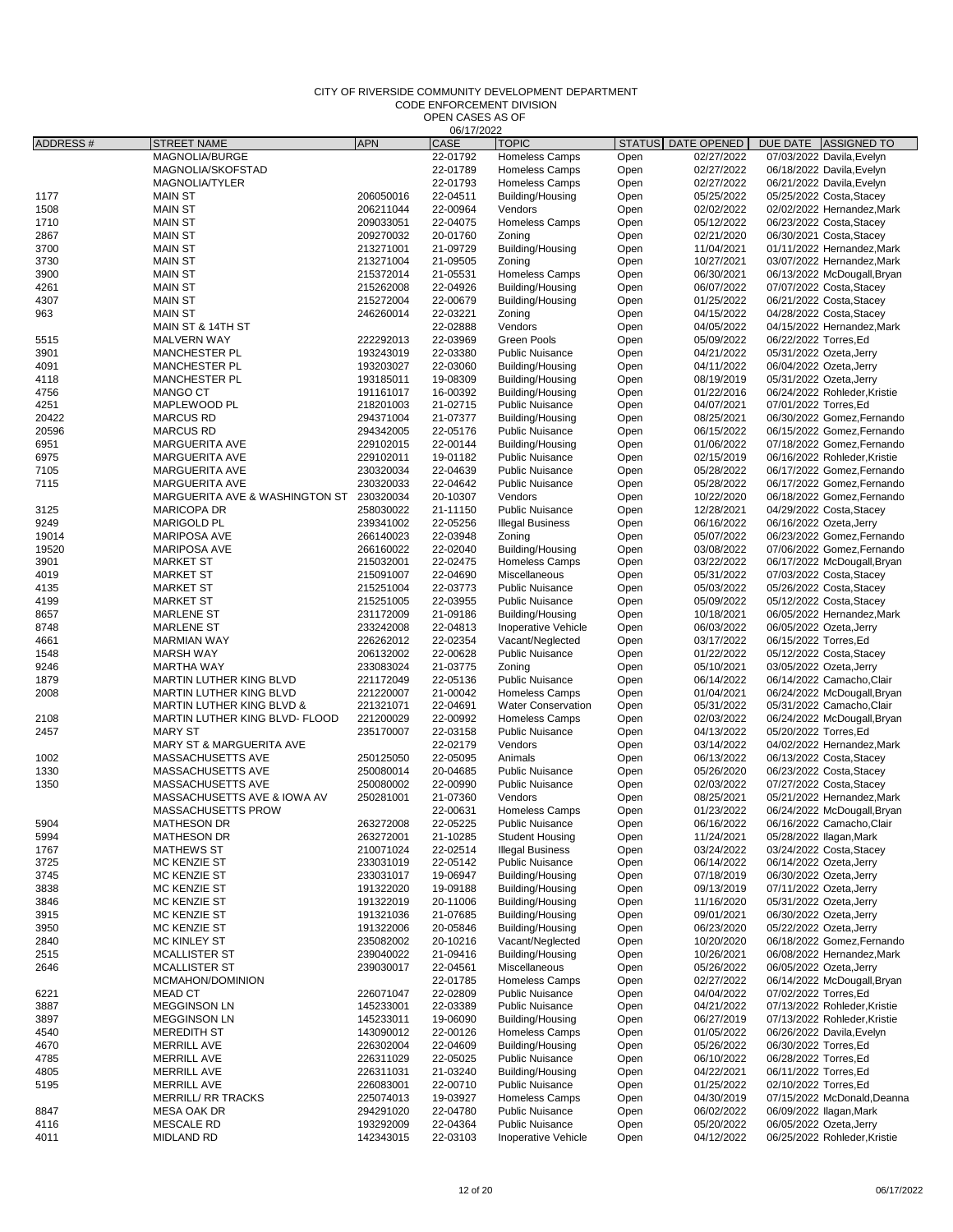CITY OF RIVERSIDE COMMUNITY DEVELOPMENT DEPARTMENT
CODE ENFORCEMENT DIVISION
OPEN CASES AS OF
06/17/2022

| ADDRESS # | STREET NAME | APN | CASE | TOPIC | STATUS | DATE OPENED | DUE DATE | ASSIGNED TO |
|---|---|---|---|---|---|---|---|---|
| | MAGNOLIA/BURGE | | 22-01792 | Homeless Camps | Open | 02/27/2022 | 07/03/2022 | Davila,Evelyn |
| | MAGNOLIA/SKOFSTAD | | 22-01789 | Homeless Camps | Open | 02/27/2022 | 06/18/2022 | Davila,Evelyn |
| | MAGNOLIA/TYLER | | 22-01793 | Homeless Camps | Open | 02/27/2022 | 06/21/2022 | Davila,Evelyn |
| 1177 | MAIN ST | 206050016 | 22-04511 | Building/Housing | Open | 05/25/2022 | 05/25/2022 | Costa,Stacey |
| 1508 | MAIN ST | 206211044 | 22-00964 | Vendors | Open | 02/02/2022 | 02/02/2022 | Hernandez,Mark |
| 1710 | MAIN ST | 209033051 | 22-04075 | Homeless Camps | Open | 05/12/2022 | 06/23/2022 | Costa,Stacey |
| 2867 | MAIN ST | 209270032 | 20-01760 | Zoning | Open | 02/21/2020 | 06/30/2021 | Costa,Stacey |
| 3700 | MAIN ST | 213271001 | 21-09729 | Building/Housing | Open | 11/04/2021 | 01/11/2022 | Hernandez,Mark |
| 3730 | MAIN ST | 213271004 | 21-09505 | Zoning | Open | 10/27/2021 | 03/07/2022 | Hernandez,Mark |
| 3900 | MAIN ST | 215372014 | 21-05531 | Homeless Camps | Open | 06/30/2021 | 06/13/2022 | McDougall,Bryan |
| 4261 | MAIN ST | 215262008 | 22-04926 | Building/Housing | Open | 06/07/2022 | 07/07/2022 | Costa,Stacey |
| 4307 | MAIN ST | 215272004 | 22-00679 | Building/Housing | Open | 01/25/2022 | 06/21/2022 | Costa,Stacey |
| 963 | MAIN ST | 246260014 | 22-03221 | Zoning | Open | 04/15/2022 | 04/28/2022 | Costa,Stacey |
| | MAIN ST & 14TH ST | | 22-02888 | Vendors | Open | 04/05/2022 | 04/15/2022 | Hernandez,Mark |
| 5515 | MALVERN WAY | 222292013 | 22-03969 | Green Pools | Open | 05/09/2022 | 06/22/2022 | Torres,Ed |
| 3901 | MANCHESTER PL | 193243019 | 22-03380 | Public Nuisance | Open | 04/21/2022 | 05/31/2022 | Ozeta,Jerry |
| 4091 | MANCHESTER PL | 193203027 | 22-03060 | Building/Housing | Open | 04/11/2022 | 06/04/2022 | Ozeta,Jerry |
| 4118 | MANCHESTER PL | 193185011 | 19-08309 | Building/Housing | Open | 08/19/2019 | 05/31/2022 | Ozeta,Jerry |
| 4756 | MANGO CT | 191161017 | 16-00392 | Building/Housing | Open | 01/22/2016 | 06/24/2022 | Rohleder,Kristie |
| 4251 | MAPLEWOOD PL | 218201003 | 21-02715 | Public Nuisance | Open | 04/07/2021 | 07/01/2022 | Torres,Ed |
| 20422 | MARCUS RD | 294371004 | 21-07377 | Building/Housing | Open | 08/25/2021 | 06/30/2022 | Gomez,Fernando |
| 20596 | MARCUS RD | 294342005 | 22-05176 | Public Nuisance | Open | 06/15/2022 | 06/15/2022 | Gomez,Fernando |
| 6951 | MARGUERITA AVE | 229102015 | 22-00144 | Building/Housing | Open | 01/06/2022 | 07/18/2022 | Gomez,Fernando |
| 6975 | MARGUERITA AVE | 229102011 | 19-01182 | Public Nuisance | Open | 02/15/2019 | 06/16/2022 | Rohleder,Kristie |
| 7105 | MARGUERITA AVE | 230320034 | 22-04639 | Public Nuisance | Open | 05/28/2022 | 06/17/2022 | Gomez,Fernando |
| 7115 | MARGUERITA AVE | 230320033 | 22-04642 | Public Nuisance | Open | 05/28/2022 | 06/17/2022 | Gomez,Fernando |
| | MARGUERITA AVE & WASHINGTON ST | 230320034 | 20-10307 | Vendors | Open | 10/22/2020 | 06/18/2022 | Gomez,Fernando |
| 3125 | MARICOPA DR | 258030022 | 21-11150 | Public Nuisance | Open | 12/28/2021 | 04/29/2022 | Costa,Stacey |
| 9249 | MARIGOLD PL | 239341002 | 22-05256 | Illegal Business | Open | 06/16/2022 | 06/16/2022 | Ozeta,Jerry |
| 19014 | MARIPOSA AVE | 266140023 | 22-03948 | Zoning | Open | 05/07/2022 | 06/23/2022 | Gomez,Fernando |
| 19520 | MARIPOSA AVE | 266160022 | 22-02040 | Building/Housing | Open | 03/08/2022 | 07/06/2022 | Gomez,Fernando |
| 3901 | MARKET ST | 215032001 | 22-02475 | Homeless Camps | Open | 03/22/2022 | 06/17/2022 | McDougall,Bryan |
| 4019 | MARKET ST | 215091007 | 22-04690 | Miscellaneous | Open | 05/31/2022 | 07/03/2022 | Costa,Stacey |
| 4135 | MARKET ST | 215251004 | 22-03773 | Public Nuisance | Open | 05/03/2022 | 05/26/2022 | Costa,Stacey |
| 4199 | MARKET ST | 215251005 | 22-03955 | Public Nuisance | Open | 05/09/2022 | 05/12/2022 | Costa,Stacey |
| 8657 | MARLENE ST | 231172009 | 21-09186 | Building/Housing | Open | 10/18/2021 | 06/05/2022 | Hernandez,Mark |
| 8748 | MARLENE ST | 233242008 | 22-04813 | Inoperative Vehicle | Open | 06/03/2022 | 06/05/2022 | Ozeta,Jerry |
| 4661 | MARMIAN WAY | 226262012 | 22-02354 | Vacant/Neglected | Open | 03/17/2022 | 06/15/2022 | Torres,Ed |
| 1548 | MARSH WAY | 206132002 | 22-00628 | Public Nuisance | Open | 01/22/2022 | 05/12/2022 | Costa,Stacey |
| 9246 | MARTHA WAY | 233083024 | 21-03775 | Zoning | Open | 05/10/2021 | 03/05/2022 | Ozeta,Jerry |
| 1879 | MARTIN LUTHER KING BLVD | 221172049 | 22-05136 | Public Nuisance | Open | 06/14/2022 | 06/14/2022 | Camacho,Clair |
| 2008 | MARTIN LUTHER KING BLVD | 221220007 | 21-00042 | Homeless Camps | Open | 01/04/2021 | 06/24/2022 | McDougall,Bryan |
| | MARTIN LUTHER KING BLVD & | 221321071 | 22-04691 | Water Conservation | Open | 05/31/2022 | 05/31/2022 | Camacho,Clair |
| 2108 | MARTIN LUTHER KING BLVD- FLOOD | 221200029 | 22-00992 | Homeless Camps | Open | 02/03/2022 | 06/24/2022 | McDougall,Bryan |
| 2457 | MARY ST | 235170007 | 22-03158 | Public Nuisance | Open | 04/13/2022 | 05/20/2022 | Torres,Ed |
| | MARY ST & MARGUERITA AVE | | 22-02179 | Vendors | Open | 03/14/2022 | 04/02/2022 | Hernandez,Mark |
| 1002 | MASSACHUSETTS AVE | 250125050 | 22-05095 | Animals | Open | 06/13/2022 | 06/13/2022 | Costa,Stacey |
| 1330 | MASSACHUSETTS AVE | 250080014 | 20-04685 | Public Nuisance | Open | 05/26/2020 | 06/23/2022 | Costa,Stacey |
| 1350 | MASSACHUSETTS AVE | 250080002 | 22-00990 | Public Nuisance | Open | 02/03/2022 | 07/27/2022 | Costa,Stacey |
| | MASSACHUSETTS AVE & IOWA AV | 250281001 | 21-07360 | Vendors | Open | 08/25/2021 | 05/21/2022 | Hernandez,Mark |
| | MASSACHUSETTS PROW | | 22-00631 | Homeless Camps | Open | 01/23/2022 | 06/24/2022 | McDougall,Bryan |
| 5904 | MATHESON DR | 263272008 | 22-05225 | Public Nuisance | Open | 06/16/2022 | 06/16/2022 | Camacho,Clair |
| 5994 | MATHESON DR | 263272001 | 21-10285 | Student Housing | Open | 11/24/2021 | 05/28/2022 | Ilagan,Mark |
| 1767 | MATHEWS ST | 210071024 | 22-02514 | Illegal Business | Open | 03/24/2022 | 03/24/2022 | Costa,Stacey |
| 3725 | MC KENZIE ST | 233031019 | 22-05142 | Public Nuisance | Open | 06/14/2022 | 06/14/2022 | Ozeta,Jerry |
| 3745 | MC KENZIE ST | 233031017 | 19-06947 | Building/Housing | Open | 07/18/2019 | 06/30/2022 | Ozeta,Jerry |
| 3838 | MC KENZIE ST | 191322020 | 19-09188 | Building/Housing | Open | 09/13/2019 | 07/11/2022 | Ozeta,Jerry |
| 3846 | MC KENZIE ST | 191322019 | 20-11006 | Building/Housing | Open | 11/16/2020 | 05/31/2022 | Ozeta,Jerry |
| 3915 | MC KENZIE ST | 191321036 | 21-07685 | Building/Housing | Open | 09/01/2021 | 06/30/2022 | Ozeta,Jerry |
| 3950 | MC KENZIE ST | 191322006 | 20-05846 | Building/Housing | Open | 06/23/2020 | 05/22/2022 | Ozeta,Jerry |
| 2840 | MC KINLEY ST | 235082002 | 20-10216 | Vacant/Neglected | Open | 10/20/2020 | 06/18/2022 | Gomez,Fernando |
| 2515 | MCALLISTER ST | 239040022 | 21-09416 | Building/Housing | Open | 10/26/2021 | 06/08/2022 | Hernandez,Mark |
| 2646 | MCALLISTER ST | 239030017 | 22-04561 | Miscellaneous | Open | 05/26/2022 | 06/05/2022 | Ozeta,Jerry |
| | MCMAHON/DOMINION | | 22-01785 | Homeless Camps | Open | 02/27/2022 | 06/14/2022 | McDougall,Bryan |
| 6221 | MEAD CT | 226071047 | 22-02809 | Public Nuisance | Open | 04/04/2022 | 07/02/2022 | Torres,Ed |
| 3887 | MEGGINSON LN | 145233001 | 22-03389 | Public Nuisance | Open | 04/21/2022 | 07/13/2022 | Rohleder,Kristie |
| 3897 | MEGGINSON LN | 145233011 | 19-06090 | Building/Housing | Open | 06/27/2019 | 07/13/2022 | Rohleder,Kristie |
| 4540 | MEREDITH ST | 143090012 | 22-00126 | Homeless Camps | Open | 01/05/2022 | 06/26/2022 | Davila,Evelyn |
| 4670 | MERRILL AVE | 226302004 | 22-04609 | Building/Housing | Open | 05/26/2022 | 06/30/2022 | Torres,Ed |
| 4785 | MERRILL AVE | 226311029 | 22-05025 | Public Nuisance | Open | 06/10/2022 | 06/28/2022 | Torres,Ed |
| 4805 | MERRILL AVE | 226311031 | 21-03240 | Building/Housing | Open | 04/22/2021 | 06/11/2022 | Torres,Ed |
| 5195 | MERRILL AVE | 226083001 | 22-00710 | Public Nuisance | Open | 01/25/2022 | 02/10/2022 | Torres,Ed |
| | MERRILL/ RR TRACKS | 225074013 | 19-03927 | Homeless Camps | Open | 04/30/2019 | 07/15/2022 | McDonald,Deanna |
| 8847 | MESA OAK DR | 294291020 | 22-04780 | Public Nuisance | Open | 06/02/2022 | 06/09/2022 | Ilagan,Mark |
| 4116 | MESCALE RD | 193292009 | 22-04364 | Public Nuisance | Open | 05/20/2022 | 06/05/2022 | Ozeta,Jerry |
| 4011 | MIDLAND RD | 142343015 | 22-03103 | Inoperative Vehicle | Open | 04/12/2022 | 06/25/2022 | Rohleder,Kristie |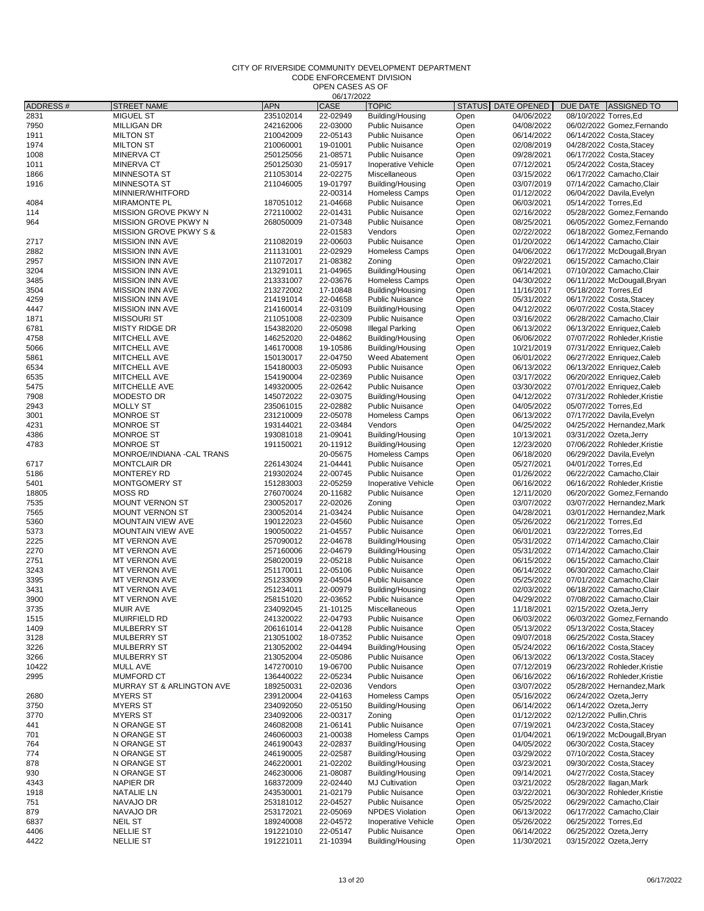CITY OF RIVERSIDE COMMUNITY DEVELOPMENT DEPARTMENT
CODE ENFORCEMENT DIVISION
OPEN CASES AS OF
06/17/2022

| ADDRESS # | STREET NAME | APN | CASE | TOPIC | STATUS | DATE OPENED | DUE DATE | ASSIGNED TO |
|---|---|---|---|---|---|---|---|---|
| 2831 | MIGUEL ST | 235102014 | 22-02949 | Building/Housing | Open | 04/06/2022 | 08/10/2022 | Torres,Ed |
| 7950 | MILLIGAN DR | 242162006 | 22-03000 | Public Nuisance | Open | 04/08/2022 | 06/02/2022 | Gomez,Fernando |
| 1911 | MILTON ST | 210042009 | 22-05143 | Public Nuisance | Open | 06/14/2022 | 06/14/2022 | Costa,Stacey |
| 1974 | MILTON ST | 210060001 | 19-01001 | Public Nuisance | Open | 02/08/2019 | 04/28/2022 | Costa,Stacey |
| 1008 | MINERVA CT | 250125056 | 21-08571 | Public Nuisance | Open | 09/28/2021 | 06/17/2022 | Costa,Stacey |
| 1011 | MINERVA CT | 250125030 | 21-05917 | Inoperative Vehicle | Open | 07/12/2021 | 05/24/2022 | Costa,Stacey |
| 1866 | MINNESOTA ST | 211053014 | 22-02275 | Miscellaneous | Open | 03/15/2022 | 06/17/2022 | Camacho,Clair |
| 1916 | MINNESOTA ST | 211046005 | 19-01797 | Building/Housing | Open | 03/07/2019 | 07/14/2022 | Camacho,Clair |
| | MINNIER/WHITFORD | | 22-00314 | Homeless Camps | Open | 01/12/2022 | 06/04/2022 | Davila,Evelyn |
| 4084 | MIRAMONTE PL | 187051012 | 21-04668 | Public Nuisance | Open | 06/03/2021 | 05/14/2022 | Torres,Ed |
| 114 | MISSION GROVE PKWY N | 272110002 | 22-01431 | Public Nuisance | Open | 02/16/2022 | 05/28/2022 | Gomez,Fernando |
| 964 | MISSION GROVE PKWY N | 268050009 | 21-07348 | Public Nuisance | Open | 08/25/2021 | 06/05/2022 | Gomez,Fernando |
| | MISSION GROVE PKWY S & | | 22-01583 | Vendors | Open | 02/22/2022 | 06/18/2022 | Gomez,Fernando |
| 2717 | MISSION INN AVE | 211082019 | 22-00603 | Public Nuisance | Open | 01/20/2022 | 06/14/2022 | Camacho,Clair |
| 2882 | MISSION INN AVE | 211131001 | 22-02929 | Homeless Camps | Open | 04/06/2022 | 06/17/2022 | McDougall,Bryan |
| 2957 | MISSION INN AVE | 211072017 | 21-08382 | Zoning | Open | 09/22/2021 | 06/15/2022 | Camacho,Clair |
| 3204 | MISSION INN AVE | 213291011 | 21-04965 | Building/Housing | Open | 06/14/2021 | 07/10/2022 | Camacho,Clair |
| 3485 | MISSION INN AVE | 213331007 | 22-03676 | Homeless Camps | Open | 04/30/2022 | 06/11/2022 | McDougall,Bryan |
| 3504 | MISSION INN AVE | 213272002 | 17-10848 | Building/Housing | Open | 11/16/2017 | 05/18/2022 | Torres,Ed |
| 4259 | MISSION INN AVE | 214191014 | 22-04658 | Public Nuisance | Open | 05/31/2022 | 06/17/2022 | Costa,Stacey |
| 4447 | MISSION INN AVE | 214160014 | 22-03109 | Building/Housing | Open | 04/12/2022 | 06/07/2022 | Costa,Stacey |
| 1871 | MISSOURI ST | 211051008 | 22-02309 | Public Nuisance | Open | 03/16/2022 | 06/28/2022 | Camacho,Clair |
| 6781 | MISTY RIDGE DR | 154382020 | 22-05098 | Illegal Parking | Open | 06/13/2022 | 06/13/2022 | Enriquez,Caleb |
| 4758 | MITCHELL AVE | 146252020 | 22-04862 | Building/Housing | Open | 06/06/2022 | 07/07/2022 | Rohleder,Kristie |
| 5066 | MITCHELL AVE | 146170008 | 19-10586 | Building/Housing | Open | 10/21/2019 | 07/31/2022 | Enriquez,Caleb |
| 5861 | MITCHELL AVE | 150130017 | 22-04750 | Weed Abatement | Open | 06/01/2022 | 06/27/2022 | Enriquez,Caleb |
| 6534 | MITCHELL AVE | 154180003 | 22-05093 | Public Nuisance | Open | 06/13/2022 | 06/13/2022 | Enriquez,Caleb |
| 6535 | MITCHELL AVE | 154190004 | 22-02369 | Public Nuisance | Open | 03/17/2022 | 06/20/2022 | Enriquez,Caleb |
| 5475 | MITCHELLE AVE | 149320005 | 22-02642 | Public Nuisance | Open | 03/30/2022 | 07/01/2022 | Enriquez,Caleb |
| 7908 | MODESTO DR | 145072022 | 22-03075 | Building/Housing | Open | 04/12/2022 | 07/31/2022 | Rohleder,Kristie |
| 2943 | MOLLY ST | 235061015 | 22-02882 | Public Nuisance | Open | 04/05/2022 | 05/07/2022 | Torres,Ed |
| 3001 | MONROE ST | 231210009 | 22-05078 | Homeless Camps | Open | 06/13/2022 | 07/17/2022 | Davila,Evelyn |
| 4231 | MONROE ST | 193144021 | 22-03484 | Vendors | Open | 04/25/2022 | 04/25/2022 | Hernandez,Mark |
| 4386 | MONROE ST | 193081018 | 21-09041 | Building/Housing | Open | 10/13/2021 | 03/31/2022 | Ozeta,Jerry |
| 4783 | MONROE ST | 191150021 | 20-11912 | Building/Housing | Open | 12/23/2020 | 07/06/2022 | Rohleder,Kristie |
| | MONROE/INDIANA -CAL TRANS | | 20-05675 | Homeless Camps | Open | 06/18/2020 | 06/29/2022 | Davila,Evelyn |
| 6717 | MONTCLAIR DR | 226143024 | 21-04441 | Public Nuisance | Open | 05/27/2021 | 04/01/2022 | Torres,Ed |
| 5186 | MONTEREY RD | 219302024 | 22-00745 | Public Nuisance | Open | 01/26/2022 | 06/22/2022 | Camacho,Clair |
| 5401 | MONTGOMERY ST | 151283003 | 22-05259 | Inoperative Vehicle | Open | 06/16/2022 | 06/16/2022 | Rohleder,Kristie |
| 18805 | MOSS RD | 276070024 | 20-11682 | Public Nuisance | Open | 12/11/2020 | 06/20/2022 | Gomez,Fernando |
| 7535 | MOUNT VERNON ST | 230052017 | 22-02026 | Zoning | Open | 03/07/2022 | 03/07/2022 | Hernandez,Mark |
| 7565 | MOUNT VERNON ST | 230052014 | 21-03424 | Public Nuisance | Open | 04/28/2021 | 03/01/2022 | Hernandez,Mark |
| 5360 | MOUNTAIN VIEW AVE | 190122023 | 22-04560 | Public Nuisance | Open | 05/26/2022 | 06/21/2022 | Torres,Ed |
| 5373 | MOUNTAIN VIEW AVE | 190050022 | 21-04557 | Public Nuisance | Open | 06/01/2021 | 03/22/2022 | Torres,Ed |
| 2225 | MT VERNON AVE | 257090012 | 22-04678 | Building/Housing | Open | 05/31/2022 | 07/14/2022 | Camacho,Clair |
| 2270 | MT VERNON AVE | 257160006 | 22-04679 | Building/Housing | Open | 05/31/2022 | 07/14/2022 | Camacho,Clair |
| 2751 | MT VERNON AVE | 258020019 | 22-05218 | Public Nuisance | Open | 06/15/2022 | 06/15/2022 | Camacho,Clair |
| 3243 | MT VERNON AVE | 251170011 | 22-05106 | Public Nuisance | Open | 06/14/2022 | 06/30/2022 | Camacho,Clair |
| 3395 | MT VERNON AVE | 251233009 | 22-04504 | Public Nuisance | Open | 05/25/2022 | 07/01/2022 | Camacho,Clair |
| 3431 | MT VERNON AVE | 251234011 | 22-00979 | Building/Housing | Open | 02/03/2022 | 06/18/2022 | Camacho,Clair |
| 3900 | MT VERNON AVE | 258151020 | 22-03652 | Public Nuisance | Open | 04/29/2022 | 07/08/2022 | Camacho,Clair |
| 3735 | MUIR AVE | 234092045 | 21-10125 | Miscellaneous | Open | 11/18/2021 | 02/15/2022 | Ozeta,Jerry |
| 1515 | MUIRFIELD RD | 241320022 | 22-04793 | Public Nuisance | Open | 06/03/2022 | 06/03/2022 | Gomez,Fernando |
| 1409 | MULBERRY ST | 206161014 | 22-04128 | Public Nuisance | Open | 05/13/2022 | 05/13/2022 | Costa,Stacey |
| 3128 | MULBERRY ST | 213051002 | 18-07352 | Public Nuisance | Open | 09/07/2018 | 06/25/2022 | Costa,Stacey |
| 3226 | MULBERRY ST | 213052002 | 22-04494 | Building/Housing | Open | 05/24/2022 | 06/16/2022 | Costa,Stacey |
| 3266 | MULBERRY ST | 213052004 | 22-05086 | Public Nuisance | Open | 06/13/2022 | 06/13/2022 | Costa,Stacey |
| 10422 | MULL AVE | 147270010 | 19-06700 | Public Nuisance | Open | 07/12/2019 | 06/23/2022 | Rohleder,Kristie |
| 2995 | MUMFORD CT | 136440022 | 22-05234 | Public Nuisance | Open | 06/16/2022 | 06/16/2022 | Rohleder,Kristie |
| | MURRAY ST & ARLINGTON AVE | 189250031 | 22-02036 | Vendors | Open | 03/07/2022 | 05/28/2022 | Hernandez,Mark |
| 2680 | MYERS ST | 239120004 | 22-04163 | Homeless Camps | Open | 05/16/2022 | 06/24/2022 | Ozeta,Jerry |
| 3750 | MYERS ST | 234092050 | 22-05150 | Building/Housing | Open | 06/14/2022 | 06/14/2022 | Ozeta,Jerry |
| 3770 | MYERS ST | 234092006 | 22-00317 | Zoning | Open | 01/12/2022 | 02/12/2022 | Pullin,Chris |
| 441 | N ORANGE ST | 246082008 | 21-06141 | Public Nuisance | Open | 07/19/2021 | 04/23/2022 | Costa,Stacey |
| 701 | N ORANGE ST | 246060003 | 21-00038 | Homeless Camps | Open | 01/04/2021 | 06/19/2022 | McDougall,Bryan |
| 764 | N ORANGE ST | 246190043 | 22-02837 | Building/Housing | Open | 04/05/2022 | 06/30/2022 | Costa,Stacey |
| 774 | N ORANGE ST | 246190005 | 22-02587 | Building/Housing | Open | 03/29/2022 | 07/10/2022 | Costa,Stacey |
| 878 | N ORANGE ST | 246220001 | 21-02202 | Building/Housing | Open | 03/23/2021 | 09/30/2022 | Costa,Stacey |
| 930 | N ORANGE ST | 246230006 | 21-08087 | Building/Housing | Open | 09/14/2021 | 04/27/2022 | Costa,Stacey |
| 4343 | NAPIER DR | 168372009 | 22-02440 | MJ Cultivation | Open | 03/21/2022 | 05/28/2022 | Ilagan,Mark |
| 1918 | NATALIE LN | 243530001 | 21-02179 | Public Nuisance | Open | 03/22/2021 | 06/30/2022 | Rohleder,Kristie |
| 751 | NAVAJO DR | 253181012 | 22-04527 | Public Nuisance | Open | 05/25/2022 | 06/29/2022 | Camacho,Clair |
| 879 | NAVAJO DR | 253172021 | 22-05069 | NPDES Violation | Open | 06/13/2022 | 06/17/2022 | Camacho,Clair |
| 6837 | NEIL ST | 189240008 | 22-04572 | Inoperative Vehicle | Open | 05/26/2022 | 06/25/2022 | Torres,Ed |
| 4406 | NELLIE ST | 191221010 | 22-05147 | Public Nuisance | Open | 06/14/2022 | 06/25/2022 | Ozeta,Jerry |
| 4422 | NELLIE ST | 191221011 | 21-10394 | Building/Housing | Open | 11/30/2021 | 03/15/2022 | Ozeta,Jerry |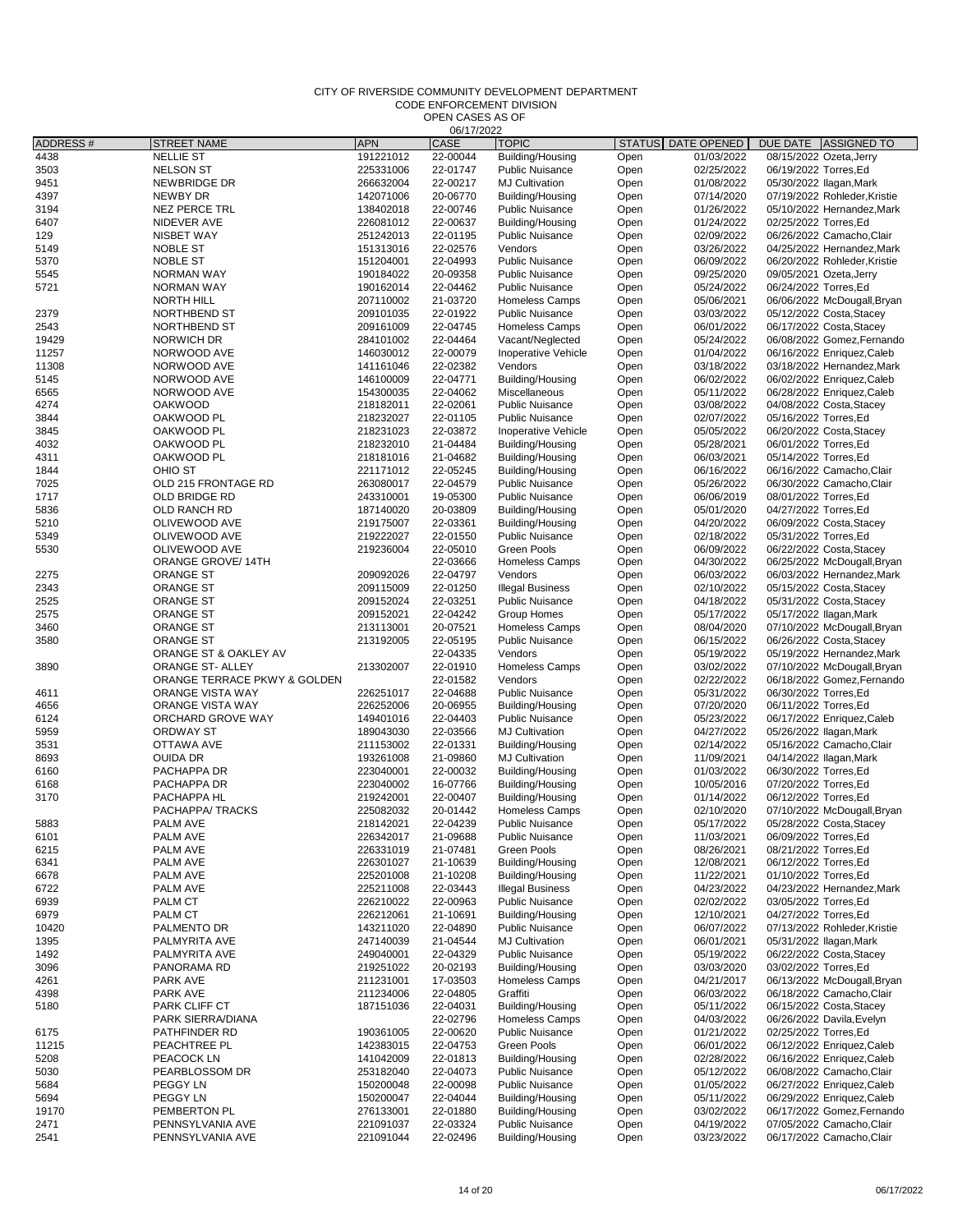CITY OF RIVERSIDE COMMUNITY DEVELOPMENT DEPARTMENT
CODE ENFORCEMENT DIVISION
OPEN CASES AS OF
06/17/2022

| ADDRESS # | STREET NAME | APN | CASE | TOPIC | STATUS | DATE OPENED | DUE DATE | ASSIGNED TO |
|---|---|---|---|---|---|---|---|---|
| 4438 | NELLIE ST | 191221012 | 22-00044 | Building/Housing | Open | 01/03/2022 | 08/15/2022 | Ozeta,Jerry |
| 3503 | NELSON ST | 225331006 | 22-01747 | Public Nuisance | Open | 02/25/2022 | 06/19/2022 | Torres,Ed |
| 9451 | NEWBRIDGE DR | 266632004 | 22-00217 | MJ Cultivation | Open | 01/08/2022 | 05/30/2022 | Ilagan,Mark |
| 4397 | NEWBY DR | 142071006 | 20-06770 | Building/Housing | Open | 07/14/2020 | 07/19/2022 | Rohleder,Kristie |
| 3194 | NEZ PERCE TRL | 138402018 | 22-00746 | Public Nuisance | Open | 01/26/2022 | 05/10/2022 | Hernandez,Mark |
| 6407 | NIDEVER AVE | 226081012 | 22-00637 | Building/Housing | Open | 01/24/2022 | 02/25/2022 | Torres,Ed |
| 129 | NISBET WAY | 251242013 | 22-01195 | Public Nuisance | Open | 02/09/2022 | 06/26/2022 | Camacho,Clair |
| 5149 | NOBLE ST | 151313016 | 22-02576 | Vendors | Open | 03/26/2022 | 04/25/2022 | Hernandez,Mark |
| 5370 | NOBLE ST | 151204001 | 22-04993 | Public Nuisance | Open | 06/09/2022 | 06/20/2022 | Rohleder,Kristie |
| 5545 | NORMAN WAY | 190184022 | 20-09358 | Public Nuisance | Open | 09/25/2020 | 09/05/2021 | Ozeta,Jerry |
| 5721 | NORMAN WAY | 190162014 | 22-04462 | Public Nuisance | Open | 05/24/2022 | 06/24/2022 | Torres,Ed |
| | NORTH HILL | 207110002 | 21-03720 | Homeless Camps | Open | 05/06/2021 | 06/06/2022 | McDougall,Bryan |
| 2379 | NORTHBEND ST | 209101035 | 22-01922 | Public Nuisance | Open | 03/03/2022 | 05/12/2022 | Costa,Stacey |
| 2543 | NORTHBEND ST | 209161009 | 22-04745 | Homeless Camps | Open | 06/01/2022 | 06/17/2022 | Costa,Stacey |
| 19429 | NORWICH DR | 284101002 | 22-04464 | Vacant/Neglected | Open | 05/24/2022 | 06/08/2022 | Gomez,Fernando |
| 11257 | NORWOOD AVE | 146030012 | 22-00079 | Inoperative Vehicle | Open | 01/04/2022 | 06/16/2022 | Enriquez,Caleb |
| 11308 | NORWOOD AVE | 141161046 | 22-02382 | Vendors | Open | 03/18/2022 | 03/18/2022 | Hernandez,Mark |
| 5145 | NORWOOD AVE | 146100009 | 22-04771 | Building/Housing | Open | 06/02/2022 | 06/02/2022 | Enriquez,Caleb |
| 6565 | NORWOOD AVE | 154300035 | 22-04062 | Miscellaneous | Open | 05/11/2022 | 06/28/2022 | Enriquez,Caleb |
| 4274 | OAKWOOD | 218182011 | 22-02061 | Public Nuisance | Open | 03/08/2022 | 04/08/2022 | Costa,Stacey |
| 3844 | OAKWOOD PL | 218232027 | 22-01105 | Public Nuisance | Open | 02/07/2022 | 05/16/2022 | Torres,Ed |
| 3845 | OAKWOOD PL | 218231023 | 22-03872 | Inoperative Vehicle | Open | 05/05/2022 | 06/20/2022 | Costa,Stacey |
| 4032 | OAKWOOD PL | 218232010 | 21-04484 | Building/Housing | Open | 05/28/2021 | 06/01/2022 | Torres,Ed |
| 4311 | OAKWOOD PL | 218181016 | 21-04682 | Building/Housing | Open | 06/03/2021 | 05/14/2022 | Torres,Ed |
| 1844 | OHIO ST | 221171012 | 22-05245 | Building/Housing | Open | 06/16/2022 | 06/16/2022 | Camacho,Clair |
| 7025 | OLD 215 FRONTAGE RD | 263080017 | 22-04579 | Public Nuisance | Open | 05/26/2022 | 06/30/2022 | Camacho,Clair |
| 1717 | OLD BRIDGE RD | 243310001 | 19-05300 | Public Nuisance | Open | 06/06/2019 | 08/01/2022 | Torres,Ed |
| 5836 | OLD RANCH RD | 187140020 | 20-03809 | Building/Housing | Open | 05/01/2020 | 04/27/2022 | Torres,Ed |
| 5210 | OLIVEWOOD AVE | 219175007 | 22-03361 | Building/Housing | Open | 04/20/2022 | 06/09/2022 | Costa,Stacey |
| 5349 | OLIVEWOOD AVE | 219222027 | 22-01550 | Public Nuisance | Open | 02/18/2022 | 05/31/2022 | Torres,Ed |
| 5530 | OLIVEWOOD AVE | 219236004 | 22-05010 | Green Pools | Open | 06/09/2022 | 06/22/2022 | Costa,Stacey |
| | ORANGE GROVE/ 14TH | | 22-03666 | Homeless Camps | Open | 04/30/2022 | 06/25/2022 | McDougall,Bryan |
| 2275 | ORANGE ST | 209092026 | 22-04797 | Vendors | Open | 06/03/2022 | 06/03/2022 | Hernandez,Mark |
| 2343 | ORANGE ST | 209115009 | 22-01250 | Illegal Business | Open | 02/10/2022 | 05/15/2022 | Costa,Stacey |
| 2525 | ORANGE ST | 209152024 | 22-03251 | Public Nuisance | Open | 04/18/2022 | 05/31/2022 | Costa,Stacey |
| 2575 | ORANGE ST | 209152021 | 22-04242 | Group Homes | Open | 05/17/2022 | 05/17/2022 | Ilagan,Mark |
| 3460 | ORANGE ST | 213113001 | 20-07521 | Homeless Camps | Open | 08/04/2020 | 07/10/2022 | McDougall,Bryan |
| 3580 | ORANGE ST | 213192005 | 22-05195 | Public Nuisance | Open | 06/15/2022 | 06/26/2022 | Costa,Stacey |
| | ORANGE ST & OAKLEY AV | | 22-04335 | Vendors | Open | 05/19/2022 | 05/19/2022 | Hernandez,Mark |
| 3890 | ORANGE ST- ALLEY | 213302007 | 22-01910 | Homeless Camps | Open | 03/02/2022 | 07/10/2022 | McDougall,Bryan |
| | ORANGE TERRACE PKWY & GOLDEN | | 22-01582 | Vendors | Open | 02/22/2022 | 06/18/2022 | Gomez,Fernando |
| 4611 | ORANGE VISTA WAY | 226251017 | 22-04688 | Public Nuisance | Open | 05/31/2022 | 06/30/2022 | Torres,Ed |
| 4656 | ORANGE VISTA WAY | 226252006 | 20-06955 | Building/Housing | Open | 07/20/2020 | 06/11/2022 | Torres,Ed |
| 6124 | ORCHARD GROVE WAY | 149401016 | 22-04403 | Public Nuisance | Open | 05/23/2022 | 06/17/2022 | Enriquez,Caleb |
| 5959 | ORDWAY ST | 189043030 | 22-03566 | MJ Cultivation | Open | 04/27/2022 | 05/26/2022 | Ilagan,Mark |
| 3531 | OTTAWA AVE | 211153002 | 22-01331 | Building/Housing | Open | 02/14/2022 | 05/16/2022 | Camacho,Clair |
| 8693 | OUIDA DR | 193261008 | 21-09860 | MJ Cultivation | Open | 11/09/2021 | 04/14/2022 | Ilagan,Mark |
| 6160 | PACHAPPA DR | 223040001 | 22-00032 | Building/Housing | Open | 01/03/2022 | 06/30/2022 | Torres,Ed |
| 6168 | PACHAPPA DR | 223040002 | 16-07766 | Building/Housing | Open | 10/05/2016 | 07/20/2022 | Torres,Ed |
| 3170 | PACHAPPA HL | 219242001 | 22-00407 | Building/Housing | Open | 01/14/2022 | 06/12/2022 | Torres,Ed |
| | PACHAPPA/ TRACKS | 225082032 | 20-01442 | Homeless Camps | Open | 02/10/2020 | 07/10/2022 | McDougall,Bryan |
| 5883 | PALM AVE | 218142021 | 22-04239 | Public Nuisance | Open | 05/17/2022 | 05/28/2022 | Costa,Stacey |
| 6101 | PALM AVE | 226342017 | 21-09688 | Public Nuisance | Open | 11/03/2021 | 06/09/2022 | Torres,Ed |
| 6215 | PALM AVE | 226331019 | 21-07481 | Green Pools | Open | 08/26/2021 | 08/21/2022 | Torres,Ed |
| 6341 | PALM AVE | 226301027 | 21-10639 | Building/Housing | Open | 12/08/2021 | 06/12/2022 | Torres,Ed |
| 6678 | PALM AVE | 225201008 | 21-10208 | Building/Housing | Open | 11/22/2021 | 01/10/2022 | Torres,Ed |
| 6722 | PALM AVE | 225211008 | 22-03443 | Illegal Business | Open | 04/23/2022 | 04/23/2022 | Hernandez,Mark |
| 6939 | PALM CT | 226210022 | 22-00963 | Public Nuisance | Open | 02/02/2022 | 03/05/2022 | Torres,Ed |
| 6979 | PALM CT | 226212061 | 21-10691 | Building/Housing | Open | 12/10/2021 | 04/27/2022 | Torres,Ed |
| 10420 | PALMENTO DR | 143211020 | 22-04890 | Public Nuisance | Open | 06/07/2022 | 07/13/2022 | Rohleder,Kristie |
| 1395 | PALMYRITA AVE | 247140039 | 21-04544 | MJ Cultivation | Open | 06/01/2021 | 05/31/2022 | Ilagan,Mark |
| 1492 | PALMYRITA AVE | 249040001 | 22-04329 | Public Nuisance | Open | 05/19/2022 | 06/22/2022 | Costa,Stacey |
| 3096 | PANORAMA RD | 219251022 | 20-02193 | Building/Housing | Open | 03/03/2020 | 03/02/2022 | Torres,Ed |
| 4261 | PARK AVE | 211231001 | 17-03503 | Homeless Camps | Open | 04/21/2017 | 06/13/2022 | McDougall,Bryan |
| 4398 | PARK AVE | 211234006 | 22-04805 | Graffiti | Open | 06/03/2022 | 06/18/2022 | Camacho,Clair |
| 5180 | PARK CLIFF CT | 187151036 | 22-04031 | Building/Housing | Open | 05/11/2022 | 06/15/2022 | Costa,Stacey |
| | PARK SIERRA/DIANA | | 22-02796 | Homeless Camps | Open | 04/03/2022 | 06/26/2022 | Davila,Evelyn |
| 6175 | PATHFINDER RD | 190361005 | 22-00620 | Public Nuisance | Open | 01/21/2022 | 02/25/2022 | Torres,Ed |
| 11215 | PEACHTREE PL | 142383015 | 22-04753 | Green Pools | Open | 06/01/2022 | 06/12/2022 | Enriquez,Caleb |
| 5208 | PEACOCK LN | 141042009 | 22-01813 | Building/Housing | Open | 02/28/2022 | 06/16/2022 | Enriquez,Caleb |
| 5030 | PEARBLOSSOM DR | 253182040 | 22-04073 | Public Nuisance | Open | 05/12/2022 | 06/08/2022 | Camacho,Clair |
| 5684 | PEGGY LN | 150200048 | 22-00098 | Public Nuisance | Open | 01/05/2022 | 06/27/2022 | Enriquez,Caleb |
| 5694 | PEGGY LN | 150200047 | 22-04044 | Building/Housing | Open | 05/11/2022 | 06/29/2022 | Enriquez,Caleb |
| 19170 | PEMBERTON PL | 276133001 | 22-01880 | Building/Housing | Open | 03/02/2022 | 06/17/2022 | Gomez,Fernando |
| 2471 | PENNSYLVANIA AVE | 221091037 | 22-03324 | Public Nuisance | Open | 04/19/2022 | 07/05/2022 | Camacho,Clair |
| 2541 | PENNSYLVANIA AVE | 221091044 | 22-02496 | Building/Housing | Open | 03/23/2022 | 06/17/2022 | Camacho,Clair |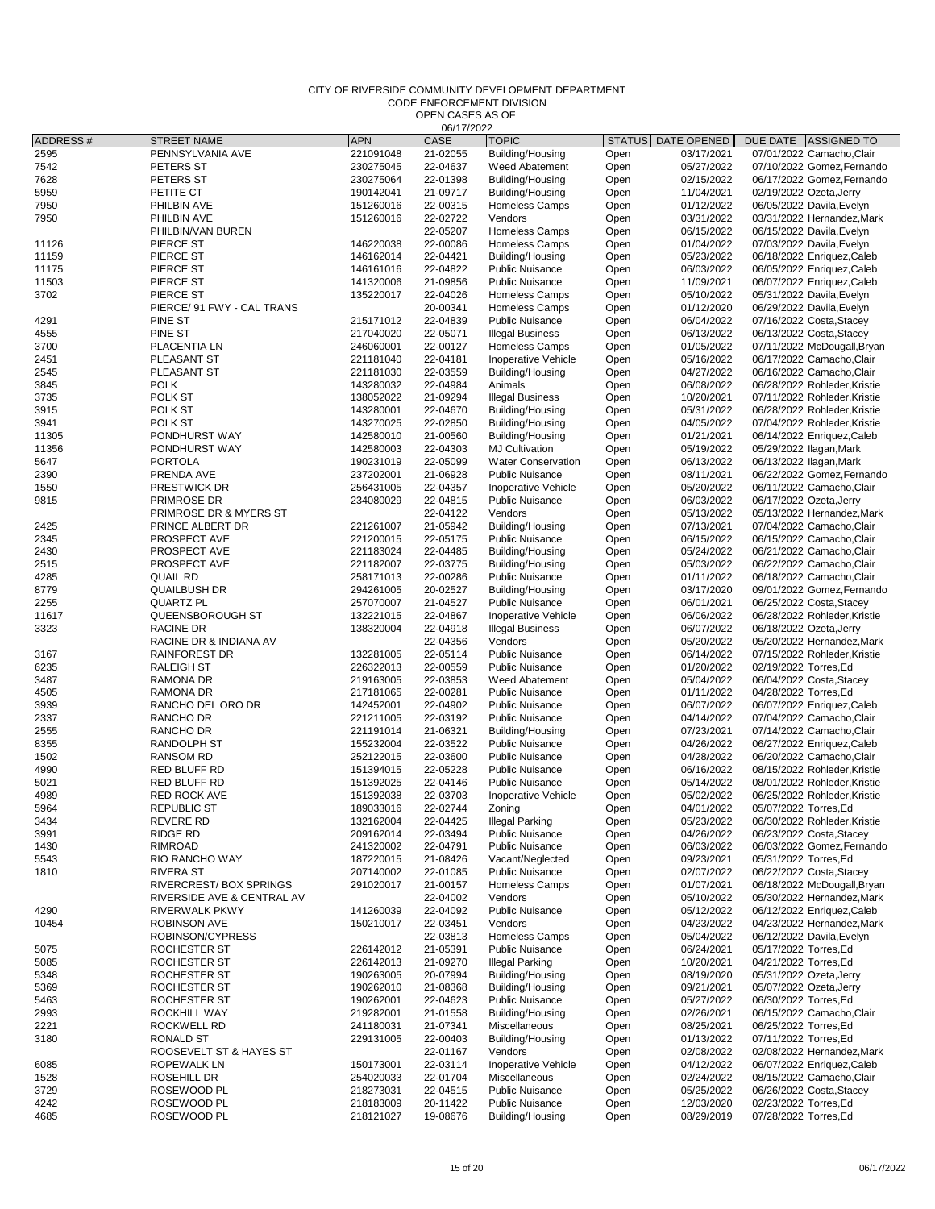CITY OF RIVERSIDE COMMUNITY DEVELOPMENT DEPARTMENT
CODE ENFORCEMENT DIVISION
OPEN CASES AS OF
06/17/2022

| ADDRESS # | STREET NAME | APN | CASE | TOPIC | STATUS | DATE OPENED | DUE DATE | ASSIGNED TO |
|---|---|---|---|---|---|---|---|---|
| 2595 | PENNSYLVANIA AVE | 221091048 | 21-02055 | Building/Housing | Open | 03/17/2021 | 07/01/2022 | Camacho,Clair |
| 7542 | PETERS ST | 230275045 | 22-04637 | Weed Abatement | Open | 05/27/2022 | 07/10/2022 | Gomez,Fernando |
| 7628 | PETERS ST | 230275064 | 22-01398 | Building/Housing | Open | 02/15/2022 | 06/17/2022 | Gomez,Fernando |
| 5959 | PETITE CT | 190142041 | 21-09717 | Building/Housing | Open | 11/04/2021 | 02/19/2022 | Ozeta,Jerry |
| 7950 | PHILBIN AVE | 151260016 | 22-00315 | Homeless Camps | Open | 01/12/2022 | 06/05/2022 | Davila,Evelyn |
| 7950 | PHILBIN AVE | 151260016 | 22-02722 | Vendors | Open | 03/31/2022 | 03/31/2022 | Hernandez,Mark |
| | PHILBIN/VAN BUREN | | 22-05207 | Homeless Camps | Open | 06/15/2022 | 06/15/2022 | Davila,Evelyn |
| 11126 | PIERCE ST | 146220038 | 22-00086 | Homeless Camps | Open | 01/04/2022 | 07/03/2022 | Davila,Evelyn |
| 11159 | PIERCE ST | 146162014 | 22-04421 | Building/Housing | Open | 05/23/2022 | 06/18/2022 | Enriquez,Caleb |
| 11175 | PIERCE ST | 146161016 | 22-04822 | Public Nuisance | Open | 06/03/2022 | 06/05/2022 | Enriquez,Caleb |
| 11503 | PIERCE ST | 141320006 | 21-09856 | Public Nuisance | Open | 11/09/2021 | 06/07/2022 | Enriquez,Caleb |
| 3702 | PIERCE ST | 135220017 | 22-04026 | Homeless Camps | Open | 05/10/2022 | 05/31/2022 | Davila,Evelyn |
| | PIERCE/ 91 FWY - CAL TRANS | | 20-00341 | Homeless Camps | Open | 01/12/2020 | 06/29/2022 | Davila,Evelyn |
| 4291 | PINE ST | 215171012 | 22-04839 | Public Nuisance | Open | 06/04/2022 | 07/16/2022 | Costa,Stacey |
| 4555 | PINE ST | 217040020 | 22-05071 | Illegal Business | Open | 06/13/2022 | 06/13/2022 | Costa,Stacey |
| 3700 | PLACENTIA LN | 246060001 | 22-00127 | Homeless Camps | Open | 01/05/2022 | 07/11/2022 | McDougall,Bryan |
| 2451 | PLEASANT ST | 221181040 | 22-04181 | Inoperative Vehicle | Open | 05/16/2022 | 06/17/2022 | Camacho,Clair |
| 2545 | PLEASANT ST | 221181030 | 22-03559 | Building/Housing | Open | 04/27/2022 | 06/16/2022 | Camacho,Clair |
| 3845 | POLK | 143280032 | 22-04984 | Animals | Open | 06/08/2022 | 06/28/2022 | Rohleder,Kristie |
| 3735 | POLK ST | 138052022 | 21-09294 | Illegal Business | Open | 10/20/2021 | 07/11/2022 | Rohleder,Kristie |
| 3915 | POLK ST | 143280001 | 22-04670 | Building/Housing | Open | 05/31/2022 | 06/28/2022 | Rohleder,Kristie |
| 3941 | POLK ST | 143270025 | 22-02850 | Building/Housing | Open | 04/05/2022 | 07/04/2022 | Rohleder,Kristie |
| 11305 | PONDHURST WAY | 142580010 | 21-00560 | Building/Housing | Open | 01/21/2021 | 06/14/2022 | Enriquez,Caleb |
| 11356 | PONDHURST WAY | 142580003 | 22-04303 | MJ Cultivation | Open | 05/19/2022 | 05/29/2022 | Ilagan,Mark |
| 5647 | PORTOLA | 190231019 | 22-05099 | Water Conservation | Open | 06/13/2022 | 06/13/2022 | Ilagan,Mark |
| 2390 | PRENDA AVE | 237202001 | 21-06928 | Public Nuisance | Open | 08/11/2021 | 06/22/2022 | Gomez,Fernando |
| 1550 | PRESTWICK DR | 256431005 | 22-04357 | Inoperative Vehicle | Open | 05/20/2022 | 06/11/2022 | Camacho,Clair |
| 9815 | PRIMROSE DR | 234080029 | 22-04815 | Public Nuisance | Open | 06/03/2022 | 06/17/2022 | Ozeta,Jerry |
| | PRIMROSE DR & MYERS ST | | 22-04122 | Vendors | Open | 05/13/2022 | 05/13/2022 | Hernandez,Mark |
| 2425 | PRINCE ALBERT DR | 221261007 | 21-05942 | Building/Housing | Open | 07/13/2021 | 07/04/2022 | Camacho,Clair |
| 2345 | PROSPECT AVE | 221200015 | 22-05175 | Public Nuisance | Open | 06/15/2022 | 06/15/2022 | Camacho,Clair |
| 2430 | PROSPECT AVE | 221183024 | 22-04485 | Building/Housing | Open | 05/24/2022 | 06/21/2022 | Camacho,Clair |
| 2515 | PROSPECT AVE | 221182007 | 22-03775 | Building/Housing | Open | 05/03/2022 | 06/22/2022 | Camacho,Clair |
| 4285 | QUAIL RD | 258171013 | 22-00286 | Public Nuisance | Open | 01/11/2022 | 06/18/2022 | Camacho,Clair |
| 8779 | QUAILBUSH DR | 294261005 | 20-02527 | Building/Housing | Open | 03/17/2020 | 09/01/2022 | Gomez,Fernando |
| 2255 | QUARTZ PL | 257070007 | 21-04527 | Public Nuisance | Open | 06/01/2021 | 06/25/2022 | Costa,Stacey |
| 11617 | QUEENSBOROUGH ST | 132221015 | 22-04867 | Inoperative Vehicle | Open | 06/06/2022 | 06/28/2022 | Rohleder,Kristie |
| 3323 | RACINE DR | 138320004 | 22-04918 | Illegal Business | Open | 06/07/2022 | 06/18/2022 | Ozeta,Jerry |
| | RACINE DR & INDIANA AV | | 22-04356 | Vendors | Open | 05/20/2022 | 05/20/2022 | Hernandez,Mark |
| 3167 | RAINFOREST DR | 132281005 | 22-05114 | Public Nuisance | Open | 06/14/2022 | 07/15/2022 | Rohleder,Kristie |
| 6235 | RALEIGH ST | 226322013 | 22-00559 | Public Nuisance | Open | 01/20/2022 | 02/19/2022 | Torres,Ed |
| 3487 | RAMONA DR | 219163005 | 22-03853 | Weed Abatement | Open | 05/04/2022 | 06/04/2022 | Costa,Stacey |
| 4505 | RAMONA DR | 217181065 | 22-00281 | Public Nuisance | Open | 01/11/2022 | 04/28/2022 | Torres,Ed |
| 3939 | RANCHO DEL ORO DR | 142452001 | 22-04902 | Public Nuisance | Open | 06/07/2022 | 06/07/2022 | Enriquez,Caleb |
| 2337 | RANCHO DR | 221211005 | 22-03192 | Public Nuisance | Open | 04/14/2022 | 07/04/2022 | Camacho,Clair |
| 2555 | RANCHO DR | 221191014 | 21-06321 | Building/Housing | Open | 07/23/2021 | 07/14/2022 | Camacho,Clair |
| 8355 | RANDOLPH ST | 155232004 | 22-03522 | Public Nuisance | Open | 04/26/2022 | 06/27/2022 | Enriquez,Caleb |
| 1502 | RANSOM RD | 252122015 | 22-03600 | Public Nuisance | Open | 04/28/2022 | 06/20/2022 | Camacho,Clair |
| 4990 | RED BLUFF RD | 151394015 | 22-05228 | Public Nuisance | Open | 06/16/2022 | 08/15/2022 | Rohleder,Kristie |
| 5021 | RED BLUFF RD | 151392025 | 22-04146 | Public Nuisance | Open | 05/14/2022 | 08/01/2022 | Rohleder,Kristie |
| 4989 | RED ROCK AVE | 151392038 | 22-03703 | Inoperative Vehicle | Open | 05/02/2022 | 06/25/2022 | Rohleder,Kristie |
| 5964 | REPUBLIC ST | 189033016 | 22-02744 | Zoning | Open | 04/01/2022 | 05/07/2022 | Torres,Ed |
| 3434 | REVERE RD | 132162004 | 22-04425 | Illegal Parking | Open | 05/23/2022 | 06/30/2022 | Rohleder,Kristie |
| 3991 | RIDGE RD | 209162014 | 22-03494 | Public Nuisance | Open | 04/26/2022 | 06/23/2022 | Costa,Stacey |
| 1430 | RIMROAD | 241320002 | 22-04791 | Public Nuisance | Open | 06/03/2022 | 06/03/2022 | Gomez,Fernando |
| 5543 | RIO RANCHO WAY | 187220015 | 21-08426 | Vacant/Neglected | Open | 09/23/2021 | 05/31/2022 | Torres,Ed |
| 1810 | RIVERA ST | 207140002 | 22-01085 | Public Nuisance | Open | 02/07/2022 | 06/22/2022 | Costa,Stacey |
| | RIVERCREST/ BOX SPRINGS | 291020017 | 21-00157 | Homeless Camps | Open | 01/07/2021 | 06/18/2022 | McDougall,Bryan |
| | RIVERSIDE AVE & CENTRAL AV | | 22-04002 | Vendors | Open | 05/10/2022 | 05/30/2022 | Hernandez,Mark |
| 4290 | RIVERWALK PKWY | 141260039 | 22-04092 | Public Nuisance | Open | 05/12/2022 | 06/12/2022 | Enriquez,Caleb |
| 10454 | ROBINSON AVE | 150210017 | 22-03451 | Vendors | Open | 04/23/2022 | 04/23/2022 | Hernandez,Mark |
| | ROBINSON/CYPRESS | | 22-03813 | Homeless Camps | Open | 05/04/2022 | 06/12/2022 | Davila,Evelyn |
| 5075 | ROCHESTER ST | 226142012 | 21-05391 | Public Nuisance | Open | 06/24/2021 | 05/17/2022 | Torres,Ed |
| 5085 | ROCHESTER ST | 226142013 | 21-09270 | Illegal Parking | Open | 10/20/2021 | 04/21/2022 | Torres,Ed |
| 5348 | ROCHESTER ST | 190263005 | 20-07994 | Building/Housing | Open | 08/19/2020 | 05/31/2022 | Ozeta,Jerry |
| 5369 | ROCHESTER ST | 190262010 | 21-08368 | Building/Housing | Open | 09/21/2021 | 05/07/2022 | Ozeta,Jerry |
| 5463 | ROCHESTER ST | 190262001 | 22-04623 | Public Nuisance | Open | 05/27/2022 | 06/30/2022 | Torres,Ed |
| 2993 | ROCKHILL WAY | 219282001 | 21-01558 | Building/Housing | Open | 02/26/2021 | 06/15/2022 | Camacho,Clair |
| 2221 | ROCKWELL RD | 241180031 | 21-07341 | Miscellaneous | Open | 08/25/2021 | 06/25/2022 | Torres,Ed |
| 3180 | RONALD ST | 229131005 | 22-00403 | Building/Housing | Open | 01/13/2022 | 07/11/2022 | Torres,Ed |
| | ROOSEVELT ST & HAYES ST | | 22-01167 | Vendors | Open | 02/08/2022 | 02/08/2022 | Hernandez,Mark |
| 6085 | ROPEWALK LN | 150173001 | 22-03114 | Inoperative Vehicle | Open | 04/12/2022 | 06/07/2022 | Enriquez,Caleb |
| 1528 | ROSEHILL DR | 254020033 | 22-01704 | Miscellaneous | Open | 02/24/2022 | 08/15/2022 | Camacho,Clair |
| 3729 | ROSEWOOD PL | 218273031 | 22-04515 | Public Nuisance | Open | 05/25/2022 | 06/26/2022 | Costa,Stacey |
| 4242 | ROSEWOOD PL | 218183009 | 20-11422 | Public Nuisance | Open | 12/03/2020 | 02/23/2022 | Torres,Ed |
| 4685 | ROSEWOOD PL | 218121027 | 19-08676 | Building/Housing | Open | 08/29/2019 | 07/28/2022 | Torres,Ed |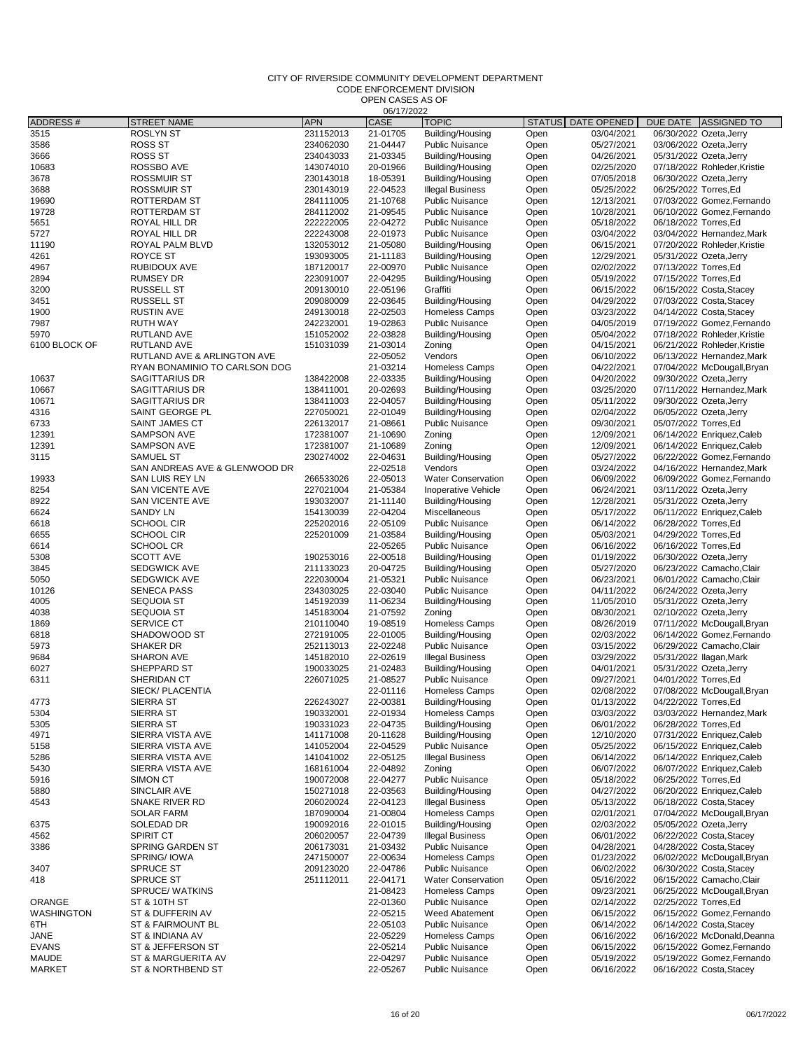CITY OF RIVERSIDE COMMUNITY DEVELOPMENT DEPARTMENT
CODE ENFORCEMENT DIVISION
OPEN CASES AS OF
06/17/2022

| ADDRESS # | STREET NAME | APN | CASE | TOPIC | STATUS | DATE OPENED | DUE DATE | ASSIGNED TO |
|---|---|---|---|---|---|---|---|---|
| 3515 | ROSLYN ST | 231152013 | 21-01705 | Building/Housing | Open | 03/04/2021 | 06/30/2022 | Ozeta,Jerry |
| 3586 | ROSS ST | 234062030 | 21-04447 | Public Nuisance | Open | 05/27/2021 | 03/06/2022 | Ozeta,Jerry |
| 3666 | ROSS ST | 234043033 | 21-03345 | Building/Housing | Open | 04/26/2021 | 05/31/2022 | Ozeta,Jerry |
| 10683 | ROSSBO AVE | 143074010 | 20-01966 | Building/Housing | Open | 02/25/2020 | 07/18/2022 | Rohleder,Kristie |
| 3678 | ROSSMUIR ST | 230143018 | 18-05391 | Building/Housing | Open | 07/05/2018 | 06/30/2022 | Ozeta,Jerry |
| 3688 | ROSSMUIR ST | 230143019 | 22-04523 | Illegal Business | Open | 05/25/2022 | 06/25/2022 | Torres,Ed |
| 19690 | ROTTERDAM ST | 284111005 | 21-10768 | Public Nuisance | Open | 12/13/2021 | 07/03/2022 | Gomez,Fernando |
| 19728 | ROTTERDAM ST | 284112002 | 21-09545 | Public Nuisance | Open | 10/28/2021 | 06/10/2022 | Gomez,Fernando |
| 5651 | ROYAL HILL DR | 222222005 | 22-04272 | Public Nuisance | Open | 05/18/2022 | 06/18/2022 | Torres,Ed |
| 5727 | ROYAL HILL DR | 222243008 | 22-01973 | Public Nuisance | Open | 03/04/2022 | 03/04/2022 | Hernandez,Mark |
| 11190 | ROYAL PALM BLVD | 132053012 | 21-05080 | Building/Housing | Open | 06/15/2021 | 07/20/2022 | Rohleder,Kristie |
| 4261 | ROYCE ST | 193093005 | 21-11183 | Building/Housing | Open | 12/29/2021 | 05/31/2022 | Ozeta,Jerry |
| 4967 | RUBIDOUX AVE | 187120017 | 22-00970 | Public Nuisance | Open | 02/02/2022 | 07/13/2022 | Torres,Ed |
| 2894 | RUMSEY DR | 223091007 | 22-04295 | Building/Housing | Open | 05/19/2022 | 07/15/2022 | Torres,Ed |
| 3200 | RUSSELL ST | 209130010 | 22-05196 | Graffiti | Open | 06/15/2022 | 06/15/2022 | Costa,Stacey |
| 3451 | RUSSELL ST | 209080009 | 22-03645 | Building/Housing | Open | 04/29/2022 | 07/03/2022 | Costa,Stacey |
| 1900 | RUSTIN AVE | 249130018 | 22-02503 | Homeless Camps | Open | 03/23/2022 | 04/14/2022 | Costa,Stacey |
| 7987 | RUTH WAY | 242232001 | 19-02863 | Public Nuisance | Open | 04/05/2019 | 07/19/2022 | Gomez,Fernando |
| 5970 | RUTLAND AVE | 151052002 | 22-03828 | Building/Housing | Open | 05/04/2022 | 07/18/2022 | Rohleder,Kristie |
| 6100 BLOCK OF | RUTLAND AVE | 151031039 | 21-03014 | Zoning | Open | 04/15/2021 | 06/21/2022 | Rohleder,Kristie |
| | RUTLAND AVE & ARLINGTON AVE | | 22-05052 | Vendors | Open | 06/10/2022 | 06/13/2022 | Hernandez,Mark |
| | RYAN BONAMINIO TO CARLSON DOG | | 21-03214 | Homeless Camps | Open | 04/22/2021 | 07/04/2022 | McDougall,Bryan |
| 10637 | SAGITTARIUS DR | 138422008 | 22-03335 | Building/Housing | Open | 04/20/2022 | 09/30/2022 | Ozeta,Jerry |
| 10667 | SAGITTARIUS DR | 138411001 | 20-02693 | Building/Housing | Open | 03/25/2020 | 07/11/2022 | Hernandez,Mark |
| 10671 | SAGITTARIUS DR | 138411003 | 22-04057 | Building/Housing | Open | 05/11/2022 | 09/30/2022 | Ozeta,Jerry |
| 4316 | SAINT GEORGE PL | 227050021 | 22-01049 | Building/Housing | Open | 02/04/2022 | 06/05/2022 | Ozeta,Jerry |
| 6733 | SAINT JAMES CT | 226132017 | 21-08661 | Public Nuisance | Open | 09/30/2021 | 05/07/2022 | Torres,Ed |
| 12391 | SAMPSON AVE | 172381007 | 21-10690 | Zoning | Open | 12/09/2021 | 06/14/2022 | Enriquez,Caleb |
| 12391 | SAMPSON AVE | 172381007 | 21-10689 | Zoning | Open | 12/09/2021 | 06/14/2022 | Enriquez,Caleb |
| 3115 | SAMUEL ST | 230274002 | 22-04631 | Building/Housing | Open | 05/27/2022 | 06/22/2022 | Gomez,Fernando |
| | SAN ANDREAS AVE & GLENWOOD DR | | 22-02518 | Vendors | Open | 03/24/2022 | 04/16/2022 | Hernandez,Mark |
| 19933 | SAN LUIS REY LN | 266533026 | 22-05013 | Water Conservation | Open | 06/09/2022 | 06/09/2022 | Gomez,Fernando |
| 8254 | SAN VICENTE AVE | 227021004 | 21-05384 | Inoperative Vehicle | Open | 06/24/2021 | 03/11/2022 | Ozeta,Jerry |
| 8922 | SAN VICENTE AVE | 193032007 | 21-11140 | Building/Housing | Open | 12/28/2021 | 05/31/2022 | Ozeta,Jerry |
| 6624 | SANDY LN | 154130039 | 22-04204 | Miscellaneous | Open | 05/17/2022 | 06/11/2022 | Enriquez,Caleb |
| 6618 | SCHOOL CIR | 225202016 | 22-05109 | Public Nuisance | Open | 06/14/2022 | 06/28/2022 | Torres,Ed |
| 6655 | SCHOOL CIR | 225201009 | 21-03584 | Building/Housing | Open | 05/03/2021 | 04/29/2022 | Torres,Ed |
| 6614 | SCHOOL CR | | 22-05265 | Public Nuisance | Open | 06/16/2022 | 06/16/2022 | Torres,Ed |
| 5308 | SCOTT AVE | 190253016 | 22-00518 | Building/Housing | Open | 01/19/2022 | 06/30/2022 | Ozeta,Jerry |
| 3845 | SEDGWICK AVE | 211133023 | 20-04725 | Building/Housing | Open | 05/27/2020 | 06/23/2022 | Camacho,Clair |
| 5050 | SEDGWICK AVE | 222030004 | 21-05321 | Public Nuisance | Open | 06/23/2021 | 06/01/2022 | Camacho,Clair |
| 10126 | SENECA PASS | 234303025 | 22-03040 | Public Nuisance | Open | 04/11/2022 | 06/24/2022 | Ozeta,Jerry |
| 4005 | SEQUOIA ST | 145192039 | 11-06234 | Building/Housing | Open | 11/05/2010 | 05/31/2022 | Ozeta,Jerry |
| 4038 | SEQUOIA ST | 145183004 | 21-07592 | Zoning | Open | 08/30/2021 | 02/10/2022 | Ozeta,Jerry |
| 1869 | SERVICE CT | 210110040 | 19-08519 | Homeless Camps | Open | 08/26/2019 | 07/11/2022 | McDougall,Bryan |
| 6818 | SHADOWOOD ST | 272191005 | 22-01005 | Building/Housing | Open | 02/03/2022 | 06/14/2022 | Gomez,Fernando |
| 5973 | SHAKER DR | 252113013 | 22-02248 | Public Nuisance | Open | 03/15/2022 | 06/29/2022 | Camacho,Clair |
| 9684 | SHARON AVE | 145182010 | 22-02619 | Illegal Business | Open | 03/29/2022 | 05/31/2022 | Ilagan,Mark |
| 6027 | SHEPPARD ST | 190033025 | 21-02483 | Building/Housing | Open | 04/01/2021 | 05/31/2022 | Ozeta,Jerry |
| 6311 | SHERIDAN CT | 226071025 | 21-08527 | Public Nuisance | Open | 09/27/2021 | 04/01/2022 | Torres,Ed |
| | SIECK/ PLACENTIA | | 22-01116 | Homeless Camps | Open | 02/08/2022 | 07/08/2022 | McDougall,Bryan |
| 4773 | SIERRA ST | 226243027 | 22-00381 | Building/Housing | Open | 01/13/2022 | 04/22/2022 | Torres,Ed |
| 5304 | SIERRA ST | 190332001 | 22-01934 | Homeless Camps | Open | 03/03/2022 | 03/03/2022 | Hernandez,Mark |
| 5305 | SIERRA ST | 190331023 | 22-04735 | Building/Housing | Open | 06/01/2022 | 06/28/2022 | Torres,Ed |
| 4971 | SIERRA VISTA AVE | 141171008 | 20-11628 | Building/Housing | Open | 12/10/2020 | 07/31/2022 | Enriquez,Caleb |
| 5158 | SIERRA VISTA AVE | 141052004 | 22-04529 | Public Nuisance | Open | 05/25/2022 | 06/15/2022 | Enriquez,Caleb |
| 5286 | SIERRA VISTA AVE | 141041002 | 22-05125 | Illegal Business | Open | 06/14/2022 | 06/14/2022 | Enriquez,Caleb |
| 5430 | SIERRA VISTA AVE | 168161004 | 22-04892 | Zoning | Open | 06/07/2022 | 06/07/2022 | Enriquez,Caleb |
| 5916 | SIMON CT | 190072008 | 22-04277 | Public Nuisance | Open | 05/18/2022 | 06/25/2022 | Torres,Ed |
| 5880 | SINCLAIR AVE | 150271018 | 22-03563 | Building/Housing | Open | 04/27/2022 | 06/20/2022 | Enriquez,Caleb |
| 4543 | SNAKE RIVER RD | 206020024 | 22-04123 | Illegal Business | Open | 05/13/2022 | 06/18/2022 | Costa,Stacey |
| | SOLAR FARM | 187090004 | 21-00804 | Homeless Camps | Open | 02/01/2021 | 07/04/2022 | McDougall,Bryan |
| 6375 | SOLEDAD DR | 190092016 | 22-01015 | Building/Housing | Open | 02/03/2022 | 05/05/2022 | Ozeta,Jerry |
| 4562 | SPIRIT CT | 206020057 | 22-04739 | Illegal Business | Open | 06/01/2022 | 06/22/2022 | Costa,Stacey |
| 3386 | SPRING GARDEN ST | 206173031 | 21-03432 | Public Nuisance | Open | 04/28/2021 | 04/28/2022 | Costa,Stacey |
| | SPRING/ IOWA | 247150007 | 22-00634 | Homeless Camps | Open | 01/23/2022 | 06/02/2022 | McDougall,Bryan |
| 3407 | SPRUCE ST | 209123020 | 22-04786 | Public Nuisance | Open | 06/02/2022 | 06/30/2022 | Costa,Stacey |
| 418 | SPRUCE ST | 251112011 | 22-04171 | Water Conservation | Open | 05/16/2022 | 06/15/2022 | Camacho,Clair |
| | SPRUCE/ WATKINS | | 21-08423 | Homeless Camps | Open | 09/23/2021 | 06/25/2022 | McDougall,Bryan |
| ORANGE | ST & 10TH ST | | 22-01360 | Public Nuisance | Open | 02/14/2022 | 02/25/2022 | Torres,Ed |
| WASHINGTON | ST & DUFFERIN AV | | 22-05215 | Weed Abatement | Open | 06/15/2022 | 06/15/2022 | Gomez,Fernando |
| 6TH | ST & FAIRMOUNT BL | | 22-05103 | Public Nuisance | Open | 06/14/2022 | 06/14/2022 | Costa,Stacey |
| JANE | ST & INDIANA AV | | 22-05229 | Homeless Camps | Open | 06/16/2022 | 06/16/2022 | McDonald,Deanna |
| EVANS | ST & JEFFERSON ST | | 22-05214 | Public Nuisance | Open | 06/15/2022 | 06/15/2022 | Gomez,Fernando |
| MAUDE | ST & MARGUERITA AV | | 22-04297 | Public Nuisance | Open | 05/19/2022 | 05/19/2022 | Gomez,Fernando |
| MARKET | ST & NORTHBEND ST | | 22-05267 | Public Nuisance | Open | 06/16/2022 | 06/16/2022 | Costa,Stacey |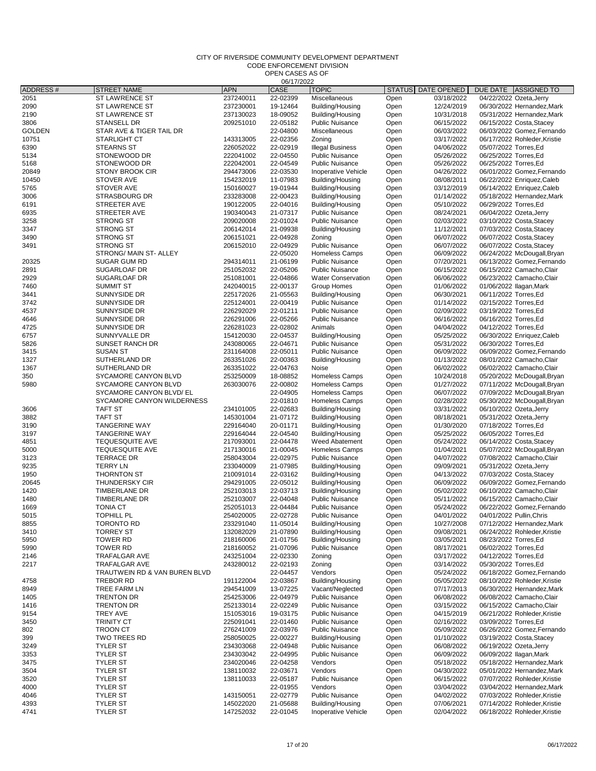CITY OF RIVERSIDE COMMUNITY DEVELOPMENT DEPARTMENT
CODE ENFORCEMENT DIVISION
OPEN CASES AS OF
06/17/2022

| ADDRESS # | STREET NAME | APN | CASE | TOPIC | STATUS | DATE OPENED | DUE DATE | ASSIGNED TO |
|---|---|---|---|---|---|---|---|---|
| 2051 | ST LAWRENCE ST | 237240011 | 22-02399 | Miscellaneous | Open | 03/18/2022 | 04/22/2022 | Ozeta,Jerry |
| 2090 | ST LAWRENCE ST | 237230001 | 19-12464 | Building/Housing | Open | 12/24/2019 | 06/30/2022 | Hernandez,Mark |
| 2190 | ST LAWRENCE ST | 237130023 | 18-09052 | Building/Housing | Open | 10/31/2018 | 05/31/2022 | Hernandez,Mark |
| 3806 | STANSELL DR | 209251010 | 22-05182 | Public Nuisance | Open | 06/15/2022 | 06/15/2022 | Costa,Stacey |
| GOLDEN | STAR AVE & TIGER TAIL DR | | 22-04800 | Miscellaneous | Open | 06/03/2022 | 06/03/2022 | Gomez,Fernando |
| 10751 | STARLIGHT CT | 143313005 | 22-02356 | Zoning | Open | 03/17/2022 | 06/17/2022 | Rohleder,Kristie |
| 6390 | STEARNS ST | 226052022 | 22-02919 | Illegal Business | Open | 04/06/2022 | 05/07/2022 | Torres,Ed |
| 5134 | STONEWOOD DR | 222041002 | 22-04550 | Public Nuisance | Open | 05/26/2022 | 06/25/2022 | Torres,Ed |
| 5168 | STONEWOOD DR | 222042001 | 22-04549 | Public Nuisance | Open | 05/26/2022 | 06/25/2022 | Torres,Ed |
| 20849 | STONY BROOK CIR | 294473006 | 22-03530 | Inoperative Vehicle | Open | 04/26/2022 | 06/01/2022 | Gomez,Fernando |
| 10450 | STOVER AVE | 154232019 | 11-07983 | Building/Housing | Open | 08/08/2011 | 06/22/2022 | Enriquez,Caleb |
| 5765 | STOVER AVE | 150160027 | 19-01944 | Building/Housing | Open | 03/12/2019 | 06/14/2022 | Enriquez,Caleb |
| 3006 | STRASBOURG DR | 233283008 | 22-00423 | Building/Housing | Open | 01/14/2022 | 05/18/2022 | Hernandez,Mark |
| 6191 | STREETER AVE | 190122005 | 22-04016 | Building/Housing | Open | 05/10/2022 | 06/29/2022 | Torres,Ed |
| 6935 | STREETER AVE | 190340043 | 21-07317 | Public Nuisance | Open | 08/24/2021 | 06/04/2022 | Ozeta,Jerry |
| 3258 | STRONG ST | 209020008 | 22-01024 | Public Nuisance | Open | 02/03/2022 | 03/10/2022 | Costa,Stacey |
| 3347 | STRONG ST | 206142014 | 21-09938 | Building/Housing | Open | 11/12/2021 | 07/03/2022 | Costa,Stacey |
| 3490 | STRONG ST | 206151021 | 22-04928 | Zoning | Open | 06/07/2022 | 06/07/2022 | Costa,Stacey |
| 3491 | STRONG ST | 206152010 | 22-04929 | Public Nuisance | Open | 06/07/2022 | 06/07/2022 | Costa,Stacey |
| | STRONG/ MAIN ST- ALLEY | | 22-05020 | Homeless Camps | Open | 06/09/2022 | 06/24/2022 | McDougall,Bryan |
| 20325 | SUGAR GUM RD | 294314011 | 21-06199 | Public Nuisance | Open | 07/20/2021 | 06/13/2022 | Gomez,Fernando |
| 2891 | SUGARLOAF DR | 251052032 | 22-05206 | Public Nuisance | Open | 06/15/2022 | 06/15/2022 | Camacho,Clair |
| 2929 | SUGARLOAF DR | 251081001 | 22-04866 | Water Conservation | Open | 06/06/2022 | 06/23/2022 | Camacho,Clair |
| 7460 | SUMMIT ST | 242040015 | 22-00137 | Group Homes | Open | 01/06/2022 | 01/06/2022 | Ilagan,Mark |
| 3441 | SUNNYSIDE DR | 225172026 | 21-05563 | Building/Housing | Open | 06/30/2021 | 06/11/2022 | Torres,Ed |
| 3742 | SUNNYSIDE DR | 225124001 | 22-00419 | Public Nuisance | Open | 01/14/2022 | 02/15/2022 | Torres,Ed |
| 4537 | SUNNYSIDE DR | 226292029 | 22-01211 | Public Nuisance | Open | 02/09/2022 | 03/19/2022 | Torres,Ed |
| 4646 | SUNNYSIDE DR | 226291006 | 22-05266 | Public Nuisance | Open | 06/16/2022 | 06/16/2022 | Torres,Ed |
| 4725 | SUNNYSIDE DR | 226281023 | 22-02802 | Animals | Open | 04/04/2022 | 04/12/2022 | Torres,Ed |
| 6757 | SUNNYVALLE DR | 154120030 | 22-04537 | Building/Housing | Open | 05/25/2022 | 06/30/2022 | Enriquez,Caleb |
| 5826 | SUNSET RANCH DR | 243080065 | 22-04671 | Public Nuisance | Open | 05/31/2022 | 06/30/2022 | Torres,Ed |
| 3415 | SUSAN ST | 231164008 | 22-05011 | Public Nuisance | Open | 06/09/2022 | 06/09/2022 | Gomez,Fernando |
| 1327 | SUTHERLAND DR | 263351026 | 22-00363 | Building/Housing | Open | 01/13/2022 | 08/01/2022 | Camacho,Clair |
| 1367 | SUTHERLAND DR | 263351022 | 22-04763 | Noise | Open | 06/02/2022 | 06/02/2022 | Camacho,Clair |
| 350 | SYCAMORE CANYON BLVD | 253250009 | 18-08852 | Homeless Camps | Open | 10/24/2018 | 05/20/2022 | McDougall,Bryan |
| 5980 | SYCAMORE CANYON BLVD | 263030076 | 22-00802 | Homeless Camps | Open | 01/27/2022 | 07/11/2022 | McDougall,Bryan |
| | SYCAMORE CANYON BLVD/ EL | | 22-04905 | Homeless Camps | Open | 06/07/2022 | 07/09/2022 | McDougall,Bryan |
| | SYCAMORE CANYON WILDERNESS | | 22-01810 | Homeless Camps | Open | 02/28/2022 | 05/30/2022 | McDougall,Bryan |
| 3606 | TAFT ST | 234101005 | 22-02683 | Building/Housing | Open | 03/31/2022 | 06/10/2022 | Ozeta,Jerry |
| 3882 | TAFT ST | 145301004 | 21-07172 | Building/Housing | Open | 08/18/2021 | 05/31/2022 | Ozeta,Jerry |
| 3190 | TANGERINE WAY | 229164040 | 20-01171 | Building/Housing | Open | 01/30/2020 | 07/18/2022 | Torres,Ed |
| 3197 | TANGERINE WAY | 229164039 | 22-04540 | Building/Housing | Open | 05/25/2022 | 06/05/2022 | Torres,Ed |
| 4851 | TEQUESQUITE AVE | 217093001 | 22-04478 | Weed Abatement | Open | 05/24/2022 | 06/14/2022 | Costa,Stacey |
| 5000 | TEQUESQUITE AVE | 217130016 | 21-00045 | Homeless Camps | Open | 01/04/2021 | 05/07/2022 | McDougall,Bryan |
| 3123 | TERRACE DR | 258043004 | 22-02975 | Public Nuisance | Open | 04/07/2022 | 07/08/2022 | Camacho,Clair |
| 9235 | TERRY LN | 233040009 | 21-07985 | Building/Housing | Open | 09/09/2021 | 05/31/2022 | Ozeta,Jerry |
| 1950 | THORNTON ST | 210091014 | 22-03162 | Building/Housing | Open | 04/13/2022 | 07/03/2022 | Costa,Stacey |
| 20645 | THUNDERSKY CIR | 294291005 | 22-05012 | Building/Housing | Open | 06/09/2022 | 06/09/2022 | Gomez,Fernando |
| 1420 | TIMBERLANE DR | 252103013 | 22-03713 | Building/Housing | Open | 05/02/2022 | 06/10/2022 | Camacho,Clair |
| 1480 | TIMBERLANE DR | 252103007 | 22-04048 | Public Nuisance | Open | 05/11/2022 | 06/15/2022 | Camacho,Clair |
| 1669 | TONIA CT | 252051013 | 22-04484 | Public Nuisance | Open | 05/24/2022 | 06/22/2022 | Gomez,Fernando |
| 5015 | TOPHILL PL | 254020005 | 22-02728 | Public Nuisance | Open | 04/01/2022 | 04/01/2022 | Pullin,Chris |
| 8855 | TORONTO RD | 233291040 | 11-05014 | Building/Housing | Open | 10/27/2008 | 07/12/2022 | Hernandez,Mark |
| 3410 | TORREY ST | 132082029 | 21-07890 | Building/Housing | Open | 09/08/2021 | 06/24/2022 | Rohleder,Kristie |
| 5950 | TOWER RD | 218160006 | 21-01756 | Building/Housing | Open | 03/05/2021 | 08/23/2022 | Torres,Ed |
| 5990 | TOWER RD | 218160052 | 21-07096 | Public Nuisance | Open | 08/17/2021 | 06/02/2022 | Torres,Ed |
| 2146 | TRAFALGAR AVE | 243251004 | 22-02330 | Zoning | Open | 03/17/2022 | 04/12/2022 | Torres,Ed |
| 2217 | TRAFALGAR AVE | 243280012 | 22-02193 | Zoning | Open | 03/14/2022 | 05/30/2022 | Torres,Ed |
| | TRAUTWEIN RD & VAN BUREN BLVD | | 22-04457 | Vendors | Open | 05/24/2022 | 06/18/2022 | Gomez,Fernando |
| 4758 | TREBOR RD | 191122004 | 22-03867 | Building/Housing | Open | 05/05/2022 | 08/10/2022 | Rohleder,Kristie |
| 8949 | TREE FARM LN | 294541009 | 13-07225 | Vacant/Neglected | Open | 07/17/2013 | 06/30/2022 | Hernandez,Mark |
| 1405 | TRENTON DR | 254253006 | 22-04979 | Public Nuisance | Open | 06/08/2022 | 06/08/2022 | Camacho,Clair |
| 1416 | TRENTON DR | 252133014 | 22-02249 | Public Nuisance | Open | 03/15/2022 | 06/15/2022 | Camacho,Clair |
| 9154 | TREY AVE | 151053016 | 19-03175 | Public Nuisance | Open | 04/15/2019 | 06/21/2022 | Rohleder,Kristie |
| 3450 | TRINITY CT | 225091041 | 22-01460 | Public Nuisance | Open | 02/16/2022 | 03/09/2022 | Torres,Ed |
| 802 | TROON CT | 276241009 | 22-03976 | Public Nuisance | Open | 05/09/2022 | 06/26/2022 | Gomez,Fernando |
| 399 | TWO TREES RD | 258050025 | 22-00227 | Building/Housing | Open | 01/10/2022 | 03/19/2022 | Costa,Stacey |
| 3249 | TYLER ST | 234303068 | 22-04948 | Public Nuisance | Open | 06/08/2022 | 06/19/2022 | Ozeta,Jerry |
| 3353 | TYLER ST | 234303042 | 22-04995 | Public Nuisance | Open | 06/09/2022 | 06/09/2022 | Ilagan,Mark |
| 3475 | TYLER ST | 234020046 | 22-04258 | Vendors | Open | 05/18/2022 | 05/18/2022 | Hernandez,Mark |
| 3504 | TYLER ST | 138110032 | 22-03671 | Vendors | Open | 04/30/2022 | 05/01/2022 | Hernandez,Mark |
| 3520 | TYLER ST | 138110033 | 22-05187 | Public Nuisance | Open | 06/15/2022 | 07/07/2022 | Rohleder,Kristie |
| 4000 | TYLER ST | | 22-01955 | Vendors | Open | 03/04/2022 | 03/04/2022 | Hernandez,Mark |
| 4046 | TYLER ST | 143150051 | 22-02779 | Public Nuisance | Open | 04/02/2022 | 07/03/2022 | Rohleder,Kristie |
| 4393 | TYLER ST | 145022020 | 21-05688 | Building/Housing | Open | 07/06/2021 | 07/14/2022 | Rohleder,Kristie |
| 4741 | TYLER ST | 147252032 | 22-01045 | Inoperative Vehicle | Open | 02/04/2022 | 06/18/2022 | Rohleder,Kristie |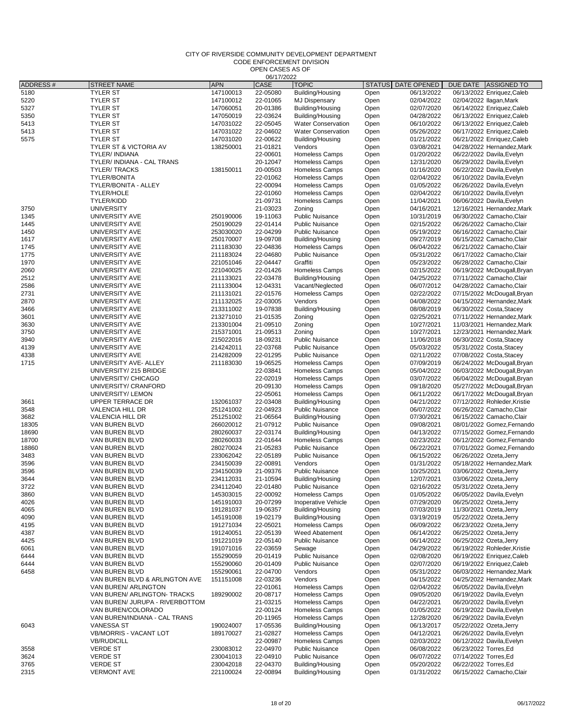CITY OF RIVERSIDE COMMUNITY DEVELOPMENT DEPARTMENT
CODE ENFORCEMENT DIVISION
OPEN CASES AS OF
06/17/2022

| ADDRESS # | STREET NAME | APN | CASE | TOPIC | STATUS | DATE OPENED | DUE DATE | ASSIGNED TO |
|---|---|---|---|---|---|---|---|---|
| 5180 | TYLER ST | 147100013 | 22-05080 | Building/Housing | Open | 06/13/2022 | 06/13/2022 | Enriquez,Caleb |
| 5220 | TYLER ST | 147100012 | 22-01065 | MJ Dispensary | Open | 02/04/2022 | 02/04/2022 | Ilagan,Mark |
| 5327 | TYLER ST | 147060051 | 20-01386 | Building/Housing | Open | 02/07/2020 | 06/14/2022 | Enriquez,Caleb |
| 5350 | TYLER ST | 147050019 | 22-03624 | Building/Housing | Open | 04/28/2022 | 06/13/2022 | Enriquez,Caleb |
| 5413 | TYLER ST | 147031022 | 22-05045 | Water Conservation | Open | 06/10/2022 | 06/13/2022 | Enriquez,Caleb |
| 5413 | TYLER ST | 147031022 | 22-04602 | Water Conservation | Open | 05/26/2022 | 06/17/2022 | Enriquez,Caleb |
| 5575 | TYLER ST | 147031020 | 22-00622 | Building/Housing | Open | 01/21/2022 | 06/21/2022 | Enriquez,Caleb |
| | TYLER ST & VICTORIA AV | 138250001 | 21-01821 | Vendors | Open | 03/08/2021 | 04/28/2022 | Hernandez,Mark |
| | TYLER/ INDIANA | | 22-00601 | Homeless Camps | Open | 01/20/2022 | 06/22/2022 | Davila,Evelyn |
| | TYLER/ INDIANA - CAL TRANS | | 20-12047 | Homeless Camps | Open | 12/31/2020 | 06/29/2022 | Davila,Evelyn |
| | TYLER/ TRACKS | 138150011 | 20-00503 | Homeless Camps | Open | 01/16/2020 | 06/22/2022 | Davila,Evelyn |
| | TYLER/BONITA | | 22-01062 | Homeless Camps | Open | 02/04/2022 | 06/10/2022 | Davila,Evelyn |
| | TYLER/BONITA - ALLEY | | 22-00094 | Homeless Camps | Open | 01/05/2022 | 06/26/2022 | Davila,Evelyn |
| | TYLER/HOLE | | 22-01060 | Homeless Camps | Open | 02/04/2022 | 06/10/2022 | Davila,Evelyn |
| | TYLER/KIDD | | 21-09731 | Homeless Camps | Open | 11/04/2021 | 06/06/2022 | Davila,Evelyn |
| 3750 | UNIVERSITY | | 21-03023 | Zoning | Open | 04/16/2021 | 12/16/2021 | Hernandez,Mark |
| 1345 | UNIVERSITY AVE | 250190006 | 19-11063 | Public Nuisance | Open | 10/31/2019 | 06/30/2022 | Camacho,Clair |
| 1445 | UNIVERSITY AVE | 250190029 | 22-01414 | Public Nuisance | Open | 02/15/2022 | 06/26/2022 | Camacho,Clair |
| 1450 | UNIVERSITY AVE | 253030020 | 22-04299 | Public Nuisance | Open | 05/19/2022 | 06/16/2022 | Camacho,Clair |
| 1617 | UNIVERSITY AVE | 250170007 | 19-09708 | Building/Housing | Open | 09/27/2019 | 06/15/2022 | Camacho,Clair |
| 1745 | UNIVERSITY AVE | 211183030 | 22-04836 | Homeless Camps | Open | 06/04/2022 | 06/21/2022 | Camacho,Clair |
| 1775 | UNIVERSITY AVE | 211183024 | 22-04680 | Public Nuisance | Open | 05/31/2022 | 06/17/2022 | Camacho,Clair |
| 1970 | UNIVERSITY AVE | 221051046 | 22-04447 | Graffiti | Open | 05/23/2022 | 06/28/2022 | Camacho,Clair |
| 2060 | UNIVERSITY AVE | 221040025 | 22-01426 | Homeless Camps | Open | 02/15/2022 | 06/19/2022 | McDougall,Bryan |
| 2512 | UNIVERSITY AVE | 211133021 | 22-03478 | Building/Housing | Open | 04/25/2022 | 07/11/2022 | Camacho,Clair |
| 2586 | UNIVERSITY AVE | 211133004 | 12-04331 | Vacant/Neglected | Open | 06/07/2012 | 04/28/2022 | Camacho,Clair |
| 2731 | UNIVERSITY AVE | 211131021 | 22-01576 | Homeless Camps | Open | 02/22/2022 | 07/15/2022 | McDougall,Bryan |
| 2870 | UNIVERSITY AVE | 211132025 | 22-03005 | Vendors | Open | 04/08/2022 | 04/15/2022 | Hernandez,Mark |
| 3466 | UNIVERSITY AVE | 213311002 | 19-07838 | Building/Housing | Open | 08/08/2019 | 06/30/2022 | Costa,Stacey |
| 3601 | UNIVERSITY AVE | 213271010 | 21-01535 | Zoning | Open | 02/25/2021 | 07/11/2022 | Hernandez,Mark |
| 3630 | UNIVERSITY AVE | 213301004 | 21-09510 | Zoning | Open | 10/27/2021 | 11/03/2021 | Hernandez,Mark |
| 3750 | UNIVERSITY AVE | 215371001 | 21-09513 | Zoning | Open | 10/27/2021 | 12/23/2021 | Hernandez,Mark |
| 3940 | UNIVERSITY AVE | 215022016 | 18-09231 | Public Nuisance | Open | 11/06/2018 | 06/30/2022 | Costa,Stacey |
| 4139 | UNIVERSITY AVE | 214242011 | 22-03768 | Public Nuisance | Open | 05/03/2022 | 05/31/2022 | Costa,Stacey |
| 4338 | UNIVERSITY AVE | 214282009 | 22-01295 | Public Nuisance | Open | 02/11/2022 | 07/08/2022 | Costa,Stacey |
| 1715 | UNIVERSITY AVE- ALLEY | 211183030 | 19-06525 | Homeless Camps | Open | 07/09/2019 | 06/24/2022 | McDougall,Bryan |
| | UNIVERSITY/ 215 BRIDGE | | 22-03841 | Homeless Camps | Open | 05/04/2022 | 06/03/2022 | McDougall,Bryan |
| | UNIVERSITY/ CHICAGO | | 22-02019 | Homeless Camps | Open | 03/07/2022 | 06/04/2022 | McDougall,Bryan |
| | UNIVERSITY/ CRANFORD | | 20-09130 | Homeless Camps | Open | 09/18/2020 | 05/27/2022 | McDougall,Bryan |
| | UNIVERSITY/ LEMON | | 22-05061 | Homeless Camps | Open | 06/11/2022 | 06/17/2022 | McDougall,Bryan |
| 3661 | UPPER TERRACE DR | 132061037 | 22-03408 | Building/Housing | Open | 04/21/2022 | 07/12/2022 | Rohleder,Kristie |
| 3548 | VALENCIA HILL DR | 251241002 | 22-04923 | Public Nuisance | Open | 06/07/2022 | 06/26/2022 | Camacho,Clair |
| 3682 | VALENCIA HILL DR | 251251002 | 21-06564 | Building/Housing | Open | 07/30/2021 | 06/15/2022 | Camacho,Clair |
| 18305 | VAN BUREN BLVD | 266020012 | 21-07912 | Public Nuisance | Open | 09/08/2021 | 08/01/2022 | Gomez,Fernando |
| 18690 | VAN BUREN BLVD | 280260037 | 22-03174 | Building/Housing | Open | 04/13/2022 | 07/15/2022 | Gomez,Fernando |
| 18700 | VAN BUREN BLVD | 280260033 | 22-01644 | Homeless Camps | Open | 02/23/2022 | 06/12/2022 | Gomez,Fernando |
| 18860 | VAN BUREN BLVD | 280270024 | 21-05283 | Public Nuisance | Open | 06/22/2021 | 07/01/2022 | Gomez,Fernando |
| 3483 | VAN BUREN BLVD | 233062042 | 22-05189 | Public Nuisance | Open | 06/15/2022 | 06/26/2022 | Ozeta,Jerry |
| 3596 | VAN BUREN BLVD | 234150039 | 22-00891 | Vendors | Open | 01/31/2022 | 05/18/2022 | Hernandez,Mark |
| 3596 | VAN BUREN BLVD | 234150039 | 21-09376 | Public Nuisance | Open | 10/25/2021 | 03/06/2022 | Ozeta,Jerry |
| 3644 | VAN BUREN BLVD | 234112031 | 21-10594 | Building/Housing | Open | 12/07/2021 | 03/06/2022 | Ozeta,Jerry |
| 3722 | VAN BUREN BLVD | 234112040 | 22-01480 | Public Nuisance | Open | 02/16/2022 | 05/31/2022 | Ozeta,Jerry |
| 3860 | VAN BUREN BLVD | 145303015 | 22-00092 | Homeless Camps | Open | 01/05/2022 | 06/05/2022 | Davila,Evelyn |
| 4026 | VAN BUREN BLVD | 145191003 | 20-07299 | Inoperative Vehicle | Open | 07/29/2020 | 06/25/2022 | Ozeta,Jerry |
| 4065 | VAN BUREN BLVD | 191281037 | 19-06357 | Building/Housing | Open | 07/03/2019 | 11/30/2021 | Ozeta,Jerry |
| 4090 | VAN BUREN BLVD | 145191008 | 19-02179 | Building/Housing | Open | 03/19/2019 | 05/22/2022 | Ozeta,Jerry |
| 4195 | VAN BUREN BLVD | 191271034 | 22-05021 | Homeless Camps | Open | 06/09/2022 | 06/23/2022 | Ozeta,Jerry |
| 4387 | VAN BUREN BLVD | 191240051 | 22-05139 | Weed Abatement | Open | 06/14/2022 | 06/25/2022 | Ozeta,Jerry |
| 4425 | VAN BUREN BLVD | 191221019 | 22-05140 | Public Nuisance | Open | 06/14/2022 | 06/25/2022 | Ozeta,Jerry |
| 6061 | VAN BUREN BLVD | 191071016 | 22-03659 | Sewage | Open | 04/29/2022 | 06/19/2022 | Rohleder,Kristie |
| 6444 | VAN BUREN BLVD | 155290059 | 20-01419 | Public Nuisance | Open | 02/08/2020 | 06/19/2022 | Enriquez,Caleb |
| 6444 | VAN BUREN BLVD | 155290060 | 20-01409 | Public Nuisance | Open | 02/07/2020 | 06/19/2022 | Enriquez,Caleb |
| 6458 | VAN BUREN BLVD | 155290061 | 22-04700 | Vendors | Open | 05/31/2022 | 06/03/2022 | Hernandez,Mark |
| | VAN BUREN BLVD & ARLINGTON AVE | 151151008 | 22-03236 | Vendors | Open | 04/15/2022 | 04/25/2022 | Hernandez,Mark |
| | VAN BUREN/ ARLINGTON | | 22-01061 | Homeless Camps | Open | 02/04/2022 | 06/05/2022 | Davila,Evelyn |
| | VAN BUREN/ ARLINGTON- TRACKS | 189290002 | 20-08717 | Homeless Camps | Open | 09/05/2020 | 06/19/2022 | Davila,Evelyn |
| | VAN BUREN/ JURUPA - RIVERBOTTOM | | 21-03215 | Homeless Camps | Open | 04/22/2021 | 06/20/2022 | Davila,Evelyn |
| | VAN BUREN/COLORADO | | 22-00124 | Homeless Camps | Open | 01/05/2022 | 06/19/2022 | Davila,Evelyn |
| | VAN BUREN/INDIANA - CAL TRANS | | 20-11965 | Homeless Camps | Open | 12/28/2020 | 06/29/2022 | Davila,Evelyn |
| 6043 | VANESSA ST | 190024007 | 17-05536 | Building/Housing | Open | 06/13/2017 | 05/22/2022 | Ozeta,Jerry |
| | VB/MORRIS - VACANT LOT | 189170027 | 21-02827 | Homeless Camps | Open | 04/12/2021 | 06/26/2022 | Davila,Evelyn |
| | VB/RUDICILL | | 22-00987 | Homeless Camps | Open | 02/03/2022 | 06/12/2022 | Davila,Evelyn |
| 3558 | VERDE ST | 230083012 | 22-04970 | Public Nuisance | Open | 06/08/2022 | 06/23/2022 | Torres,Ed |
| 3624 | VERDE ST | 230041013 | 22-04910 | Public Nuisance | Open | 06/07/2022 | 07/14/2022 | Torres,Ed |
| 3765 | VERDE ST | 230042018 | 22-04370 | Building/Housing | Open | 05/20/2022 | 06/22/2022 | Torres,Ed |
| 2315 | VERMONT AVE | 221100024 | 22-00894 | Building/Housing | Open | 01/31/2022 | 06/15/2022 | Camacho,Clair |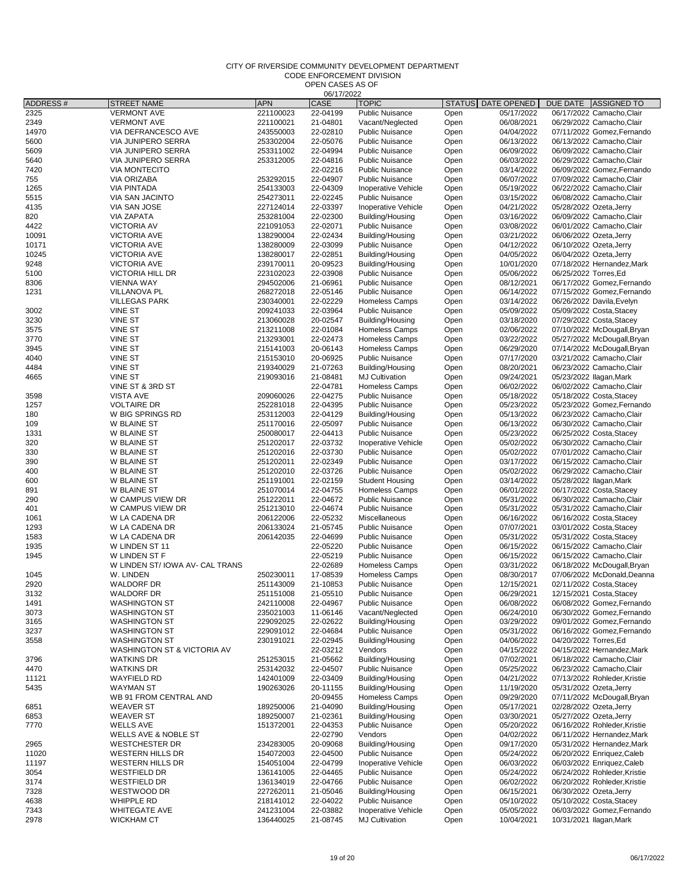CITY OF RIVERSIDE COMMUNITY DEVELOPMENT DEPARTMENT
CODE ENFORCEMENT DIVISION
OPEN CASES AS OF
06/17/2022

| ADDRESS # | STREET NAME | APN | CASE | TOPIC | STATUS | DATE OPENED | DUE DATE | ASSIGNED TO |
|---|---|---|---|---|---|---|---|---|
| 2325 | VERMONT AVE | 221100023 | 22-04199 | Public Nuisance | Open | 05/17/2022 | 06/17/2022 | Camacho,Clair |
| 2349 | VERMONT AVE | 221100021 | 21-04801 | Vacant/Neglected | Open | 06/08/2021 | 06/29/2022 | Camacho,Clair |
| 14970 | VIA DEFRANCESCO AVE | 243550003 | 22-02810 | Public Nuisance | Open | 04/04/2022 | 07/11/2022 | Gomez,Fernando |
| 5600 | VIA JUNIPERO SERRA | 253302004 | 22-05076 | Public Nuisance | Open | 06/13/2022 | 06/13/2022 | Camacho,Clair |
| 5609 | VIA JUNIPERO SERRA | 253311002 | 22-04994 | Public Nuisance | Open | 06/09/2022 | 06/09/2022 | Camacho,Clair |
| 5640 | VIA JUNIPERO SERRA | 253312005 | 22-04816 | Public Nuisance | Open | 06/03/2022 | 06/29/2022 | Camacho,Clair |
| 7420 | VIA MONTECITO | | 22-02216 | Public Nuisance | Open | 03/14/2022 | 06/09/2022 | Gomez,Fernando |
| 755 | VIA ORIZABA | 253292015 | 22-04907 | Public Nuisance | Open | 06/07/2022 | 07/09/2022 | Camacho,Clair |
| 1265 | VIA PINTADA | 254133003 | 22-04309 | Inoperative Vehicle | Open | 05/19/2022 | 06/22/2022 | Camacho,Clair |
| 5515 | VIA SAN JACINTO | 254273011 | 22-02245 | Public Nuisance | Open | 03/15/2022 | 06/08/2022 | Camacho,Clair |
| 4135 | VIA SAN JOSE | 227124014 | 22-03397 | Inoperative Vehicle | Open | 04/21/2022 | 05/28/2022 | Ozeta,Jerry |
| 820 | VIA ZAPATA | 253281004 | 22-02300 | Building/Housing | Open | 03/16/2022 | 06/09/2022 | Camacho,Clair |
| 4422 | VICTORIA AV | 221091053 | 22-02071 | Public Nuisance | Open | 03/08/2022 | 06/01/2022 | Camacho,Clair |
| 10091 | VICTORIA AVE | 138290004 | 22-02434 | Building/Housing | Open | 03/21/2022 | 06/06/2022 | Ozeta,Jerry |
| 10171 | VICTORIA AVE | 138280009 | 22-03099 | Public Nuisance | Open | 04/12/2022 | 06/10/2022 | Ozeta,Jerry |
| 10245 | VICTORIA AVE | 138280017 | 22-02851 | Building/Housing | Open | 04/05/2022 | 06/04/2022 | Ozeta,Jerry |
| 9248 | VICTORIA AVE | 239170011 | 20-09523 | Building/Housing | Open | 10/01/2020 | 07/18/2022 | Hernandez,Mark |
| 5100 | VICTORIA HILL DR | 223102023 | 22-03908 | Public Nuisance | Open | 05/06/2022 | 06/25/2022 | Torres,Ed |
| 8306 | VIENNA WAY | 294502006 | 21-06961 | Public Nuisance | Open | 08/12/2021 | 06/17/2022 | Gomez,Fernando |
| 1231 | VILLANOVA PL | 268272018 | 22-05146 | Public Nuisance | Open | 06/14/2022 | 07/15/2022 | Gomez,Fernando |
| | VILLEGAS PARK | 230340001 | 22-02229 | Homeless Camps | Open | 03/14/2022 | 06/26/2022 | Davila,Evelyn |
| 3002 | VINE ST | 209241033 | 22-03964 | Public Nuisance | Open | 05/09/2022 | 05/09/2022 | Costa,Stacey |
| 3230 | VINE ST | 213060028 | 20-02547 | Building/Housing | Open | 03/18/2020 | 07/29/2022 | Costa,Stacey |
| 3575 | VINE ST | 213211008 | 22-01084 | Homeless Camps | Open | 02/06/2022 | 07/10/2022 | McDougall,Bryan |
| 3770 | VINE ST | 213293001 | 22-02473 | Homeless Camps | Open | 03/22/2022 | 05/27/2022 | McDougall,Bryan |
| 3945 | VINE ST | 215141003 | 20-06143 | Homeless Camps | Open | 06/29/2020 | 07/14/2022 | McDougall,Bryan |
| 4040 | VINE ST | 215153010 | 20-06925 | Public Nuisance | Open | 07/17/2020 | 03/21/2022 | Camacho,Clair |
| 4484 | VINE ST | 219340029 | 21-07263 | Building/Housing | Open | 08/20/2021 | 06/23/2022 | Camacho,Clair |
| 4665 | VINE ST | 219093016 | 21-08481 | MJ Cultivation | Open | 09/24/2021 | 05/23/2022 | Ilagan,Mark |
| | VINE ST & 3RD ST | | 22-04781 | Homeless Camps | Open | 06/02/2022 | 06/02/2022 | Camacho,Clair |
| 3598 | VISTA AVE | 209060026 | 22-04275 | Public Nuisance | Open | 05/18/2022 | 05/18/2022 | Costa,Stacey |
| 1257 | VOLTAIRE DR | 252281018 | 22-04395 | Public Nuisance | Open | 05/23/2022 | 05/23/2022 | Gomez,Fernando |
| 180 | W BIG SPRINGS RD | 253112003 | 22-04129 | Building/Housing | Open | 05/13/2022 | 06/23/2022 | Camacho,Clair |
| 109 | W BLAINE ST | 251170016 | 22-05097 | Public Nuisance | Open | 06/13/2022 | 06/30/2022 | Camacho,Clair |
| 1331 | W BLAINE ST | 250080017 | 22-04413 | Public Nuisance | Open | 05/23/2022 | 06/25/2022 | Costa,Stacey |
| 320 | W BLAINE ST | 251202017 | 22-03732 | Inoperative Vehicle | Open | 05/02/2022 | 06/30/2022 | Camacho,Clair |
| 330 | W BLAINE ST | 251202016 | 22-03730 | Public Nuisance | Open | 05/02/2022 | 07/01/2022 | Camacho,Clair |
| 390 | W BLAINE ST | 251202011 | 22-02349 | Public Nuisance | Open | 03/17/2022 | 06/15/2022 | Camacho,Clair |
| 400 | W BLAINE ST | 251202010 | 22-03726 | Public Nuisance | Open | 05/02/2022 | 06/29/2022 | Camacho,Clair |
| 600 | W BLAINE ST | 251191001 | 22-02159 | Student Housing | Open | 03/14/2022 | 05/28/2022 | Ilagan,Mark |
| 891 | W BLAINE ST | 251070014 | 22-04755 | Homeless Camps | Open | 06/01/2022 | 06/17/2022 | Costa,Stacey |
| 290 | W CAMPUS VIEW DR | 251222011 | 22-04672 | Public Nuisance | Open | 05/31/2022 | 06/30/2022 | Camacho,Clair |
| 401 | W CAMPUS VIEW DR | 251213010 | 22-04674 | Public Nuisance | Open | 05/31/2022 | 05/31/2022 | Camacho,Clair |
| 1061 | W LA CADENA DR | 206122006 | 22-05232 | Miscellaneous | Open | 06/16/2022 | 06/16/2022 | Costa,Stacey |
| 1293 | W LA CADENA DR | 206133024 | 21-05745 | Public Nuisance | Open | 07/07/2021 | 03/01/2022 | Costa,Stacey |
| 1583 | W LA CADENA DR | 206142035 | 22-04699 | Public Nuisance | Open | 05/31/2022 | 05/31/2022 | Costa,Stacey |
| 1935 | W LINDEN ST 11 | | 22-05220 | Public Nuisance | Open | 06/15/2022 | 06/15/2022 | Camacho,Clair |
| 1945 | W LINDEN ST F | | 22-05219 | Public Nuisance | Open | 06/15/2022 | 06/15/2022 | Camacho,Clair |
| | W LINDEN ST/ IOWA AV- CAL TRANS | | 22-02689 | Homeless Camps | Open | 03/31/2022 | 06/18/2022 | McDougall,Bryan |
| 1045 | W. LINDEN | 250230011 | 17-08539 | Homeless Camps | Open | 08/30/2017 | 07/06/2022 | McDonald,Deanna |
| 2920 | WALDORF DR | 251143009 | 21-10853 | Public Nuisance | Open | 12/15/2021 | 02/11/2022 | Costa,Stacey |
| 3132 | WALDORF DR | 251151008 | 21-05510 | Public Nuisance | Open | 06/29/2021 | 12/15/2021 | Costa,Stacey |
| 1491 | WASHINGTON ST | 242110008 | 22-04967 | Public Nuisance | Open | 06/08/2022 | 06/08/2022 | Gomez,Fernando |
| 3073 | WASHINGTON ST | 235021003 | 11-06146 | Vacant/Neglected | Open | 06/24/2010 | 06/30/2022 | Gomez,Fernando |
| 3165 | WASHINGTON ST | 229092025 | 22-02622 | Building/Housing | Open | 03/29/2022 | 09/01/2022 | Gomez,Fernando |
| 3237 | WASHINGTON ST | 229091012 | 22-04684 | Public Nuisance | Open | 05/31/2022 | 06/16/2022 | Gomez,Fernando |
| 3558 | WASHINGTON ST | 230191021 | 22-02945 | Building/Housing | Open | 04/06/2022 | 04/20/2022 | Torres,Ed |
| | WASHINGTON ST & VICTORIA AV | | 22-03212 | Vendors | Open | 04/15/2022 | 04/15/2022 | Hernandez,Mark |
| 3796 | WATKINS DR | 251253015 | 21-05662 | Building/Housing | Open | 07/02/2021 | 06/18/2022 | Camacho,Clair |
| 4470 | WATKINS DR | 253142032 | 22-04507 | Public Nuisance | Open | 05/25/2022 | 06/23/2022 | Camacho,Clair |
| 11121 | WAYFIELD RD | 142401009 | 22-03409 | Building/Housing | Open | 04/21/2022 | 07/13/2022 | Rohleder,Kristie |
| 5435 | WAYMAN ST | 190263026 | 20-11155 | Building/Housing | Open | 11/19/2020 | 05/31/2022 | Ozeta,Jerry |
| | WB 91 FROM CENTRAL AND | | 20-09455 | Homeless Camps | Open | 09/29/2020 | 07/11/2022 | McDougall,Bryan |
| 6851 | WEAVER ST | 189250006 | 21-04090 | Building/Housing | Open | 05/17/2021 | 02/28/2022 | Ozeta,Jerry |
| 6853 | WEAVER ST | 189250007 | 21-02361 | Building/Housing | Open | 03/30/2021 | 05/27/2022 | Ozeta,Jerry |
| 7770 | WELLS AVE | 151372001 | 22-04353 | Public Nuisance | Open | 05/20/2022 | 06/16/2022 | Rohleder,Kristie |
| | WELLS AVE & NOBLE ST | | 22-02790 | Vendors | Open | 04/02/2022 | 06/11/2022 | Hernandez,Mark |
| 2965 | WESTCHESTER DR | 234283005 | 20-09068 | Building/Housing | Open | 09/17/2020 | 05/31/2022 | Hernandez,Mark |
| 11020 | WESTERN HILLS DR | 154072003 | 22-04500 | Public Nuisance | Open | 05/24/2022 | 06/20/2022 | Enriquez,Caleb |
| 11197 | WESTERN HILLS DR | 154051004 | 22-04799 | Inoperative Vehicle | Open | 06/03/2022 | 06/03/2022 | Enriquez,Caleb |
| 3054 | WESTFIELD DR | 136141005 | 22-04465 | Public Nuisance | Open | 05/24/2022 | 06/24/2022 | Rohleder,Kristie |
| 3174 | WESTFIELD DR | 136134019 | 22-04766 | Public Nuisance | Open | 06/02/2022 | 06/20/2022 | Rohleder,Kristie |
| 7328 | WESTWOOD DR | 227262011 | 21-05046 | Building/Housing | Open | 06/15/2021 | 06/30/2022 | Ozeta,Jerry |
| 4638 | WHIPPLE RD | 218141012 | 22-04022 | Public Nuisance | Open | 05/10/2022 | 05/10/2022 | Costa,Stacey |
| 7343 | WHITEGATE AVE | 241231004 | 22-03882 | Inoperative Vehicle | Open | 05/05/2022 | 06/03/2022 | Gomez,Fernando |
| 2978 | WICKHAM CT | 136440025 | 21-08745 | MJ Cultivation | Open | 10/04/2021 | 10/31/2021 | Ilagan,Mark |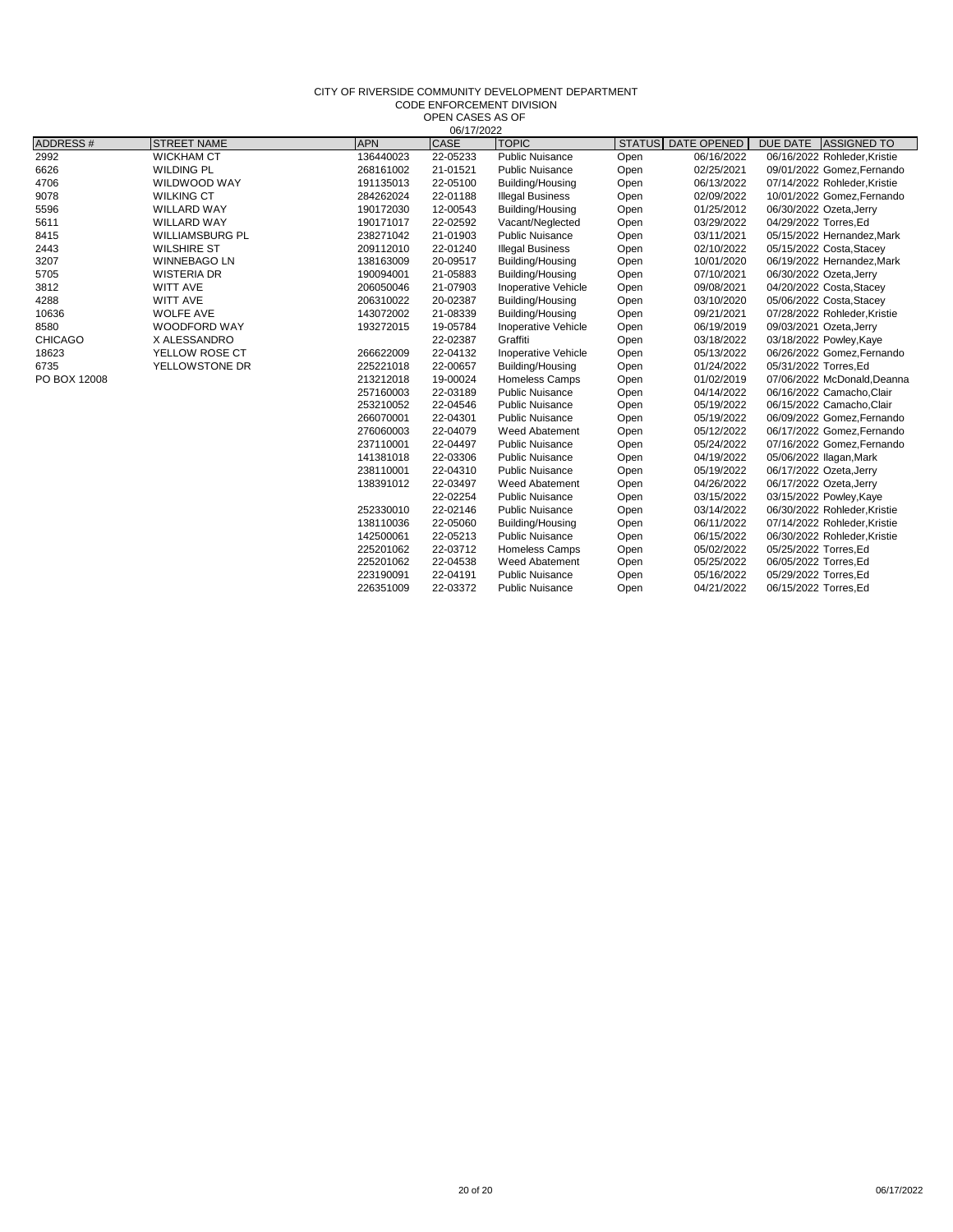CITY OF RIVERSIDE COMMUNITY DEVELOPMENT DEPARTMENT
CODE ENFORCEMENT DIVISION
OPEN CASES AS OF
06/17/2022

| ADDRESS # | STREET NAME | APN | CASE | TOPIC | STATUS | DATE OPENED | DUE DATE | ASSIGNED TO |
|---|---|---|---|---|---|---|---|---|
| 2992 | WICKHAM CT | 136440023 | 22-05233 | Public Nuisance | Open | 06/16/2022 | 06/16/2022 | Rohleder,Kristie |
| 6626 | WILDING PL | 268161002 | 21-01521 | Public Nuisance | Open | 02/25/2021 | 09/01/2022 | Gomez,Fernando |
| 4706 | WILDWOOD WAY | 191135013 | 22-05100 | Building/Housing | Open | 06/13/2022 | 07/14/2022 | Rohleder,Kristie |
| 9078 | WILKING CT | 284262024 | 22-01188 | Illegal Business | Open | 02/09/2022 | 10/01/2022 | Gomez,Fernando |
| 5596 | WILLARD WAY | 190172030 | 12-00543 | Building/Housing | Open | 01/25/2012 | 06/30/2022 | Ozeta,Jerry |
| 5611 | WILLARD WAY | 190171017 | 22-02592 | Vacant/Neglected | Open | 03/29/2022 | 04/29/2022 | Torres,Ed |
| 8415 | WILLIAMSBURG PL | 238271042 | 21-01903 | Public Nuisance | Open | 03/11/2021 | 05/15/2022 | Hernandez,Mark |
| 2443 | WILSHIRE ST | 209112010 | 22-01240 | Illegal Business | Open | 02/10/2022 | 05/15/2022 | Costa,Stacey |
| 3207 | WINNEBAGO LN | 138163009 | 20-09517 | Building/Housing | Open | 10/01/2020 | 06/19/2022 | Hernandez,Mark |
| 5705 | WISTERIA DR | 190094001 | 21-05883 | Building/Housing | Open | 07/10/2021 | 06/30/2022 | Ozeta,Jerry |
| 3812 | WITT AVE | 206050046 | 21-07903 | Inoperative Vehicle | Open | 09/08/2021 | 04/20/2022 | Costa,Stacey |
| 4288 | WITT AVE | 206310022 | 20-02387 | Building/Housing | Open | 03/10/2020 | 05/06/2022 | Costa,Stacey |
| 10636 | WOLFE AVE | 143072002 | 21-08339 | Building/Housing | Open | 09/21/2021 | 07/28/2022 | Rohleder,Kristie |
| 8580 | WOODFORD WAY | 193272015 | 19-05784 | Inoperative Vehicle | Open | 06/19/2019 | 09/03/2021 | Ozeta,Jerry |
| CHICAGO | X ALESSANDRO | | 22-02387 | Graffiti | Open | 03/18/2022 | 03/18/2022 | Powley,Kaye |
| 18623 | YELLOW ROSE CT | 266622009 | 22-04132 | Inoperative Vehicle | Open | 05/13/2022 | 06/26/2022 | Gomez,Fernando |
| 6735 | YELLOWSTONE DR | 225221018 | 22-00657 | Building/Housing | Open | 01/24/2022 | 05/31/2022 | Torres,Ed |
| PO BOX 12008 | | 213212018 | 19-00024 | Homeless Camps | Open | 01/02/2019 | 07/06/2022 | McDonald,Deanna |
| | | 257160003 | 22-03189 | Public Nuisance | Open | 04/14/2022 | 06/16/2022 | Camacho,Clair |
| | | 253210052 | 22-04546 | Public Nuisance | Open | 05/19/2022 | 06/15/2022 | Camacho,Clair |
| | | 266070001 | 22-04301 | Public Nuisance | Open | 05/19/2022 | 06/09/2022 | Gomez,Fernando |
| | | 276060003 | 22-04079 | Weed Abatement | Open | 05/12/2022 | 06/17/2022 | Gomez,Fernando |
| | | 237110001 | 22-04497 | Public Nuisance | Open | 05/24/2022 | 07/16/2022 | Gomez,Fernando |
| | | 141381018 | 22-03306 | Public Nuisance | Open | 04/19/2022 | 05/06/2022 | Ilagan,Mark |
| | | 238110001 | 22-04310 | Public Nuisance | Open | 05/19/2022 | 06/17/2022 | Ozeta,Jerry |
| | | 138391012 | 22-03497 | Weed Abatement | Open | 04/26/2022 | 06/17/2022 | Ozeta,Jerry |
| | | | 22-02254 | Public Nuisance | Open | 03/15/2022 | 03/15/2022 | Powley,Kaye |
| | | 252330010 | 22-02146 | Public Nuisance | Open | 03/14/2022 | 06/30/2022 | Rohleder,Kristie |
| | | 138110036 | 22-05060 | Building/Housing | Open | 06/11/2022 | 07/14/2022 | Rohleder,Kristie |
| | | 142500061 | 22-05213 | Public Nuisance | Open | 06/15/2022 | 06/30/2022 | Rohleder,Kristie |
| | | 225201062 | 22-03712 | Homeless Camps | Open | 05/02/2022 | 05/25/2022 | Torres,Ed |
| | | 225201062 | 22-04538 | Weed Abatement | Open | 05/25/2022 | 06/05/2022 | Torres,Ed |
| | | 223190091 | 22-04191 | Public Nuisance | Open | 05/16/2022 | 05/29/2022 | Torres,Ed |
| | | 226351009 | 22-03372 | Public Nuisance | Open | 04/21/2022 | 06/15/2022 | Torres,Ed |